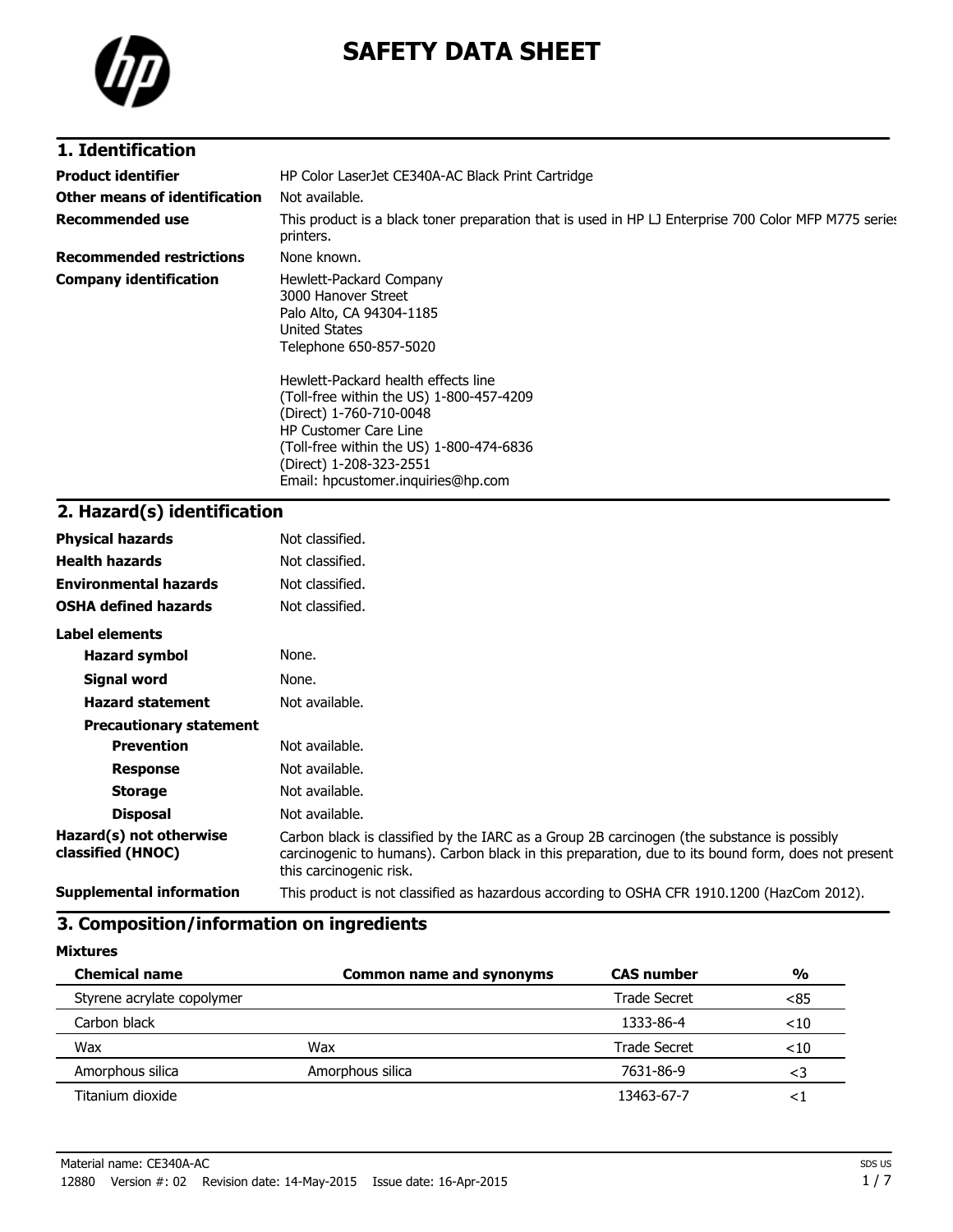# SAFETY DATA SHEET

## 1. Identification

| | |
|---|---|
| **Product identifier** | HP Color LaserJet CE340A-AC Black Print Cartridge |
| **Other means of identification** | Not available. |
| **Recommended use** | This product is a black toner preparation that is used in HP LJ Enterprise 700 Color MFP M775 series printers. |
| **Recommended restrictions** | None known. |
| **Company identification** | Hewlett-Packard Company<br>3000 Hanover Street<br>Palo Alto, CA 94304-1185<br>United States<br>Telephone 650-857-5020<br><br>Hewlett-Packard health effects line<br>(Toll-free within the US) 1-800-457-4209<br>(Direct) 1-760-710-0048<br>HP Customer Care Line<br>(Toll-free within the US) 1-800-474-6836<br>(Direct) 1-208-323-2551<br>Email: hpcustomer.inquiries@hp.com |

## 2. Hazard(s) identification

| | |
|---|---|
| **Physical hazards** | Not classified. |
| **Health hazards** | Not classified. |
| **Environmental hazards** | Not classified. |
| **OSHA defined hazards** | Not classified. |

**Label elements**

| | |
|---|---|
| **Hazard symbol** | None. |
| **Signal word** | None. |
| **Hazard statement** | Not available. |
| **Precautionary statement** | |
| **Prevention** | Not available. |
| **Response** | Not available. |
| **Storage** | Not available. |
| **Disposal** | Not available. |
| **Hazard(s) not otherwise classified (HNOC)** | Carbon black is classified by the IARC as a Group 2B carcinogen (the substance is possibly carcinogenic to humans). Carbon black in this preparation, due to its bound form, does not present this carcinogenic risk. |
| **Supplemental information** | This product is not classified as hazardous according to OSHA CFR 1910.1200 (HazCom 2012). |

## 3. Composition/information on ingredients

**Mixtures**

| Chemical name | Common name and synonyms | CAS number | % |
|---|---|---|---|
| Styrene acrylate copolymer | | Trade Secret | <85 |
| Carbon black | | 1333-86-4 | <10 |
| Wax | Wax | Trade Secret | <10 |
| Amorphous silica | Amorphous silica | 7631-86-9 | <3 |
| Titanium dioxide | | 13463-67-7 | <1 |

Material name: CE340A-AC

12880 Version #: 02 Revision date: 14-May-2015 Issue date: 16-Apr-2015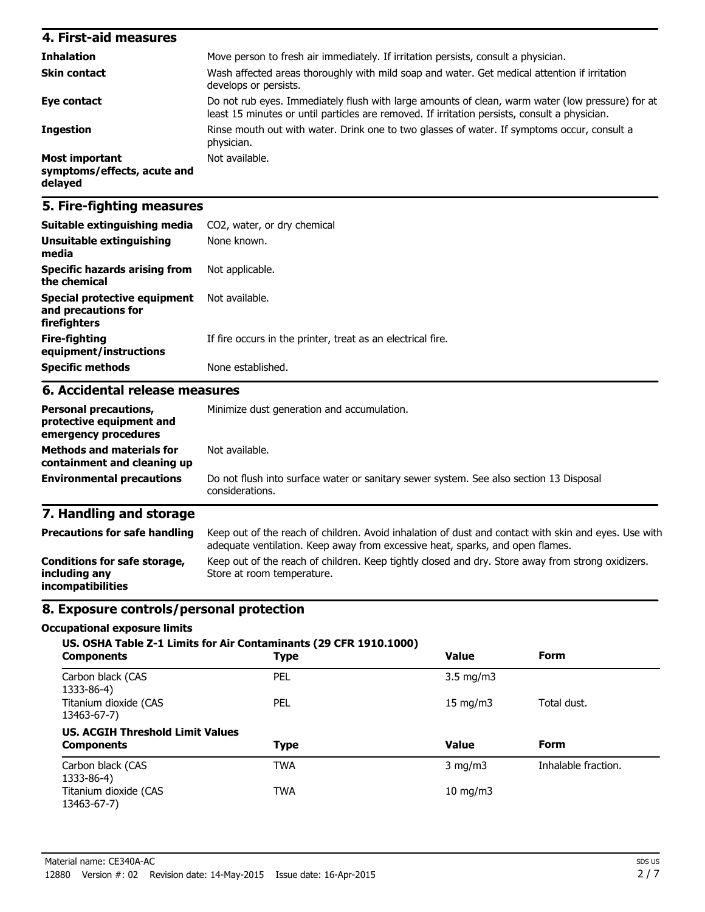## 4. First-aid measures

| | |
|---|---|
| **Inhalation** | Move person to fresh air immediately. If irritation persists, consult a physician. |
| **Skin contact** | Wash affected areas thoroughly with mild soap and water. Get medical attention if irritation develops or persists. |
| **Eye contact** | Do not rub eyes. Immediately flush with large amounts of clean, warm water (low pressure) for at least 15 minutes or until particles are removed. If irritation persists, consult a physician. |
| **Ingestion** | Rinse mouth out with water. Drink one to two glasses of water. If symptoms occur, consult a physician. |
| **Most important symptoms/effects, acute and delayed** | Not available. |

## 5. Fire-fighting measures

| | |
|---|---|
| **Suitable extinguishing media** | $CO_2$, water, or dry chemical |
| **Unsuitable extinguishing media** | None known. |
| **Specific hazards arising from the chemical** | Not applicable. |
| **Special protective equipment and precautions for firefighters** | Not available. |
| **Fire-fighting equipment/instructions** | If fire occurs in the printer, treat as an electrical fire. |
| **Specific methods** | None established. |

## 6. Accidental release measures

| | |
|---|---|
| **Personal precautions, protective equipment and emergency procedures** | Minimize dust generation and accumulation. |
| **Methods and materials for containment and cleaning up** | Not available. |
| **Environmental precautions** | Do not flush into surface water or sanitary sewer system. See also section 13 Disposal considerations. |

## 7. Handling and storage

| | |
|---|---|
| **Precautions for safe handling** | Keep out of the reach of children. Avoid inhalation of dust and contact with skin and eyes. Use with adequate ventilation. Keep away from excessive heat, sparks, and open flames. |
| **Conditions for safe storage, including any incompatibilities** | Keep out of the reach of children. Keep tightly closed and dry. Store away from strong oxidizers. Store at room temperature. |

## 8. Exposure controls/personal protection

### Occupational exposure limits

**US. OSHA Table Z-1 Limits for Air Contaminants (29 CFR 1910.1000)**

| Components | Type | Value | Form |
|---|---|---|---|
| Carbon black (CAS 1333-86-4) | PEL | 3.5 mg/m3 | |
| Titanium dioxide (CAS 13463-67-7) | PEL | 15 mg/m3 | Total dust. |

**US. ACGIH Threshold Limit Values**

| Components | Type | Value | Form |
|---|---|---|---|
| Carbon black (CAS 1333-86-4) | TWA | 3 mg/m3 | Inhalable fraction. |
| Titanium dioxide (CAS 13463-67-7) | TWA | 10 mg/m3 | |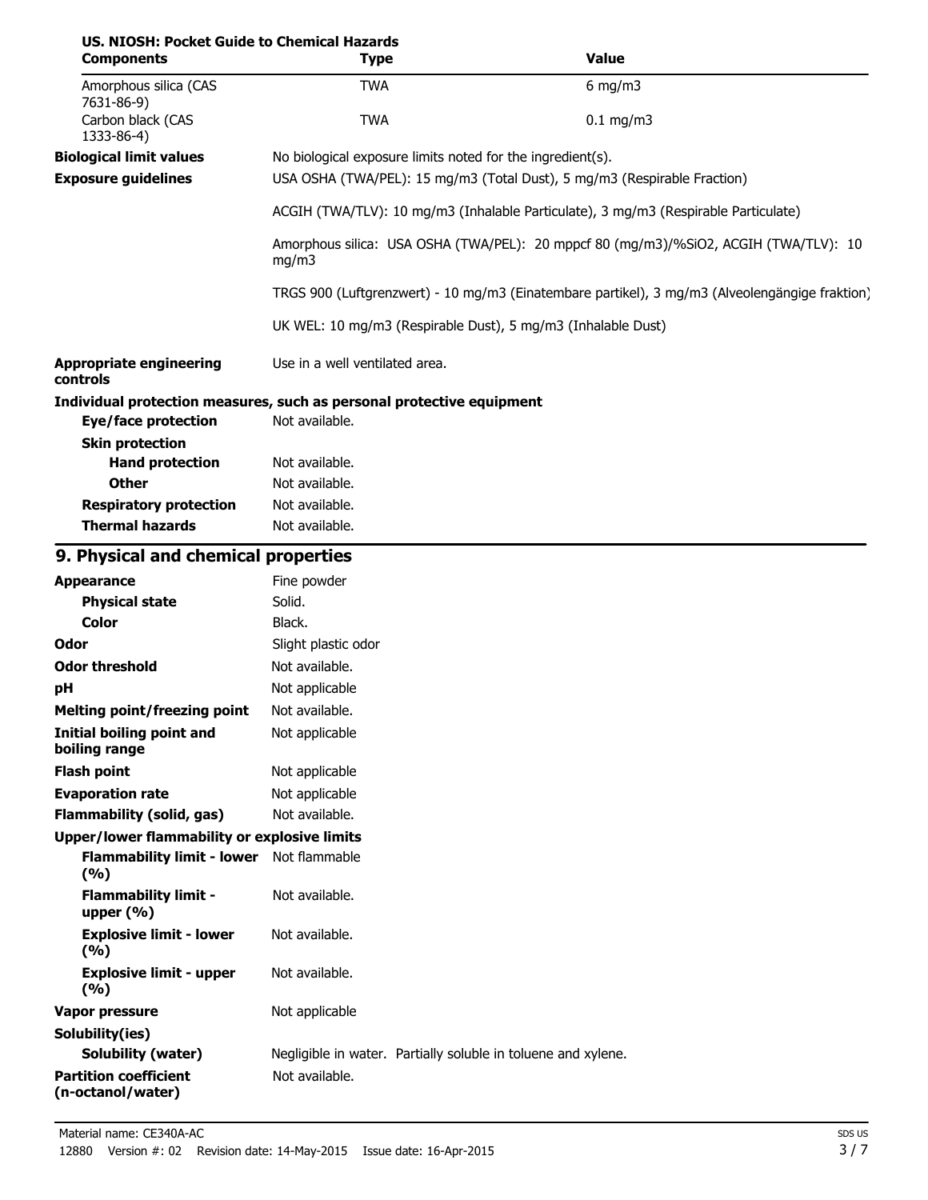**US. NIOSH: Pocket Guide to Chemical Hazards**

| Components | Type | Value |
|---|---|---|
| Amorphous silica (CAS 7631-86-9) | TWA | 6 mg/m3 |
| Carbon black (CAS 1333-86-4) | TWA | 0.1 mg/m3 |

**Biological limit values** No biological exposure limits noted for the ingredient(s).

**Exposure guidelines** USA OSHA (TWA/PEL): 15 mg/m3 (Total Dust), 5 mg/m3 (Respirable Fraction)

ACGIH (TWA/TLV): 10 mg/m3 (Inhalable Particulate), 3 mg/m3 (Respirable Particulate)

Amorphous silica: USA OSHA (TWA/PEL): 20 mppcf 80 (mg/m3)/%SiO2, ACGIH (TWA/TLV): 10 mg/m3

TRGS 900 (Luftgrenzwert) - 10 mg/m3 (Einatembare partikel), 3 mg/m3 (Alveolengängige fraktion)

UK WEL: 10 mg/m3 (Respirable Dust), 5 mg/m3 (Inhalable Dust)

**Appropriate engineering controls** Use in a well ventilated area.

**Individual protection measures, such as personal protective equipment**

**Eye/face protection** Not available.

**Skin protection**

**Hand protection** Not available.

**Other** Not available.

**Respiratory protection** Not available.

**Thermal hazards** Not available.

## 9. Physical and chemical properties

| | |
|---|---|
| **Appearance** | Fine powder |
| **Physical state** | Solid. |
| **Color** | Black. |
| **Odor** | Slight plastic odor |
| **Odor threshold** | Not available. |
| **pH** | Not applicable |
| **Melting point/freezing point** | Not available. |
| **Initial boiling point and boiling range** | Not applicable |
| **Flash point** | Not applicable |
| **Evaporation rate** | Not applicable |
| **Flammability (solid, gas)** | Not available. |
| **Upper/lower flammability or explosive limits** | |
| **Flammability limit - lower (%)** | Not flammable |
| **Flammability limit - upper (%)** | Not available. |
| **Explosive limit - lower (%)** | Not available. |
| **Explosive limit - upper (%)** | Not available. |
| **Vapor pressure** | Not applicable |
| **Solubility(ies)** | |
| **Solubility (water)** | Negligible in water. Partially soluble in toluene and xylene. |
| **Partition coefficient (n-octanol/water)** | Not available. |

Material name: CE340A-AC

12880 Version #: 02 Revision date: 14-May-2015 Issue date: 16-Apr-2015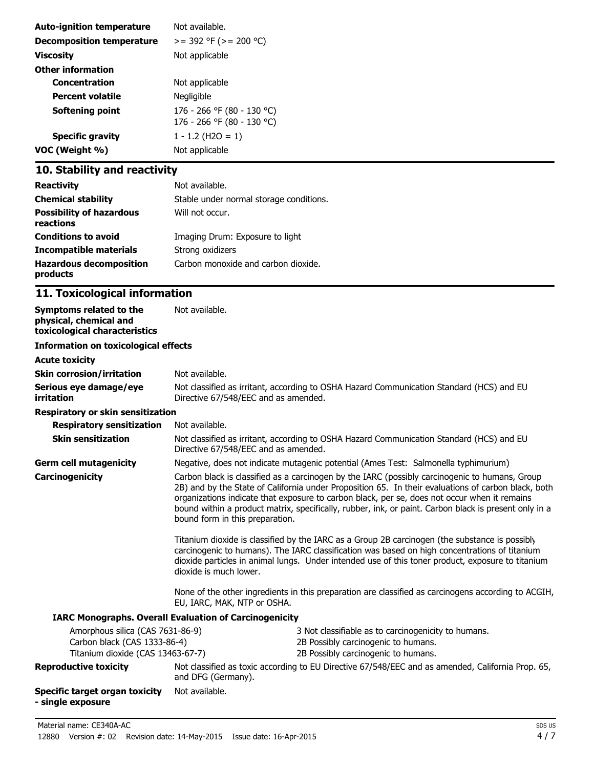| | |
|---|---|
| **Auto-ignition temperature** | Not available. |
| **Decomposition temperature** | >= 392 °F (>= 200 °C) |
| **Viscosity** | Not applicable |
| **Other information** | |
| **Concentration** | Not applicable |
| **Percent volatile** | Negligible |
| **Softening point** | 176 - 266 °F (80 - 130 °C)<br>176 - 266 °F (80 - 130 °C) |
| **Specific gravity** | 1 - 1.2 ($H_2O$ = 1) |
| **VOC (Weight %)** | Not applicable |

## 10. Stability and reactivity

| | |
|---|---|
| **Reactivity** | Not available. |
| **Chemical stability** | Stable under normal storage conditions. |
| **Possibility of hazardous reactions** | Will not occur. |
| **Conditions to avoid** | Imaging Drum: Exposure to light |
| **Incompatible materials** | Strong oxidizers |
| **Hazardous decomposition products** | Carbon monoxide and carbon dioxide. |

## 11. Toxicological information

**Symptoms related to the physical, chemical and toxicological characteristics** Not available.

**Information on toxicological effects**

**Acute toxicity**

**Skin corrosion/irritation** Not available.

**Serious eye damage/eye irritation** Not classified as irritant, according to OSHA Hazard Communication Standard (HCS) and EU Directive 67/548/EEC and as amended.

**Respiratory or skin sensitization**

**Respiratory sensitization** Not available.

**Skin sensitization** Not classified as irritant, according to OSHA Hazard Communication Standard (HCS) and EU Directive 67/548/EEC and as amended.

**Germ cell mutagenicity** Negative, does not indicate mutagenic potential (Ames Test: Salmonella typhimurium)

**Carcinogenicity** Carbon black is classified as a carcinogen by the IARC (possibly carcinogenic to humans, Group 2B) and by the State of California under Proposition 65. In their evaluations of carbon black, both organizations indicate that exposure to carbon black, per se, does not occur when it remains bound within a product matrix, specifically, rubber, ink, or paint. Carbon black is present only in a bound form in this preparation.

Titanium dioxide is classified by the IARC as a Group 2B carcinogen (the substance is possibly carcinogenic to humans). The IARC classification was based on high concentrations of titanium dioxide particles in animal lungs. Under intended use of this toner product, exposure to titanium dioxide is much lower.

None of the other ingredients in this preparation are classified as carcinogens according to ACGIH, EU, IARC, MAK, NTP or OSHA.

**IARC Monographs. Overall Evaluation of Carcinogenicity**

| | |
|---|---|
| Amorphous silica (CAS 7631-86-9) | 3 Not classifiable as to carcinogenicity to humans. |
| Carbon black (CAS 1333-86-4) | 2B Possibly carcinogenic to humans. |
| Titanium dioxide (CAS 13463-67-7) | 2B Possibly carcinogenic to humans. |

**Reproductive toxicity** Not classified as toxic according to EU Directive 67/548/EEC and as amended, California Prop. 65, and DFG (Germany).

**Specific target organ toxicity - single exposure** Not available.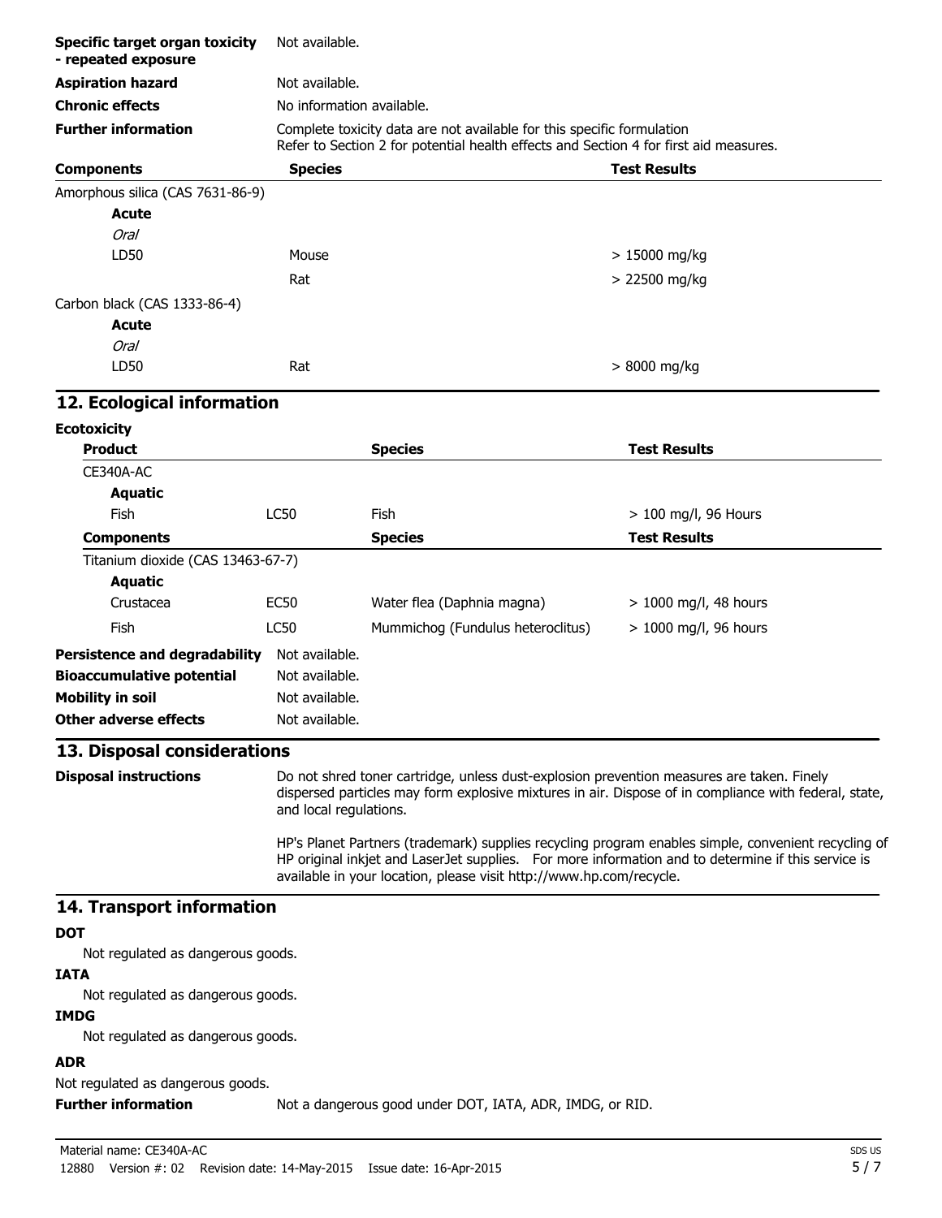| | |
|---|---|
| **Specific target organ toxicity - repeated exposure** | Not available. |
| **Aspiration hazard** | Not available. |
| **Chronic effects** | No information available. |
| **Further information** | Complete toxicity data are not available for this specific formulation<br>Refer to Section 2 for potential health effects and Section 4 for first aid measures. |

| Components | Species | Test Results |
|---|---|---|
| Amorphous silica (CAS 7631-86-9) | | |
| **Acute** | | |
| *Oral* | | |
| LD50 | Mouse | > 15000 mg/kg |
| | Rat | > 22500 mg/kg |
| Carbon black (CAS 1333-86-4) | | |
| **Acute** | | |
| *Oral* | | |
| LD50 | Rat | > 8000 mg/kg |

## 12. Ecological information

**Ecotoxicity**

| Product | | Species | Test Results |
|---|---|---|---|
| CE340A-AC | | | |
| **Aquatic** | | | |
| Fish | LC50 | Fish | > 100 mg/l, 96 Hours |
| **Components** | | **Species** | **Test Results** |
| Titanium dioxide (CAS 13463-67-7) | | | |
| **Aquatic** | | | |
| Crustacea | EC50 | Water flea (Daphnia magna) | > 1000 mg/l, 48 hours |
| Fish | LC50 | Mummichog (Fundulus heteroclitus) | > 1000 mg/l, 96 hours |

| | |
|---|---|
| **Persistence and degradability** | Not available. |
| **Bioaccumulative potential** | Not available. |
| **Mobility in soil** | Not available. |
| **Other adverse effects** | Not available. |

## 13. Disposal considerations

**Disposal instructions**

Do not shred toner cartridge, unless dust-explosion prevention measures are taken. Finely dispersed particles may form explosive mixtures in air. Dispose of in compliance with federal, state, and local regulations.

HP's Planet Partners (trademark) supplies recycling program enables simple, convenient recycling of HP original inkjet and LaserJet supplies. For more information and to determine if this service is available in your location, please visit http://www.hp.com/recycle.

## 14. Transport information

**DOT**

Not regulated as dangerous goods.

**IATA**

Not regulated as dangerous goods.

**IMDG**

Not regulated as dangerous goods.

**ADR**

Not regulated as dangerous goods.

**Further information** Not a dangerous good under DOT, IATA, ADR, IMDG, or RID.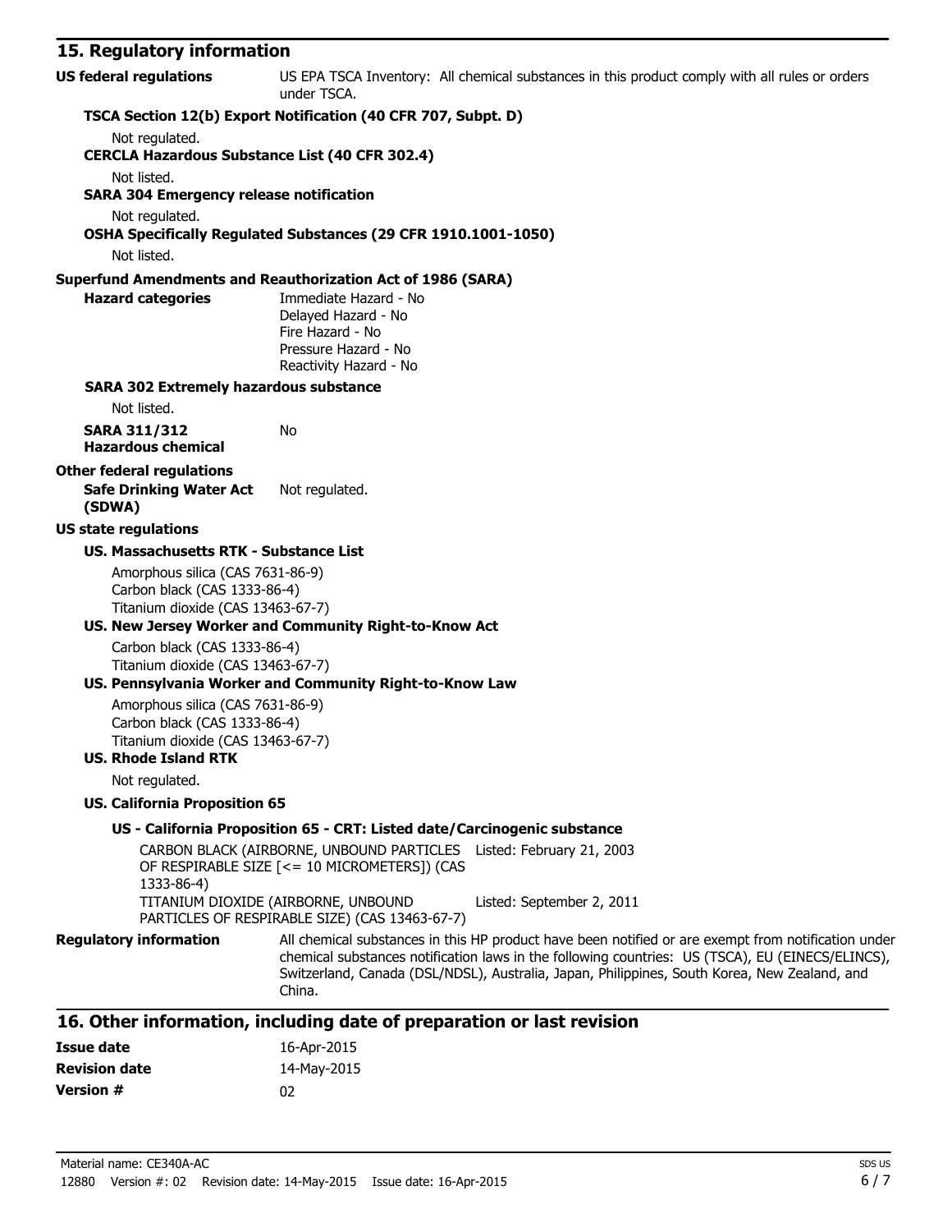## 15. Regulatory information

**US federal regulations** US EPA TSCA Inventory: All chemical substances in this product comply with all rules or orders under TSCA.

**TSCA Section 12(b) Export Notification (40 CFR 707, Subpt. D)**

Not regulated.

**CERCLA Hazardous Substance List (40 CFR 302.4)**

Not listed.

**SARA 304 Emergency release notification**

Not regulated.

**OSHA Specifically Regulated Substances (29 CFR 1910.1001-1050)**

Not listed.

**Superfund Amendments and Reauthorization Act of 1986 (SARA)**

**Hazard categories**
Immediate Hazard - No
Delayed Hazard - No
Fire Hazard - No
Pressure Hazard - No
Reactivity Hazard - No

**SARA 302 Extremely hazardous substance**

Not listed.

**SARA 311/312 Hazardous chemical** No

**Other federal regulations**

**Safe Drinking Water Act (SDWA)** Not regulated.

**US state regulations**

**US. Massachusetts RTK - Substance List**

Amorphous silica (CAS 7631-86-9)
Carbon black (CAS 1333-86-4)
Titanium dioxide (CAS 13463-67-7)

**US. New Jersey Worker and Community Right-to-Know Act**

Carbon black (CAS 1333-86-4)
Titanium dioxide (CAS 13463-67-7)

**US. Pennsylvania Worker and Community Right-to-Know Law**

Amorphous silica (CAS 7631-86-9)
Carbon black (CAS 1333-86-4)
Titanium dioxide (CAS 13463-67-7)

**US. Rhode Island RTK**

Not regulated.

**US. California Proposition 65**

**US - California Proposition 65 - CRT: Listed date/Carcinogenic substance**

| Substance | Listed date |
|---|---|
| CARBON BLACK (AIRBORNE, UNBOUND PARTICLES OF RESPIRABLE SIZE [<= 10 MICROMETERS]) (CAS 1333-86-4) | Listed: February 21, 2003 |
| TITANIUM DIOXIDE (AIRBORNE, UNBOUND PARTICLES OF RESPIRABLE SIZE) (CAS 13463-67-7) | Listed: September 2, 2011 |

**Regulatory information** All chemical substances in this HP product have been notified or are exempt from notification under chemical substances notification laws in the following countries: US (TSCA), EU (EINECS/ELINCS), Switzerland, Canada (DSL/NDSL), Australia, Japan, Philippines, South Korea, New Zealand, and China.

## 16. Other information, including date of preparation or last revision

**Issue date** 16-Apr-2015

**Revision date** 14-May-2015

**Version #** 02

Material name: CE340A-AC

12880 Version #: 02 Revision date: 14-May-2015 Issue date: 16-Apr-2015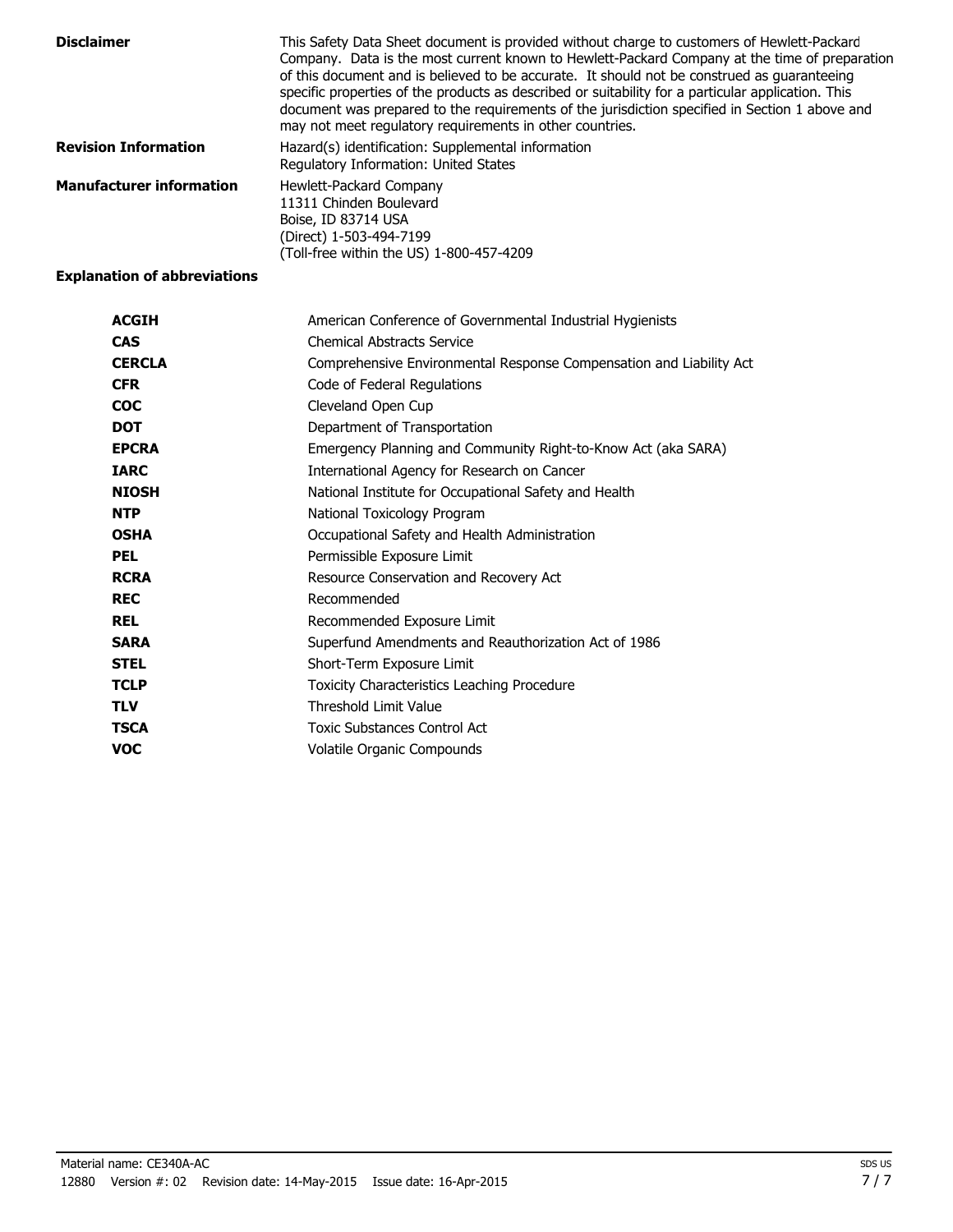**Disclaimer**

This Safety Data Sheet document is provided without charge to customers of Hewlett-Packard Company. Data is the most current known to Hewlett-Packard Company at the time of preparation of this document and is believed to be accurate. It should not be construed as guaranteeing specific properties of the products as described or suitability for a particular application. This document was prepared to the requirements of the jurisdiction specified in Section 1 above and may not meet regulatory requirements in other countries.

**Revision Information**

Hazard(s) identification: Supplemental information
Regulatory Information: United States

**Manufacturer information**

Hewlett-Packard Company
11311 Chinden Boulevard
Boise, ID 83714 USA
(Direct) 1-503-494-7199
(Toll-free within the US) 1-800-457-4209

**Explanation of abbreviations**

| | |
|---|---|
| **ACGIH** | American Conference of Governmental Industrial Hygienists |
| **CAS** | Chemical Abstracts Service |
| **CERCLA** | Comprehensive Environmental Response Compensation and Liability Act |
| **CFR** | Code of Federal Regulations |
| **COC** | Cleveland Open Cup |
| **DOT** | Department of Transportation |
| **EPCRA** | Emergency Planning and Community Right-to-Know Act (aka SARA) |
| **IARC** | International Agency for Research on Cancer |
| **NIOSH** | National Institute for Occupational Safety and Health |
| **NTP** | National Toxicology Program |
| **OSHA** | Occupational Safety and Health Administration |
| **PEL** | Permissible Exposure Limit |
| **RCRA** | Resource Conservation and Recovery Act |
| **REC** | Recommended |
| **REL** | Recommended Exposure Limit |
| **SARA** | Superfund Amendments and Reauthorization Act of 1986 |
| **STEL** | Short-Term Exposure Limit |
| **TCLP** | Toxicity Characteristics Leaching Procedure |
| **TLV** | Threshold Limit Value |
| **TSCA** | Toxic Substances Control Act |
| **VOC** | Volatile Organic Compounds |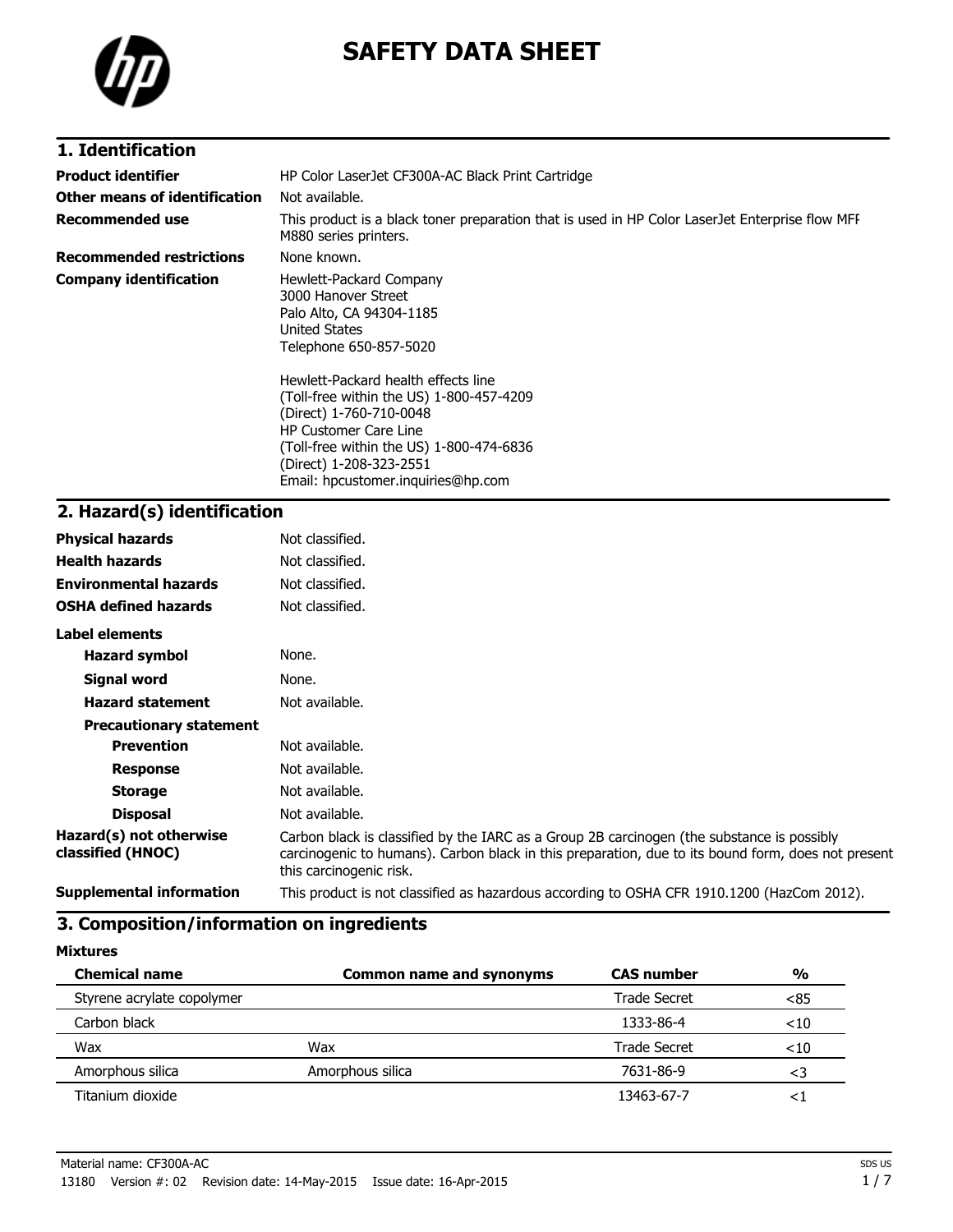# SAFETY DATA SHEET

## 1. Identification

| | |
|---|---|
| **Product identifier** | HP Color LaserJet CF300A-AC Black Print Cartridge |
| **Other means of identification** | Not available. |
| **Recommended use** | This product is a black toner preparation that is used in HP Color LaserJet Enterprise flow MFP M880 series printers. |
| **Recommended restrictions** | None known. |
| **Company identification** | Hewlett-Packard Company<br>3000 Hanover Street<br>Palo Alto, CA 94304-1185<br>United States<br>Telephone 650-857-5020<br><br>Hewlett-Packard health effects line<br>(Toll-free within the US) 1-800-457-4209<br>(Direct) 1-760-710-0048<br>HP Customer Care Line<br>(Toll-free within the US) 1-800-474-6836<br>(Direct) 1-208-323-2551<br>Email: hpcustomer.inquiries@hp.com |

## 2. Hazard(s) identification

| | |
|---|---|
| **Physical hazards** | Not classified. |
| **Health hazards** | Not classified. |
| **Environmental hazards** | Not classified. |
| **OSHA defined hazards** | Not classified. |

**Label elements**

| | |
|---|---|
| **Hazard symbol** | None. |
| **Signal word** | None. |
| **Hazard statement** | Not available. |
| **Precautionary statement** | |
| **Prevention** | Not available. |
| **Response** | Not available. |
| **Storage** | Not available. |
| **Disposal** | Not available. |
| **Hazard(s) not otherwise classified (HNOC)** | Carbon black is classified by the IARC as a Group 2B carcinogen (the substance is possibly carcinogenic to humans). Carbon black in this preparation, due to its bound form, does not present this carcinogenic risk. |
| **Supplemental information** | This product is not classified as hazardous according to OSHA CFR 1910.1200 (HazCom 2012). |

## 3. Composition/information on ingredients

**Mixtures**

| Chemical name | Common name and synonyms | CAS number | % |
|---|---|---|---|
| Styrene acrylate copolymer | | Trade Secret | <85 |
| Carbon black | | 1333-86-4 | <10 |
| Wax | Wax | Trade Secret | <10 |
| Amorphous silica | Amorphous silica | 7631-86-9 | <3 |
| Titanium dioxide | | 13463-67-7 | <1 |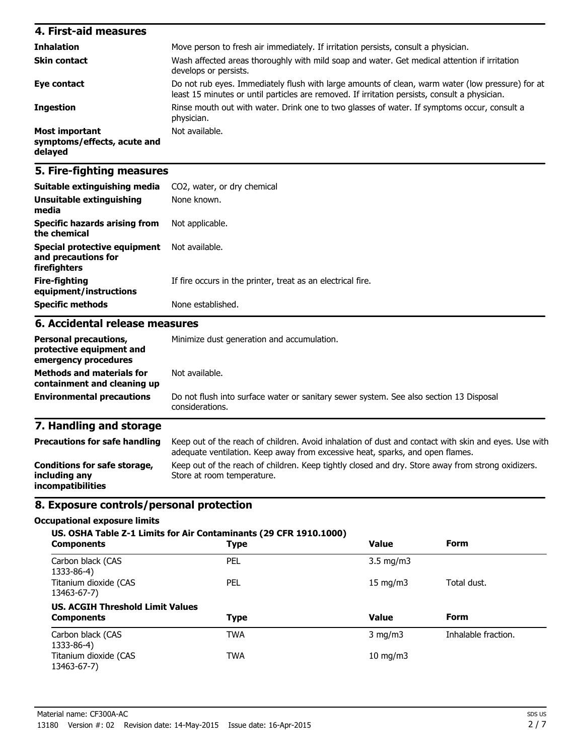## 4. First-aid measures

| | |
|---|---|
| **Inhalation** | Move person to fresh air immediately. If irritation persists, consult a physician. |
| **Skin contact** | Wash affected areas thoroughly with mild soap and water. Get medical attention if irritation develops or persists. |
| **Eye contact** | Do not rub eyes. Immediately flush with large amounts of clean, warm water (low pressure) for at least 15 minutes or until particles are removed. If irritation persists, consult a physician. |
| **Ingestion** | Rinse mouth out with water. Drink one to two glasses of water. If symptoms occur, consult a physician. |
| **Most important symptoms/effects, acute and delayed** | Not available. |

## 5. Fire-fighting measures

| | |
|---|---|
| **Suitable extinguishing media** | $CO_2$, water, or dry chemical |
| **Unsuitable extinguishing media** | None known. |
| **Specific hazards arising from the chemical** | Not applicable. |
| **Special protective equipment and precautions for firefighters** | Not available. |
| **Fire-fighting equipment/instructions** | If fire occurs in the printer, treat as an electrical fire. |
| **Specific methods** | None established. |

## 6. Accidental release measures

| | |
|---|---|
| **Personal precautions, protective equipment and emergency procedures** | Minimize dust generation and accumulation. |
| **Methods and materials for containment and cleaning up** | Not available. |
| **Environmental precautions** | Do not flush into surface water or sanitary sewer system. See also section 13 Disposal considerations. |

## 7. Handling and storage

| | |
|---|---|
| **Precautions for safe handling** | Keep out of the reach of children. Avoid inhalation of dust and contact with skin and eyes. Use with adequate ventilation. Keep away from excessive heat, sparks, and open flames. |
| **Conditions for safe storage, including any incompatibilities** | Keep out of the reach of children. Keep tightly closed and dry. Store away from strong oxidizers. Store at room temperature. |

## 8. Exposure controls/personal protection

### Occupational exposure limits

**US. OSHA Table Z-1 Limits for Air Contaminants (29 CFR 1910.1000)**

| Components | Type | Value | Form |
|---|---|---|---|
| Carbon black (CAS 1333-86-4) | PEL | 3.5 mg/m3 | |
| Titanium dioxide (CAS 13463-67-7) | PEL | 15 mg/m3 | Total dust. |

**US. ACGIH Threshold Limit Values**

| Components | Type | Value | Form |
|---|---|---|---|
| Carbon black (CAS 1333-86-4) | TWA | 3 mg/m3 | Inhalable fraction. |
| Titanium dioxide (CAS 13463-67-7) | TWA | 10 mg/m3 | |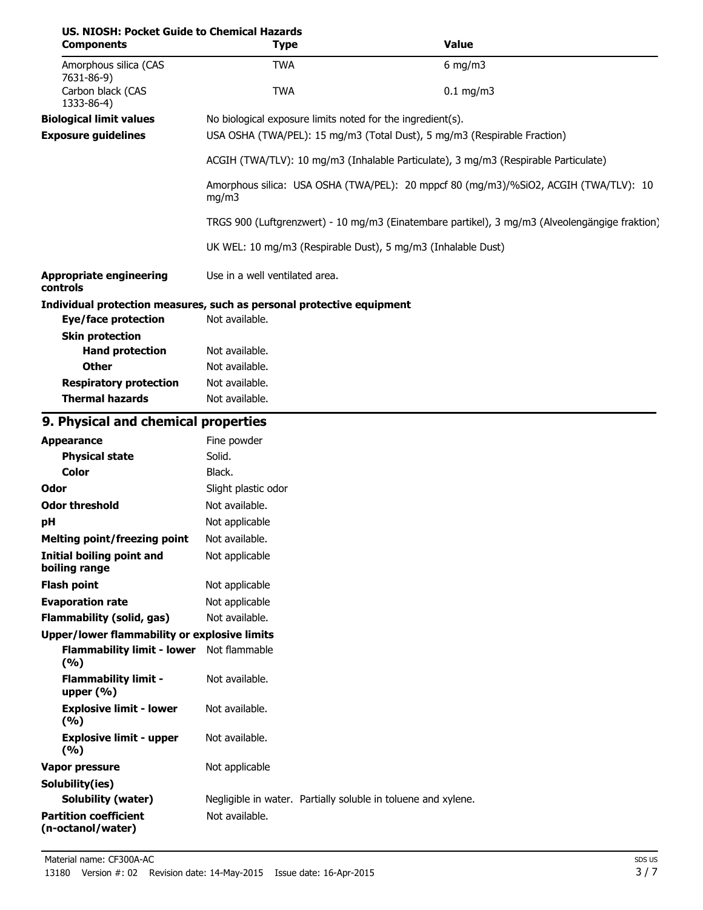**US. NIOSH: Pocket Guide to Chemical Hazards**

| Components | Type | Value |
|---|---|---|
| Amorphous silica (CAS 7631-86-9) | TWA | 6 mg/m3 |
| Carbon black (CAS 1333-86-4) | TWA | 0.1 mg/m3 |

**Biological limit values** No biological exposure limits noted for the ingredient(s).

**Exposure guidelines** USA OSHA (TWA/PEL): 15 mg/m3 (Total Dust), 5 mg/m3 (Respirable Fraction)

ACGIH (TWA/TLV): 10 mg/m3 (Inhalable Particulate), 3 mg/m3 (Respirable Particulate)

Amorphous silica: USA OSHA (TWA/PEL): 20 mppcf 80 (mg/m3)/%SiO2, ACGIH (TWA/TLV): 10 mg/m3

TRGS 900 (Luftgrenzwert) - 10 mg/m3 (Einatembare partikel), 3 mg/m3 (Alveolengängige fraktion)

UK WEL: 10 mg/m3 (Respirable Dust), 5 mg/m3 (Inhalable Dust)

**Appropriate engineering controls** Use in a well ventilated area.

**Individual protection measures, such as personal protective equipment**

**Eye/face protection** Not available.

**Skin protection**

**Hand protection** Not available.

**Other** Not available.

**Respiratory protection** Not available.

**Thermal hazards** Not available.

## 9. Physical and chemical properties

| Property | Value |
|---|---|
| **Appearance** | Fine powder |
| **Physical state** | Solid. |
| **Color** | Black. |
| **Odor** | Slight plastic odor |
| **Odor threshold** | Not available. |
| **pH** | Not applicable |
| **Melting point/freezing point** | Not available. |
| **Initial boiling point and boiling range** | Not applicable |
| **Flash point** | Not applicable |
| **Evaporation rate** | Not applicable |
| **Flammability (solid, gas)** | Not available. |
| **Upper/lower flammability or explosive limits** | |
| **Flammability limit - lower (%)** | Not flammable |
| **Flammability limit - upper (%)** | Not available. |
| **Explosive limit - lower (%)** | Not available. |
| **Explosive limit - upper (%)** | Not available. |
| **Vapor pressure** | Not applicable |
| **Solubility(ies)** | |
| **Solubility (water)** | Negligible in water. Partially soluble in toluene and xylene. |
| **Partition coefficient (n-octanol/water)** | Not available. |

Material name: CF300A-AC

13180 Version #: 02 Revision date: 14-May-2015 Issue date: 16-Apr-2015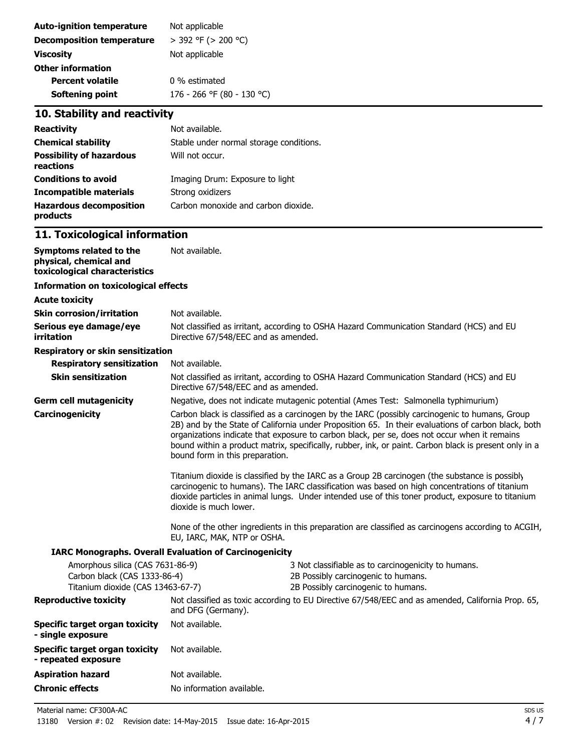| | |
|---|---|
| **Auto-ignition temperature** | Not applicable |
| **Decomposition temperature** | > 392 °F (> 200 °C) |
| **Viscosity** | Not applicable |
| **Other information** | |
| **Percent volatile** | 0 % estimated |
| **Softening point** | 176 - 266 °F (80 - 130 °C) |

## 10. Stability and reactivity

| | |
|---|---|
| **Reactivity** | Not available. |
| **Chemical stability** | Stable under normal storage conditions. |
| **Possibility of hazardous reactions** | Will not occur. |
| **Conditions to avoid** | Imaging Drum: Exposure to light |
| **Incompatible materials** | Strong oxidizers |
| **Hazardous decomposition products** | Carbon monoxide and carbon dioxide. |

## 11. Toxicological information

**Symptoms related to the physical, chemical and toxicological characteristics** Not available.

**Information on toxicological effects**

**Acute toxicity**

**Skin corrosion/irritation** Not available.

**Serious eye damage/eye irritation** Not classified as irritant, according to OSHA Hazard Communication Standard (HCS) and EU Directive 67/548/EEC and as amended.

**Respiratory or skin sensitization**

**Respiratory sensitization** Not available.

**Skin sensitization** Not classified as irritant, according to OSHA Hazard Communication Standard (HCS) and EU Directive 67/548/EEC and as amended.

**Germ cell mutagenicity** Negative, does not indicate mutagenic potential (Ames Test: Salmonella typhimurium)

**Carcinogenicity** Carbon black is classified as a carcinogen by the IARC (possibly carcinogenic to humans, Group 2B) and by the State of California under Proposition 65. In their evaluations of carbon black, both organizations indicate that exposure to carbon black, per se, does not occur when it remains bound within a product matrix, specifically, rubber, ink, or paint. Carbon black is present only in a bound form in this preparation.

Titanium dioxide is classified by the IARC as a Group 2B carcinogen (the substance is possibly carcinogenic to humans). The IARC classification was based on high concentrations of titanium dioxide particles in animal lungs. Under intended use of this toner product, exposure to titanium dioxide is much lower.

None of the other ingredients in this preparation are classified as carcinogens according to ACGIH, EU, IARC, MAK, NTP or OSHA.

**IARC Monographs. Overall Evaluation of Carcinogenicity**

| | |
|---|---|
| Amorphous silica (CAS 7631-86-9) | 3 Not classifiable as to carcinogenicity to humans. |
| Carbon black (CAS 1333-86-4) | 2B Possibly carcinogenic to humans. |
| Titanium dioxide (CAS 13463-67-7) | 2B Possibly carcinogenic to humans. |

**Reproductive toxicity** Not classified as toxic according to EU Directive 67/548/EEC and as amended, California Prop. 65, and DFG (Germany).

**Specific target organ toxicity - single exposure** Not available.

**Specific target organ toxicity - repeated exposure** Not available.

**Aspiration hazard** Not available.

**Chronic effects** No information available.

Material name: CF300A-AC

13180 Version #: 02 Revision date: 14-May-2015 Issue date: 16-Apr-2015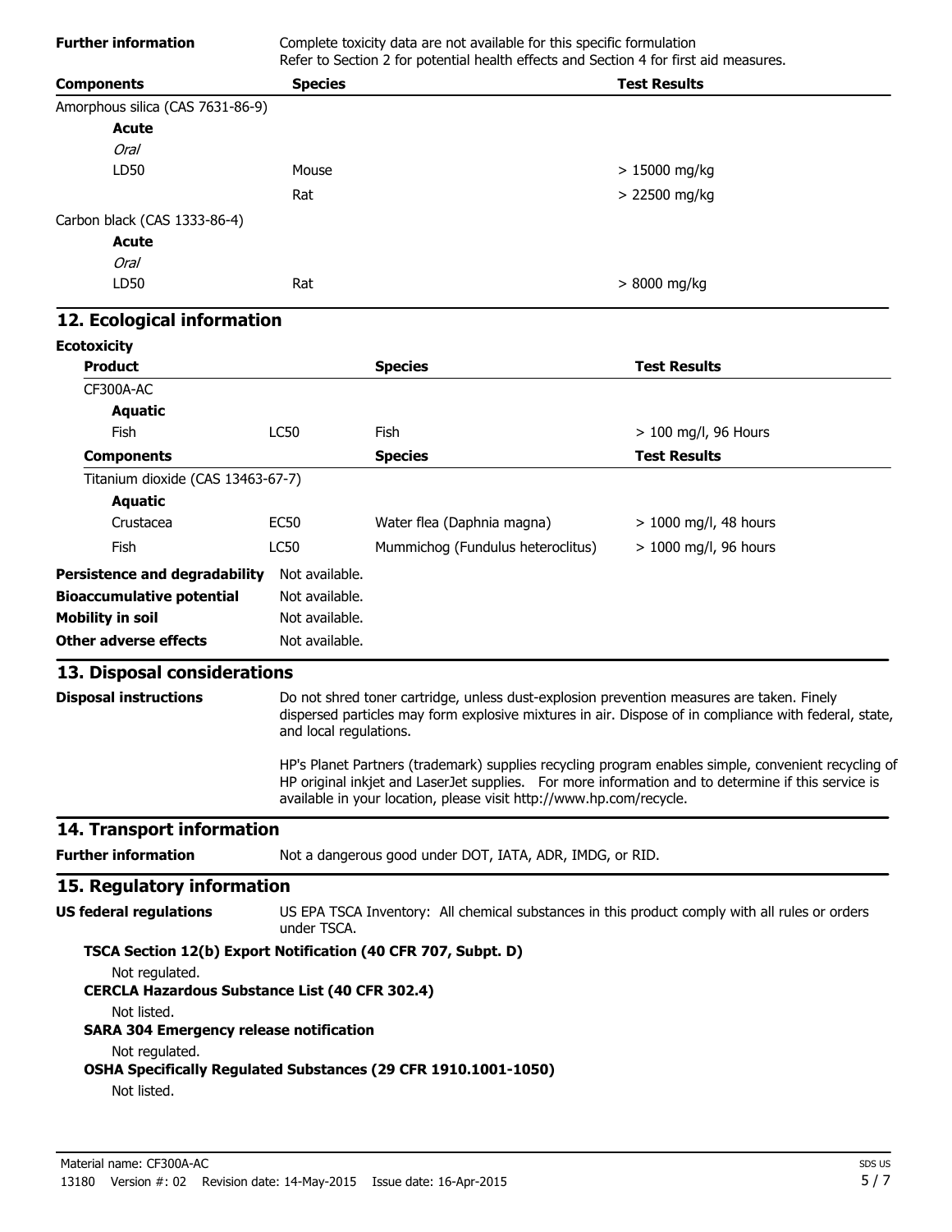**Further information** Complete toxicity data are not available for this specific formulation
Refer to Section 2 for potential health effects and Section 4 for first aid measures.

| Components | Species | Test Results |
|---|---|---|
| Amorphous silica (CAS 7631-86-9) | | |
| **Acute** | | |
| *Oral* | | |
| LD50 | Mouse | > 15000 mg/kg |
| | Rat | > 22500 mg/kg |
| Carbon black (CAS 1333-86-4) | | |
| **Acute** | | |
| *Oral* | | |
| LD50 | Rat | > 8000 mg/kg |

## 12. Ecological information

**Ecotoxicity**

| Product | | Species | Test Results |
|---|---|---|---|
| CF300A-AC | | | |
| **Aquatic** | | | |
| Fish | LC50 | Fish | > 100 mg/l, 96 Hours |
| **Components** | | **Species** | **Test Results** |
| Titanium dioxide (CAS 13463-67-7) | | | |
| **Aquatic** | | | |
| Crustacea | EC50 | Water flea (Daphnia magna) | > 1000 mg/l, 48 hours |
| Fish | LC50 | Mummichog (Fundulus heteroclitus) | > 1000 mg/l, 96 hours |

**Persistence and degradability** Not available.

**Bioaccumulative potential** Not available.

**Mobility in soil** Not available.

**Other adverse effects** Not available.

## 13. Disposal considerations

**Disposal instructions** Do not shred toner cartridge, unless dust-explosion prevention measures are taken. Finely dispersed particles may form explosive mixtures in air. Dispose of in compliance with federal, state, and local regulations.

HP's Planet Partners (trademark) supplies recycling program enables simple, convenient recycling of HP original inkjet and LaserJet supplies. For more information and to determine if this service is available in your location, please visit http://www.hp.com/recycle.

## 14. Transport information

**Further information** Not a dangerous good under DOT, IATA, ADR, IMDG, or RID.

## 15. Regulatory information

**US federal regulations** US EPA TSCA Inventory: All chemical substances in this product comply with all rules or orders under TSCA.

**TSCA Section 12(b) Export Notification (40 CFR 707, Subpt. D)**

Not regulated.

**CERCLA Hazardous Substance List (40 CFR 302.4)**

Not listed.

**SARA 304 Emergency release notification**

Not regulated.

**OSHA Specifically Regulated Substances (29 CFR 1910.1001-1050)**

Not listed.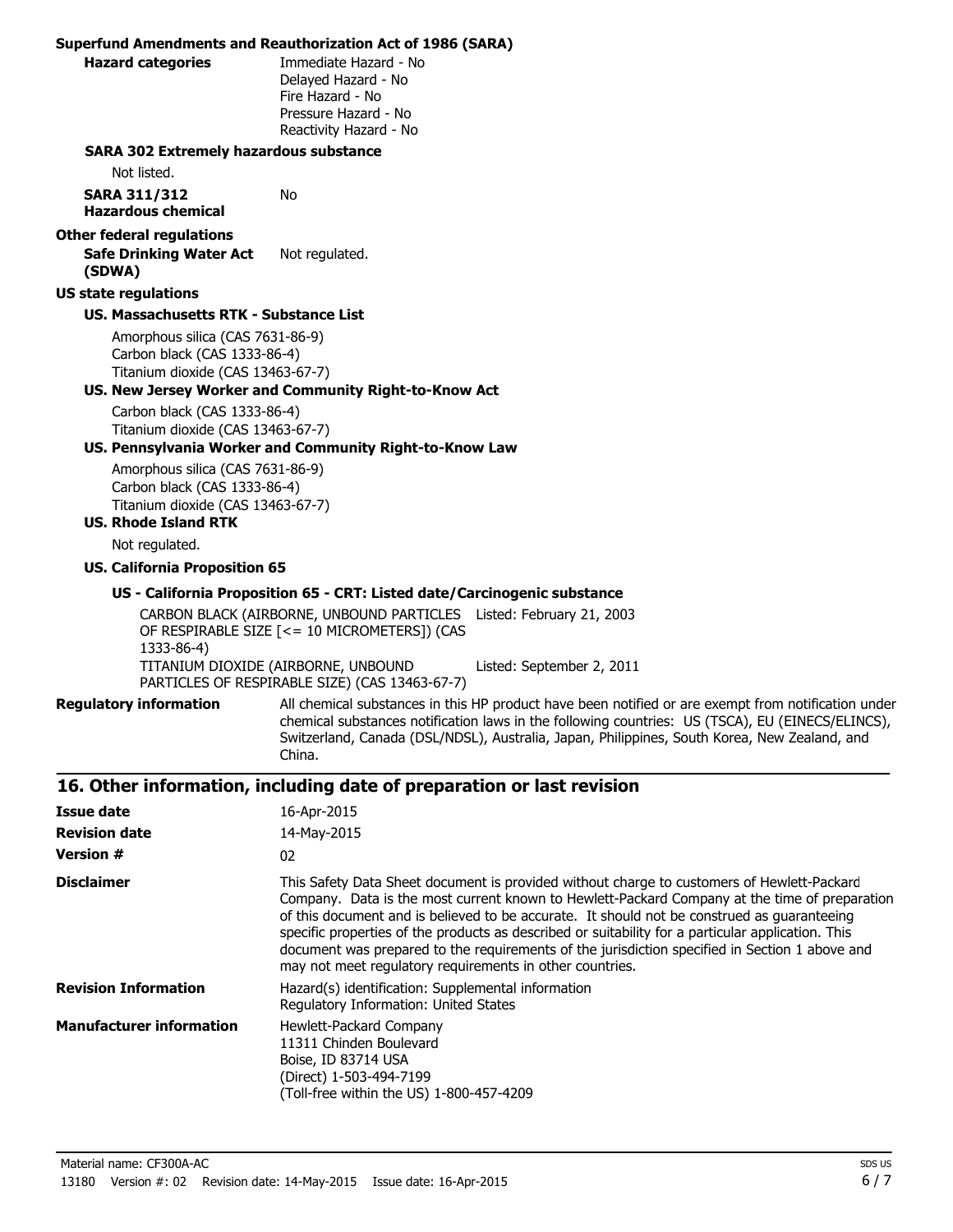**Superfund Amendments and Reauthorization Act of 1986 (SARA)**

**Hazard categories**
Immediate Hazard - No
Delayed Hazard - No
Fire Hazard - No
Pressure Hazard - No
Reactivity Hazard - No

**SARA 302 Extremely hazardous substance**

Not listed.

**SARA 311/312 Hazardous chemical** No

**Other federal regulations**

**Safe Drinking Water Act (SDWA)** Not regulated.

**US state regulations**

**US. Massachusetts RTK - Substance List**

Amorphous silica (CAS 7631-86-9)
Carbon black (CAS 1333-86-4)
Titanium dioxide (CAS 13463-67-7)

**US. New Jersey Worker and Community Right-to-Know Act**

Carbon black (CAS 1333-86-4)
Titanium dioxide (CAS 13463-67-7)

**US. Pennsylvania Worker and Community Right-to-Know Law**

Amorphous silica (CAS 7631-86-9)
Carbon black (CAS 1333-86-4)
Titanium dioxide (CAS 13463-67-7)

**US. Rhode Island RTK**

Not regulated.

**US. California Proposition 65**

**US - California Proposition 65 - CRT: Listed date/Carcinogenic substance**

| Substance | Listed date |
| --- | --- |
| CARBON BLACK (AIRBORNE, UNBOUND PARTICLES OF RESPIRABLE SIZE [<= 10 MICROMETERS]) (CAS 1333-86-4) | Listed: February 21, 2003 |
| TITANIUM DIOXIDE (AIRBORNE, UNBOUND PARTICLES OF RESPIRABLE SIZE) (CAS 13463-67-7) | Listed: September 2, 2011 |

**Regulatory information** All chemical substances in this HP product have been notified or are exempt from notification under chemical substances notification laws in the following countries: US (TSCA), EU (EINECS/ELINCS), Switzerland, Canada (DSL/NDSL), Australia, Japan, Philippines, South Korea, New Zealand, and China.

## 16. Other information, including date of preparation or last revision

**Issue date** 16-Apr-2015

**Revision date** 14-May-2015

**Version #** 02

**Disclaimer** This Safety Data Sheet document is provided without charge to customers of Hewlett-Packard Company. Data is the most current known to Hewlett-Packard Company at the time of preparation of this document and is believed to be accurate. It should not be construed as guaranteeing specific properties of the products as described or suitability for a particular application. This document was prepared to the requirements of the jurisdiction specified in Section 1 above and may not meet regulatory requirements in other countries.

**Revision Information** Hazard(s) identification: Supplemental information
Regulatory Information: United States

**Manufacturer information** Hewlett-Packard Company
11311 Chinden Boulevard
Boise, ID 83714 USA
(Direct) 1-503-494-7199
(Toll-free within the US) 1-800-457-4209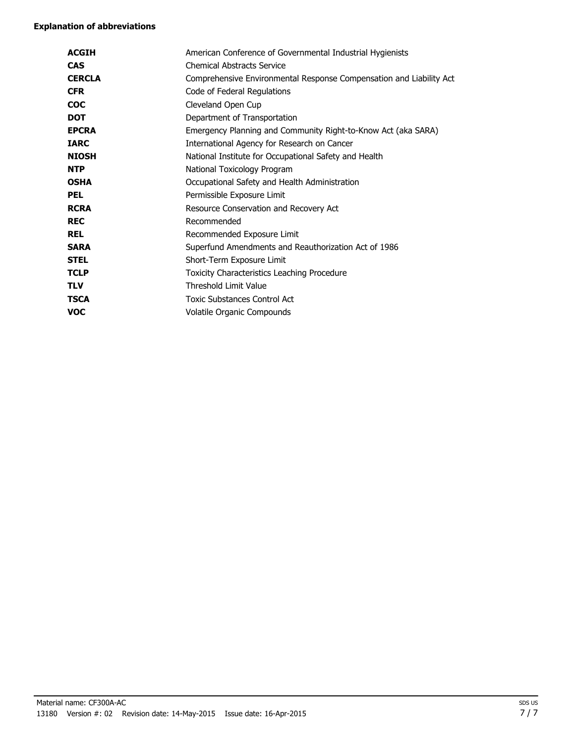**Explanation of abbreviations**

| | |
|---|---|
| **ACGIH** | American Conference of Governmental Industrial Hygienists |
| **CAS** | Chemical Abstracts Service |
| **CERCLA** | Comprehensive Environmental Response Compensation and Liability Act |
| **CFR** | Code of Federal Regulations |
| **COC** | Cleveland Open Cup |
| **DOT** | Department of Transportation |
| **EPCRA** | Emergency Planning and Community Right-to-Know Act (aka SARA) |
| **IARC** | International Agency for Research on Cancer |
| **NIOSH** | National Institute for Occupational Safety and Health |
| **NTP** | National Toxicology Program |
| **OSHA** | Occupational Safety and Health Administration |
| **PEL** | Permissible Exposure Limit |
| **RCRA** | Resource Conservation and Recovery Act |
| **REC** | Recommended |
| **REL** | Recommended Exposure Limit |
| **SARA** | Superfund Amendments and Reauthorization Act of 1986 |
| **STEL** | Short-Term Exposure Limit |
| **TCLP** | Toxicity Characteristics Leaching Procedure |
| **TLV** | Threshold Limit Value |
| **TSCA** | Toxic Substances Control Act |
| **VOC** | Volatile Organic Compounds |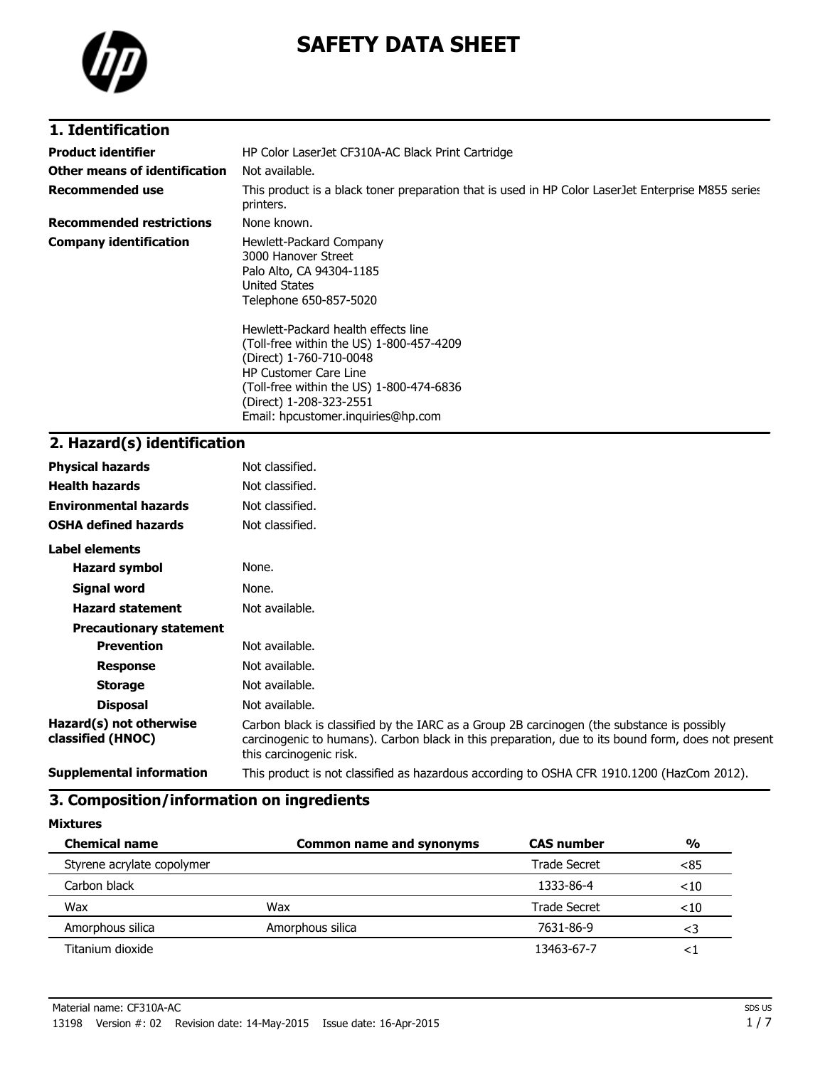# SAFETY DATA SHEET

## 1. Identification

| | |
|---|---|
| **Product identifier** | HP Color LaserJet CF310A-AC Black Print Cartridge |
| **Other means of identification** | Not available. |
| **Recommended use** | This product is a black toner preparation that is used in HP Color LaserJet Enterprise M855 series printers. |
| **Recommended restrictions** | None known. |
| **Company identification** | Hewlett-Packard Company<br>3000 Hanover Street<br>Palo Alto, CA 94304-1185<br>United States<br>Telephone 650-857-5020<br><br>Hewlett-Packard health effects line<br>(Toll-free within the US) 1-800-457-4209<br>(Direct) 1-760-710-0048<br>HP Customer Care Line<br>(Toll-free within the US) 1-800-474-6836<br>(Direct) 1-208-323-2551<br>Email: hpcustomer.inquiries@hp.com |

## 2. Hazard(s) identification

| | |
|---|---|
| **Physical hazards** | Not classified. |
| **Health hazards** | Not classified. |
| **Environmental hazards** | Not classified. |
| **OSHA defined hazards** | Not classified. |

**Label elements**

| | |
|---|---|
| **Hazard symbol** | None. |
| **Signal word** | None. |
| **Hazard statement** | Not available. |
| **Precautionary statement** | |
| **Prevention** | Not available. |
| **Response** | Not available. |
| **Storage** | Not available. |
| **Disposal** | Not available. |
| **Hazard(s) not otherwise classified (HNOC)** | Carbon black is classified by the IARC as a Group 2B carcinogen (the substance is possibly carcinogenic to humans). Carbon black in this preparation, due to its bound form, does not present this carcinogenic risk. |
| **Supplemental information** | This product is not classified as hazardous according to OSHA CFR 1910.1200 (HazCom 2012). |

## 3. Composition/information on ingredients

**Mixtures**

| Chemical name | Common name and synonyms | CAS number | % |
|---|---|---|---|
| Styrene acrylate copolymer | | Trade Secret | <85 |
| Carbon black | | 1333-86-4 | <10 |
| Wax | Wax | Trade Secret | <10 |
| Amorphous silica | Amorphous silica | 7631-86-9 | <3 |
| Titanium dioxide | | 13463-67-7 | <1 |

Material name: CF310A-AC

13198 Version #: 02 Revision date: 14-May-2015 Issue date: 16-Apr-2015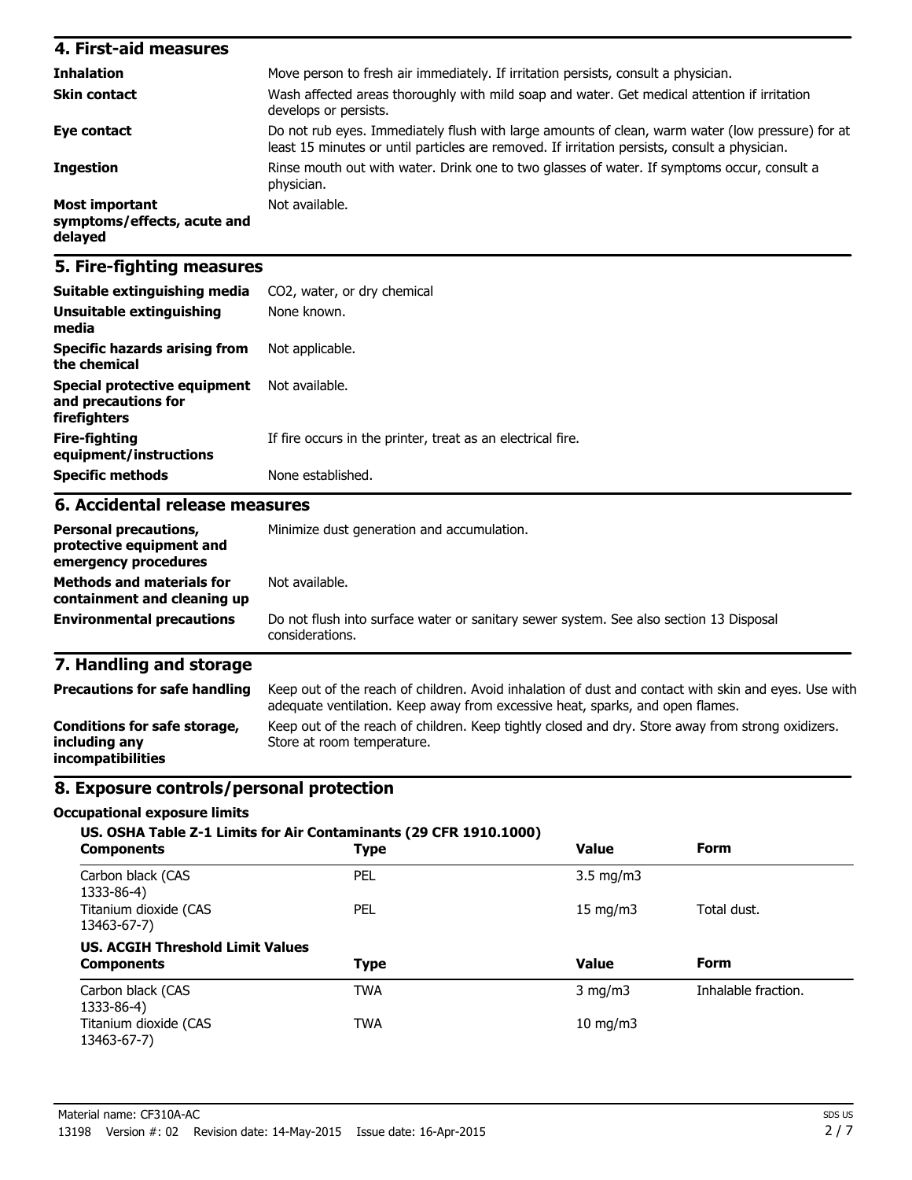## 4. First-aid measures

| | |
|---|---|
| **Inhalation** | Move person to fresh air immediately. If irritation persists, consult a physician. |
| **Skin contact** | Wash affected areas thoroughly with mild soap and water. Get medical attention if irritation develops or persists. |
| **Eye contact** | Do not rub eyes. Immediately flush with large amounts of clean, warm water (low pressure) for at least 15 minutes or until particles are removed. If irritation persists, consult a physician. |
| **Ingestion** | Rinse mouth out with water. Drink one to two glasses of water. If symptoms occur, consult a physician. |
| **Most important symptoms/effects, acute and delayed** | Not available. |

## 5. Fire-fighting measures

| | |
|---|---|
| **Suitable extinguishing media** | $CO_2$, water, or dry chemical |
| **Unsuitable extinguishing media** | None known. |
| **Specific hazards arising from the chemical** | Not applicable. |
| **Special protective equipment and precautions for firefighters** | Not available. |
| **Fire-fighting equipment/instructions** | If fire occurs in the printer, treat as an electrical fire. |
| **Specific methods** | None established. |

## 6. Accidental release measures

| | |
|---|---|
| **Personal precautions, protective equipment and emergency procedures** | Minimize dust generation and accumulation. |
| **Methods and materials for containment and cleaning up** | Not available. |
| **Environmental precautions** | Do not flush into surface water or sanitary sewer system. See also section 13 Disposal considerations. |

## 7. Handling and storage

| | |
|---|---|
| **Precautions for safe handling** | Keep out of the reach of children. Avoid inhalation of dust and contact with skin and eyes. Use with adequate ventilation. Keep away from excessive heat, sparks, and open flames. |
| **Conditions for safe storage, including any incompatibilities** | Keep out of the reach of children. Keep tightly closed and dry. Store away from strong oxidizers. Store at room temperature. |

## 8. Exposure controls/personal protection

### Occupational exposure limits

**US. OSHA Table Z-1 Limits for Air Contaminants (29 CFR 1910.1000)**

| Components | Type | Value | Form |
|---|---|---|---|
| Carbon black (CAS 1333-86-4) | PEL | 3.5 mg/m3 | |
| Titanium dioxide (CAS 13463-67-7) | PEL | 15 mg/m3 | Total dust. |

**US. ACGIH Threshold Limit Values**

| Components | Type | Value | Form |
|---|---|---|---|
| Carbon black (CAS 1333-86-4) | TWA | 3 mg/m3 | Inhalable fraction. |
| Titanium dioxide (CAS 13463-67-7) | TWA | 10 mg/m3 | |

Material name: CF310A-AC
13198 Version #: 02 Revision date: 14-May-2015 Issue date: 16-Apr-2015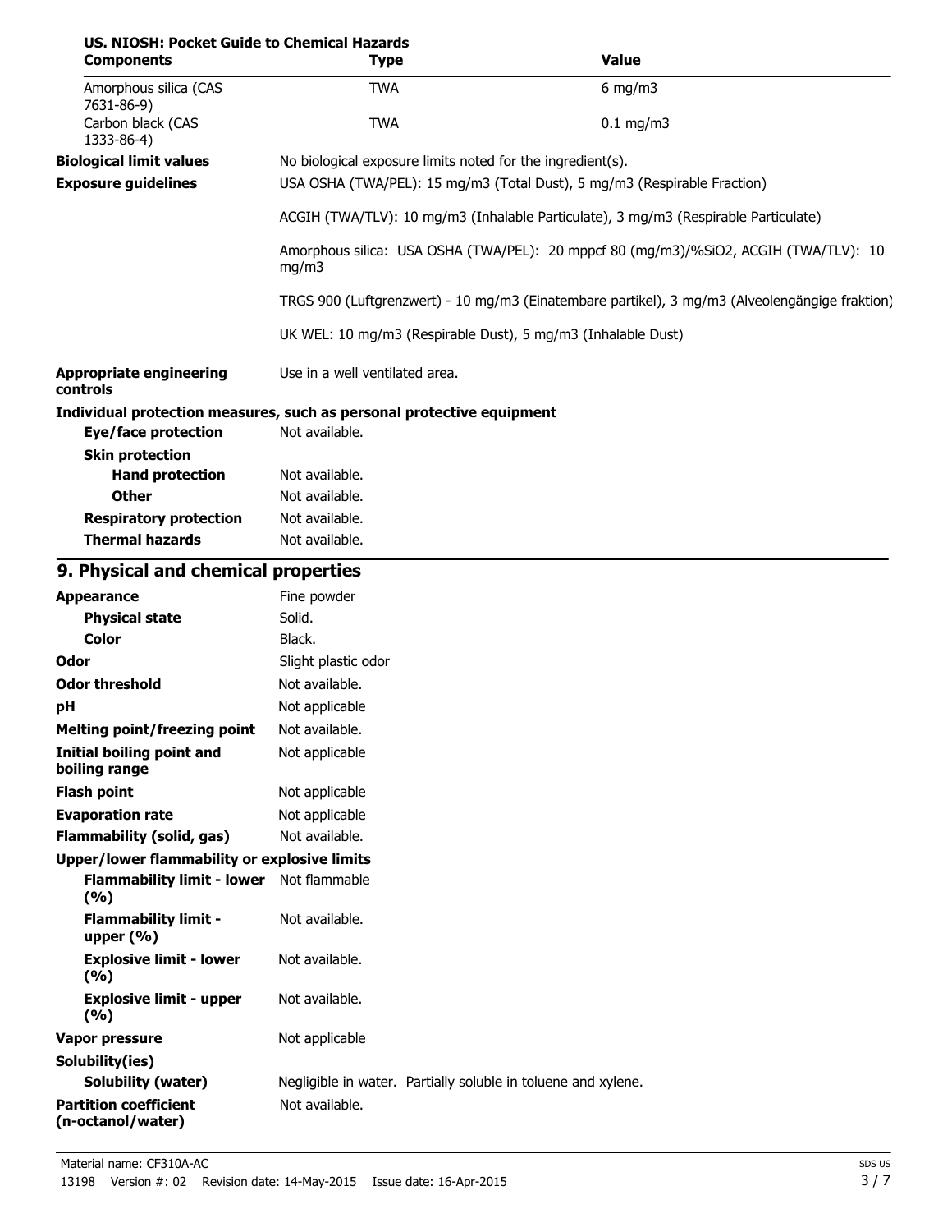**US. NIOSH: Pocket Guide to Chemical Hazards**

| Components | Type | Value |
|---|---|---|
| Amorphous silica (CAS 7631-86-9) | TWA | 6 mg/m3 |
| Carbon black (CAS 1333-86-4) | TWA | 0.1 mg/m3 |

**Biological limit values** No biological exposure limits noted for the ingredient(s).

**Exposure guidelines** USA OSHA (TWA/PEL): 15 mg/m3 (Total Dust), 5 mg/m3 (Respirable Fraction)

ACGIH (TWA/TLV): 10 mg/m3 (Inhalable Particulate), 3 mg/m3 (Respirable Particulate)

Amorphous silica: USA OSHA (TWA/PEL): 20 mppcf 80 (mg/m3)/%SiO2, ACGIH (TWA/TLV): 10 mg/m3

TRGS 900 (Luftgrenzwert) - 10 mg/m3 (Einatembare partikel), 3 mg/m3 (Alveolengängige fraktion)

UK WEL: 10 mg/m3 (Respirable Dust), 5 mg/m3 (Inhalable Dust)

**Appropriate engineering controls** Use in a well ventilated area.

**Individual protection measures, such as personal protective equipment**

**Eye/face protection** Not available.

**Skin protection**

**Hand protection** Not available.

**Other** Not available.

**Respiratory protection** Not available.

**Thermal hazards** Not available.

## 9. Physical and chemical properties

| Property | Value |
|---|---|
| **Appearance** | Fine powder |
| **Physical state** | Solid. |
| **Color** | Black. |
| **Odor** | Slight plastic odor |
| **Odor threshold** | Not available. |
| **pH** | Not applicable |
| **Melting point/freezing point** | Not available. |
| **Initial boiling point and boiling range** | Not applicable |
| **Flash point** | Not applicable |
| **Evaporation rate** | Not applicable |
| **Flammability (solid, gas)** | Not available. |
| **Upper/lower flammability or explosive limits** | |
| **Flammability limit - lower (%)** | Not flammable |
| **Flammability limit - upper (%)** | Not available. |
| **Explosive limit - lower (%)** | Not available. |
| **Explosive limit - upper (%)** | Not available. |
| **Vapor pressure** | Not applicable |
| **Solubility(ies)** | |
| **Solubility (water)** | Negligible in water. Partially soluble in toluene and xylene. |
| **Partition coefficient (n-octanol/water)** | Not available. |

Material name: CF310A-AC

13198 Version #: 02 Revision date: 14-May-2015 Issue date: 16-Apr-2015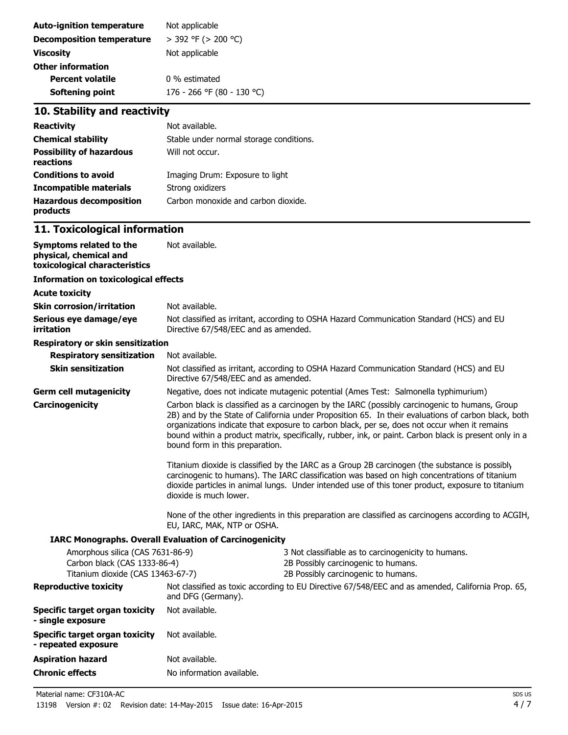| | |
|---|---|
| **Auto-ignition temperature** | Not applicable |
| **Decomposition temperature** | > 392 °F (> 200 °C) |
| **Viscosity** | Not applicable |
| **Other information** | |
| **Percent volatile** | 0 % estimated |
| **Softening point** | 176 - 266 °F (80 - 130 °C) |

## 10. Stability and reactivity

| | |
|---|---|
| **Reactivity** | Not available. |
| **Chemical stability** | Stable under normal storage conditions. |
| **Possibility of hazardous reactions** | Will not occur. |
| **Conditions to avoid** | Imaging Drum: Exposure to light |
| **Incompatible materials** | Strong oxidizers |
| **Hazardous decomposition products** | Carbon monoxide and carbon dioxide. |

## 11. Toxicological information

**Symptoms related to the physical, chemical and toxicological characteristics** Not available.

**Information on toxicological effects**

**Acute toxicity**

**Skin corrosion/irritation** Not available.

**Serious eye damage/eye irritation** Not classified as irritant, according to OSHA Hazard Communication Standard (HCS) and EU Directive 67/548/EEC and as amended.

**Respiratory or skin sensitization**

**Respiratory sensitization** Not available.

**Skin sensitization** Not classified as irritant, according to OSHA Hazard Communication Standard (HCS) and EU Directive 67/548/EEC and as amended.

**Germ cell mutagenicity** Negative, does not indicate mutagenic potential (Ames Test: Salmonella typhimurium)

**Carcinogenicity** Carbon black is classified as a carcinogen by the IARC (possibly carcinogenic to humans, Group 2B) and by the State of California under Proposition 65. In their evaluations of carbon black, both organizations indicate that exposure to carbon black, per se, does not occur when it remains bound within a product matrix, specifically, rubber, ink, or paint. Carbon black is present only in a bound form in this preparation.

Titanium dioxide is classified by the IARC as a Group 2B carcinogen (the substance is possibly carcinogenic to humans). The IARC classification was based on high concentrations of titanium dioxide particles in animal lungs. Under intended use of this toner product, exposure to titanium dioxide is much lower.

None of the other ingredients in this preparation are classified as carcinogens according to ACGIH, EU, IARC, MAK, NTP or OSHA.

**IARC Monographs. Overall Evaluation of Carcinogenicity**

| | |
|---|---|
| Amorphous silica (CAS 7631-86-9) | 3 Not classifiable as to carcinogenicity to humans. |
| Carbon black (CAS 1333-86-4) | 2B Possibly carcinogenic to humans. |
| Titanium dioxide (CAS 13463-67-7) | 2B Possibly carcinogenic to humans. |

**Reproductive toxicity** Not classified as toxic according to EU Directive 67/548/EEC and as amended, California Prop. 65, and DFG (Germany).

**Specific target organ toxicity - single exposure** Not available.

**Specific target organ toxicity - repeated exposure** Not available.

**Aspiration hazard** Not available.

**Chronic effects** No information available.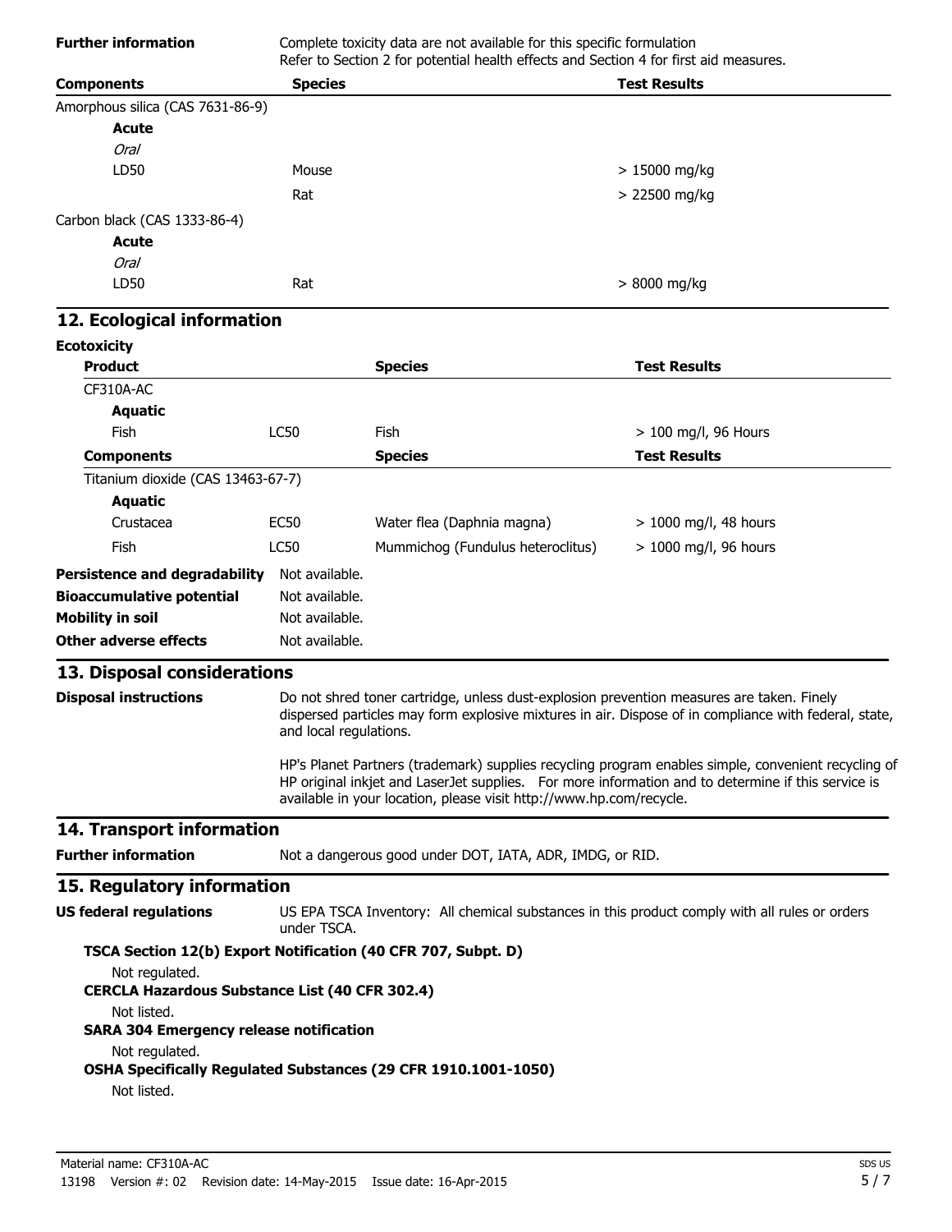**Further information** Complete toxicity data are not available for this specific formulation
Refer to Section 2 for potential health effects and Section 4 for first aid measures.

| Components | Species | Test Results |
|---|---|---|
| Amorphous silica (CAS 7631-86-9) | | |
| **Acute** | | |
| *Oral* | | |
| LD50 | Mouse | > 15000 mg/kg |
| | Rat | > 22500 mg/kg |
| Carbon black (CAS 1333-86-4) | | |
| **Acute** | | |
| *Oral* | | |
| LD50 | Rat | > 8000 mg/kg |

## 12. Ecological information

**Ecotoxicity**

| Product | | Species | Test Results |
|---|---|---|---|
| CF310A-AC | | | |
| **Aquatic** | | | |
| Fish | LC50 | Fish | > 100 mg/l, 96 Hours |
| **Components** | | **Species** | **Test Results** |
| Titanium dioxide (CAS 13463-67-7) | | | |
| **Aquatic** | | | |
| Crustacea | EC50 | Water flea (Daphnia magna) | > 1000 mg/l, 48 hours |
| Fish | LC50 | Mummichog (Fundulus heteroclitus) | > 1000 mg/l, 96 hours |

**Persistence and degradability** Not available.

**Bioaccumulative potential** Not available.

**Mobility in soil** Not available.

**Other adverse effects** Not available.

## 13. Disposal considerations

**Disposal instructions** Do not shred toner cartridge, unless dust-explosion prevention measures are taken. Finely dispersed particles may form explosive mixtures in air. Dispose of in compliance with federal, state, and local regulations.

HP's Planet Partners (trademark) supplies recycling program enables simple, convenient recycling of HP original inkjet and LaserJet supplies. For more information and to determine if this service is available in your location, please visit http://www.hp.com/recycle.

## 14. Transport information

**Further information** Not a dangerous good under DOT, IATA, ADR, IMDG, or RID.

## 15. Regulatory information

**US federal regulations** US EPA TSCA Inventory: All chemical substances in this product comply with all rules or orders under TSCA.

**TSCA Section 12(b) Export Notification (40 CFR 707, Subpt. D)**

Not regulated.

**CERCLA Hazardous Substance List (40 CFR 302.4)**

Not listed.

**SARA 304 Emergency release notification**

Not regulated.

**OSHA Specifically Regulated Substances (29 CFR 1910.1001-1050)**

Not listed.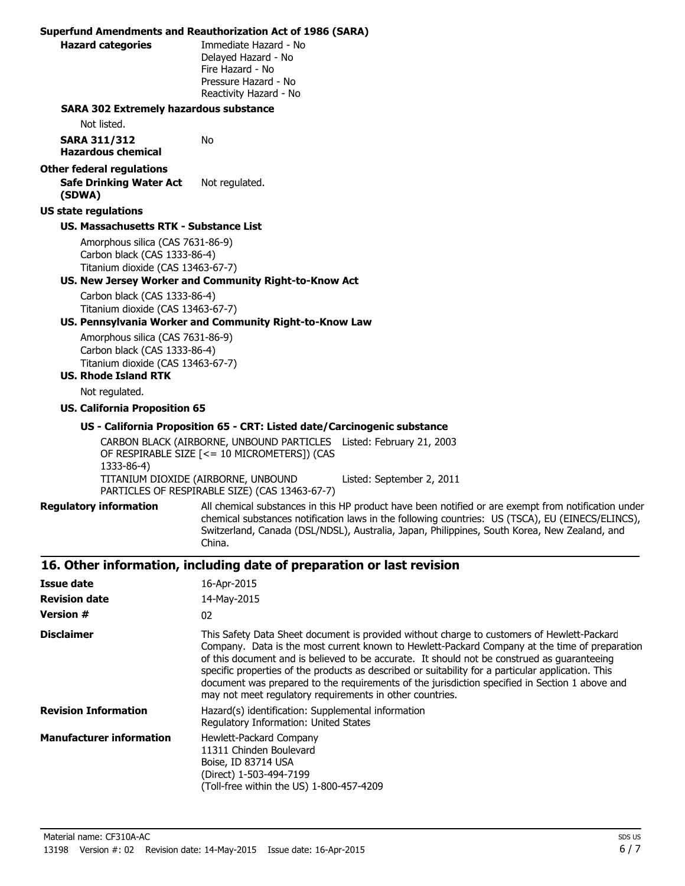**Superfund Amendments and Reauthorization Act of 1986 (SARA)**

**Hazard categories**
Immediate Hazard - No
Delayed Hazard - No
Fire Hazard - No
Pressure Hazard - No
Reactivity Hazard - No

**SARA 302 Extremely hazardous substance**

Not listed.

**SARA 311/312 Hazardous chemical** No

**Other federal regulations**

**Safe Drinking Water Act (SDWA)** Not regulated.

**US state regulations**

**US. Massachusetts RTK - Substance List**

Amorphous silica (CAS 7631-86-9)
Carbon black (CAS 1333-86-4)
Titanium dioxide (CAS 13463-67-7)

**US. New Jersey Worker and Community Right-to-Know Act**

Carbon black (CAS 1333-86-4)
Titanium dioxide (CAS 13463-67-7)

**US. Pennsylvania Worker and Community Right-to-Know Law**

Amorphous silica (CAS 7631-86-9)
Carbon black (CAS 1333-86-4)
Titanium dioxide (CAS 13463-67-7)

**US. Rhode Island RTK**

Not regulated.

**US. California Proposition 65**

**US - California Proposition 65 - CRT: Listed date/Carcinogenic substance**

| Substance | Listed date |
| --- | --- |
| CARBON BLACK (AIRBORNE, UNBOUND PARTICLES OF RESPIRABLE SIZE [<= 10 MICROMETERS]) (CAS 1333-86-4) | Listed: February 21, 2003 |
| TITANIUM DIOXIDE (AIRBORNE, UNBOUND PARTICLES OF RESPIRABLE SIZE) (CAS 13463-67-7) | Listed: September 2, 2011 |

**Regulatory information** All chemical substances in this HP product have been notified or are exempt from notification under chemical substances notification laws in the following countries: US (TSCA), EU (EINECS/ELINCS), Switzerland, Canada (DSL/NDSL), Australia, Japan, Philippines, South Korea, New Zealand, and China.

## 16. Other information, including date of preparation or last revision

**Issue date** 16-Apr-2015

**Revision date** 14-May-2015

**Version #** 02

**Disclaimer** This Safety Data Sheet document is provided without charge to customers of Hewlett-Packard Company. Data is the most current known to Hewlett-Packard Company at the time of preparation of this document and is believed to be accurate. It should not be construed as guaranteeing specific properties of the products as described or suitability for a particular application. This document was prepared to the requirements of the jurisdiction specified in Section 1 above and may not meet regulatory requirements in other countries.

**Revision Information**
Hazard(s) identification: Supplemental information
Regulatory Information: United States

**Manufacturer information**
Hewlett-Packard Company
11311 Chinden Boulevard
Boise, ID 83714 USA
(Direct) 1-503-494-7199
(Toll-free within the US) 1-800-457-4209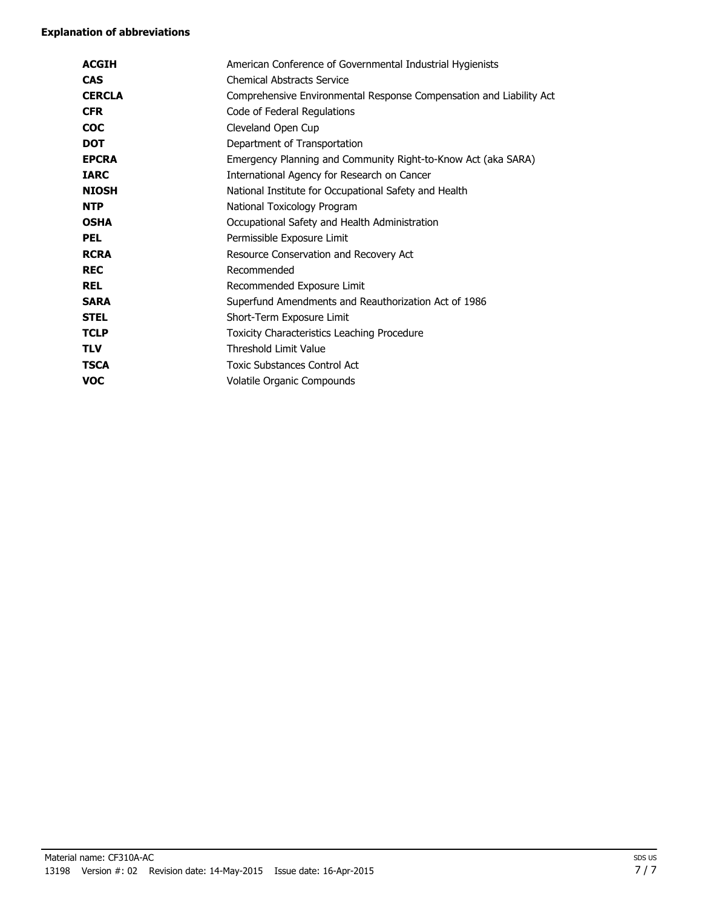**Explanation of abbreviations**

| | |
|---|---|
| **ACGIH** | American Conference of Governmental Industrial Hygienists |
| **CAS** | Chemical Abstracts Service |
| **CERCLA** | Comprehensive Environmental Response Compensation and Liability Act |
| **CFR** | Code of Federal Regulations |
| **COC** | Cleveland Open Cup |
| **DOT** | Department of Transportation |
| **EPCRA** | Emergency Planning and Community Right-to-Know Act (aka SARA) |
| **IARC** | International Agency for Research on Cancer |
| **NIOSH** | National Institute for Occupational Safety and Health |
| **NTP** | National Toxicology Program |
| **OSHA** | Occupational Safety and Health Administration |
| **PEL** | Permissible Exposure Limit |
| **RCRA** | Resource Conservation and Recovery Act |
| **REC** | Recommended |
| **REL** | Recommended Exposure Limit |
| **SARA** | Superfund Amendments and Reauthorization Act of 1986 |
| **STEL** | Short-Term Exposure Limit |
| **TCLP** | Toxicity Characteristics Leaching Procedure |
| **TLV** | Threshold Limit Value |
| **TSCA** | Toxic Substances Control Act |
| **VOC** | Volatile Organic Compounds |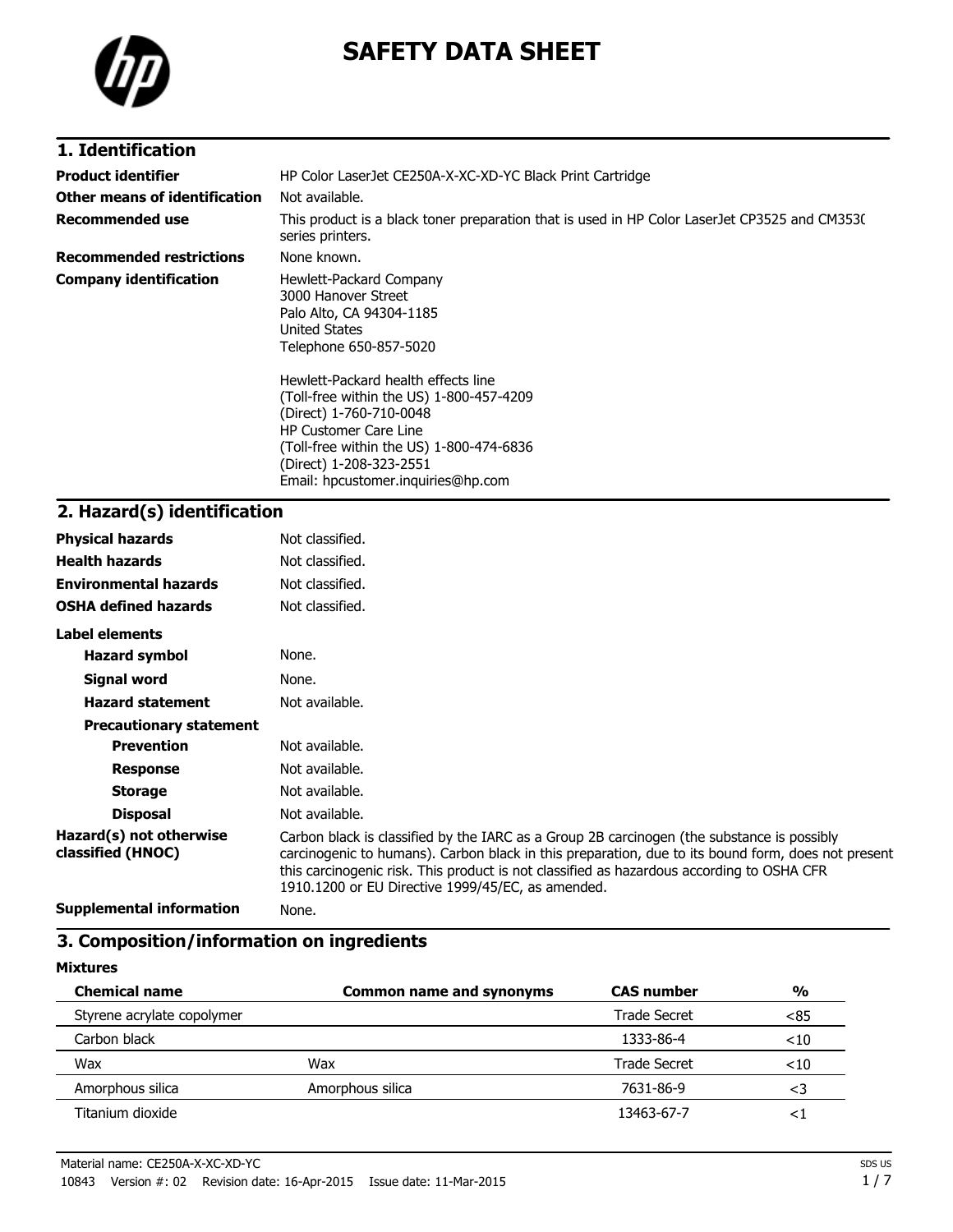# SAFETY DATA SHEET

## 1. Identification

| | |
|---|---|
| **Product identifier** | HP Color LaserJet CE250A-X-XC-XD-YC Black Print Cartridge |
| **Other means of identification** | Not available. |
| **Recommended use** | This product is a black toner preparation that is used in HP Color LaserJet CP3525 and CM3530 series printers. |
| **Recommended restrictions** | None known. |
| **Company identification** | Hewlett-Packard Company<br>3000 Hanover Street<br>Palo Alto, CA 94304-1185<br>United States<br>Telephone 650-857-5020<br><br>Hewlett-Packard health effects line<br>(Toll-free within the US) 1-800-457-4209<br>(Direct) 1-760-710-0048<br>HP Customer Care Line<br>(Toll-free within the US) 1-800-474-6836<br>(Direct) 1-208-323-2551<br>Email: hpcustomer.inquiries@hp.com |

## 2. Hazard(s) identification

**Physical hazards** Not classified.

**Health hazards** Not classified.

**Environmental hazards** Not classified.

**OSHA defined hazards** Not classified.

**Label elements**

- **Hazard symbol** None.
- **Signal word** None.
- **Hazard statement** Not available.
- **Precautionary statement**
  - **Prevention** Not available.
  - **Response** Not available.
  - **Storage** Not available.
  - **Disposal** Not available.

**Hazard(s) not otherwise classified (HNOC)** Carbon black is classified by the IARC as a Group 2B carcinogen (the substance is possibly carcinogenic to humans). Carbon black in this preparation, due to its bound form, does not present this carcinogenic risk. This product is not classified as hazardous according to OSHA CFR 1910.1200 or EU Directive 1999/45/EC, as amended.

**Supplemental information** None.

## 3. Composition/information on ingredients

**Mixtures**

| Chemical name | Common name and synonyms | CAS number | % |
|---|---|---|---|
| Styrene acrylate copolymer | | Trade Secret | <85 |
| Carbon black | | 1333-86-4 | <10 |
| Wax | Wax | Trade Secret | <10 |
| Amorphous silica | Amorphous silica | 7631-86-9 | <3 |
| Titanium dioxide | | 13463-67-7 | <1 |

Material name: CE250A-X-XC-XD-YC

10843 Version #: 02 Revision date: 16-Apr-2015 Issue date: 11-Mar-2015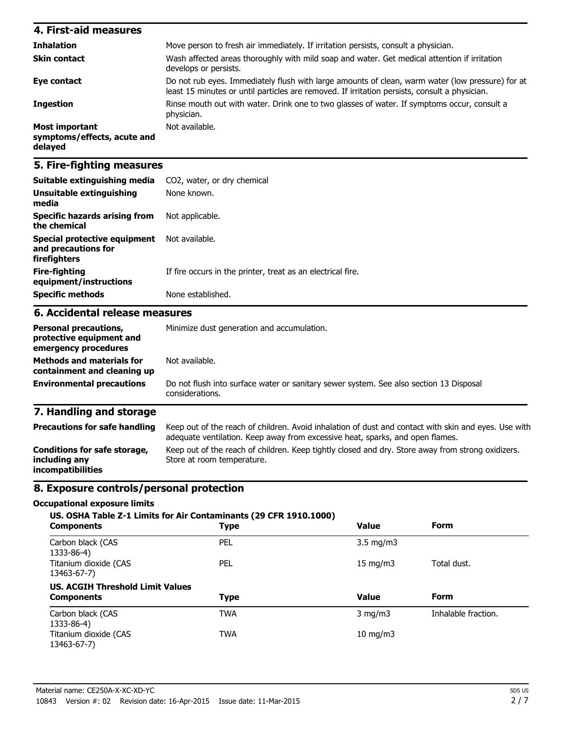## 4. First-aid measures

| | |
|---|---|
| **Inhalation** | Move person to fresh air immediately. If irritation persists, consult a physician. |
| **Skin contact** | Wash affected areas thoroughly with mild soap and water. Get medical attention if irritation develops or persists. |
| **Eye contact** | Do not rub eyes. Immediately flush with large amounts of clean, warm water (low pressure) for at least 15 minutes or until particles are removed. If irritation persists, consult a physician. |
| **Ingestion** | Rinse mouth out with water. Drink one to two glasses of water. If symptoms occur, consult a physician. |
| **Most important symptoms/effects, acute and delayed** | Not available. |

## 5. Fire-fighting measures

| | |
|---|---|
| **Suitable extinguishing media** | $CO_2$, water, or dry chemical |
| **Unsuitable extinguishing media** | None known. |
| **Specific hazards arising from the chemical** | Not applicable. |
| **Special protective equipment and precautions for firefighters** | Not available. |
| **Fire-fighting equipment/instructions** | If fire occurs in the printer, treat as an electrical fire. |
| **Specific methods** | None established. |

## 6. Accidental release measures

| | |
|---|---|
| **Personal precautions, protective equipment and emergency procedures** | Minimize dust generation and accumulation. |
| **Methods and materials for containment and cleaning up** | Not available. |
| **Environmental precautions** | Do not flush into surface water or sanitary sewer system. See also section 13 Disposal considerations. |

## 7. Handling and storage

| | |
|---|---|
| **Precautions for safe handling** | Keep out of the reach of children. Avoid inhalation of dust and contact with skin and eyes. Use with adequate ventilation. Keep away from excessive heat, sparks, and open flames. |
| **Conditions for safe storage, including any incompatibilities** | Keep out of the reach of children. Keep tightly closed and dry. Store away from strong oxidizers. Store at room temperature. |

## 8. Exposure controls/personal protection

### Occupational exposure limits

**US. OSHA Table Z-1 Limits for Air Contaminants (29 CFR 1910.1000)**

| Components | Type | Value | Form |
|---|---|---|---|
| Carbon black (CAS 1333-86-4) | PEL | 3.5 mg/m3 | |
| Titanium dioxide (CAS 13463-67-7) | PEL | 15 mg/m3 | Total dust. |

**US. ACGIH Threshold Limit Values**

| Components | Type | Value | Form |
|---|---|---|---|
| Carbon black (CAS 1333-86-4) | TWA | 3 mg/m3 | Inhalable fraction. |
| Titanium dioxide (CAS 13463-67-7) | TWA | 10 mg/m3 | |

Material name: CE250A-X-XC-XD-YC

10843 Version #: 02 Revision date: 16-Apr-2015 Issue date: 11-Mar-2015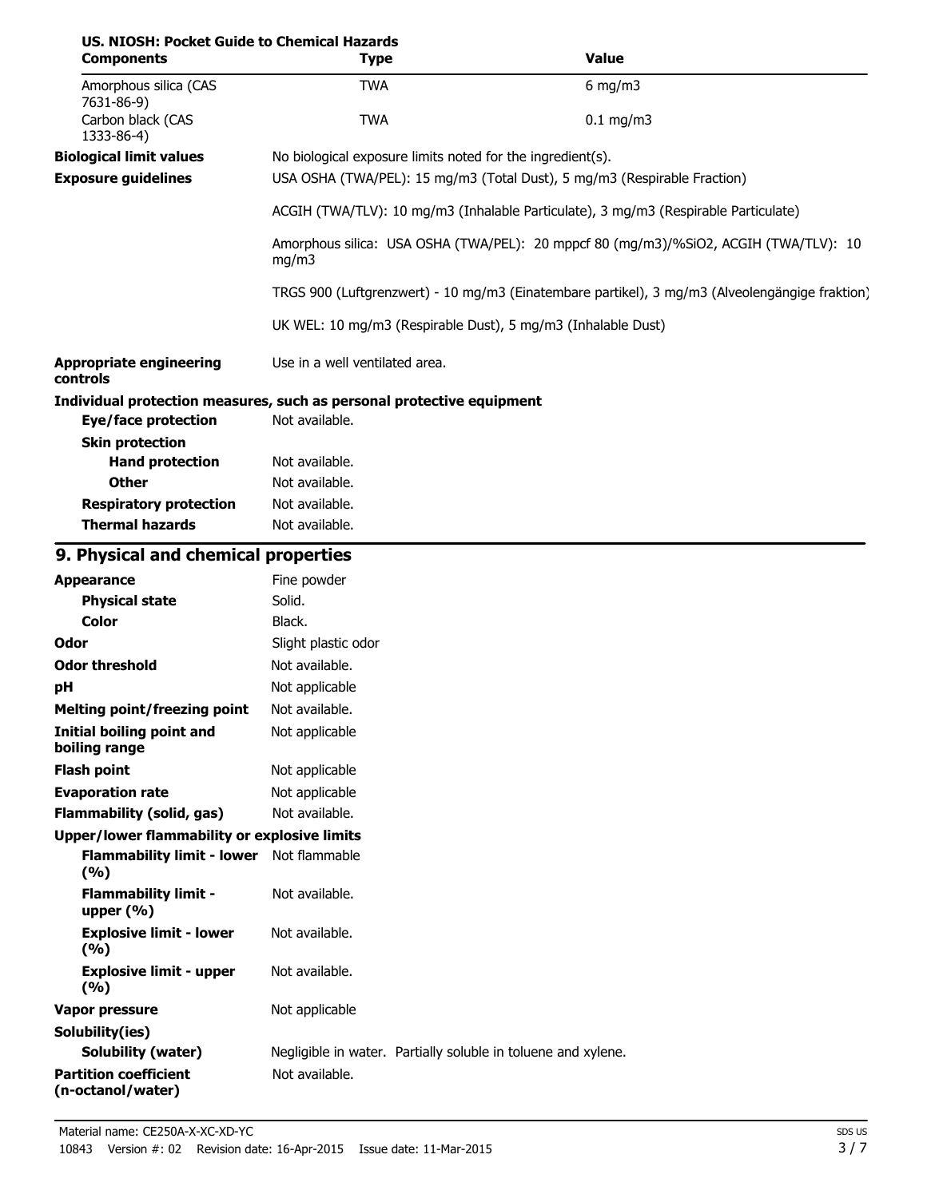**US. NIOSH: Pocket Guide to Chemical Hazards**

| Components | Type | Value |
| --- | --- | --- |
| Amorphous silica (CAS 7631-86-9) | TWA | 6 mg/m3 |
| Carbon black (CAS 1333-86-4) | TWA | 0.1 mg/m3 |

**Biological limit values** No biological exposure limits noted for the ingredient(s).

**Exposure guidelines** USA OSHA (TWA/PEL): 15 mg/m3 (Total Dust), 5 mg/m3 (Respirable Fraction)

ACGIH (TWA/TLV): 10 mg/m3 (Inhalable Particulate), 3 mg/m3 (Respirable Particulate)

Amorphous silica: USA OSHA (TWA/PEL): 20 mppcf 80 (mg/m3)/%SiO2, ACGIH (TWA/TLV): 10 mg/m3

TRGS 900 (Luftgrenzwert) - 10 mg/m3 (Einatembare partikel), 3 mg/m3 (Alveolengängige fraktion)

UK WEL: 10 mg/m3 (Respirable Dust), 5 mg/m3 (Inhalable Dust)

**Appropriate engineering controls** Use in a well ventilated area.

**Individual protection measures, such as personal protective equipment**

**Eye/face protection** Not available.

**Skin protection**

**Hand protection** Not available.

**Other** Not available.

**Respiratory protection** Not available.

**Thermal hazards** Not available.

## 9. Physical and chemical properties

| | |
| --- | --- |
| **Appearance** | Fine powder |
| **Physical state** | Solid. |
| **Color** | Black. |
| **Odor** | Slight plastic odor |
| **Odor threshold** | Not available. |
| **pH** | Not applicable |
| **Melting point/freezing point** | Not available. |
| **Initial boiling point and boiling range** | Not applicable |
| **Flash point** | Not applicable |
| **Evaporation rate** | Not applicable |
| **Flammability (solid, gas)** | Not available. |
| **Upper/lower flammability or explosive limits** | |
| **Flammability limit - lower (%)** | Not flammable |
| **Flammability limit - upper (%)** | Not available. |
| **Explosive limit - lower (%)** | Not available. |
| **Explosive limit - upper (%)** | Not available. |
| **Vapor pressure** | Not applicable |
| **Solubility(ies)** | |
| **Solubility (water)** | Negligible in water. Partially soluble in toluene and xylene. |
| **Partition coefficient (n-octanol/water)** | Not available. |

Material name: CE250A-X-XC-XD-YC

10843 Version #: 02 Revision date: 16-Apr-2015 Issue date: 11-Mar-2015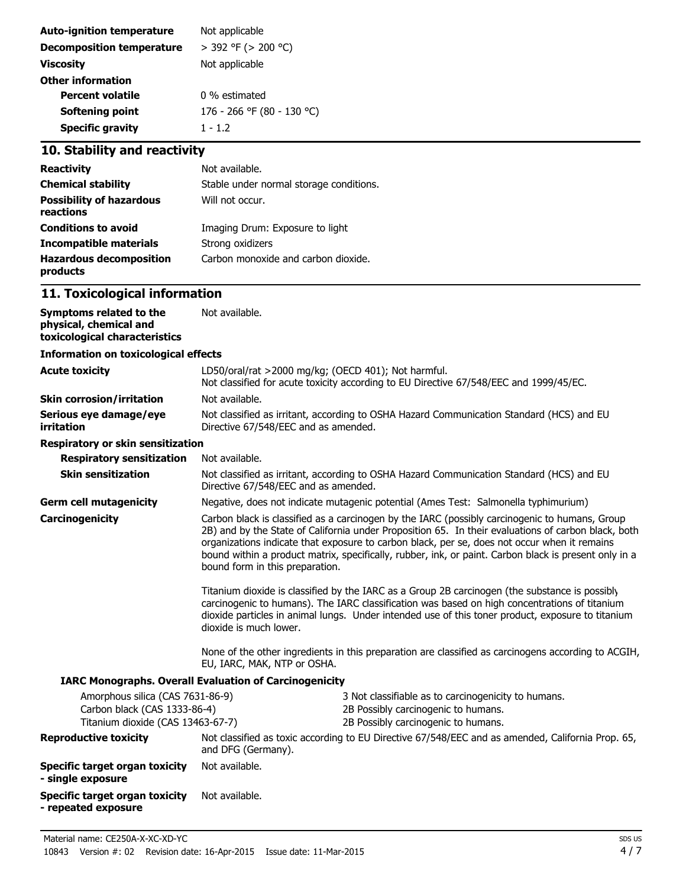| | |
|---|---|
| **Auto-ignition temperature** | Not applicable |
| **Decomposition temperature** | > 392 °F (> 200 °C) |
| **Viscosity** | Not applicable |
| **Other information** | |
| **Percent volatile** | 0 % estimated |
| **Softening point** | 176 - 266 °F (80 - 130 °C) |
| **Specific gravity** | 1 - 1.2 |

## 10. Stability and reactivity

| | |
|---|---|
| **Reactivity** | Not available. |
| **Chemical stability** | Stable under normal storage conditions. |
| **Possibility of hazardous reactions** | Will not occur. |
| **Conditions to avoid** | Imaging Drum: Exposure to light |
| **Incompatible materials** | Strong oxidizers |
| **Hazardous decomposition products** | Carbon monoxide and carbon dioxide. |

## 11. Toxicological information

**Symptoms related to the physical, chemical and toxicological characteristics** Not available.

**Information on toxicological effects**

**Acute toxicity** LD50/oral/rat >2000 mg/kg; (OECD 401); Not harmful.
Not classified for acute toxicity according to EU Directive 67/548/EEC and 1999/45/EC.

**Skin corrosion/irritation** Not available.

**Serious eye damage/eye irritation** Not classified as irritant, according to OSHA Hazard Communication Standard (HCS) and EU Directive 67/548/EEC and as amended.

**Respiratory or skin sensitization**

**Respiratory sensitization** Not available.

**Skin sensitization** Not classified as irritant, according to OSHA Hazard Communication Standard (HCS) and EU Directive 67/548/EEC and as amended.

**Germ cell mutagenicity** Negative, does not indicate mutagenic potential (Ames Test: Salmonella typhimurium)

**Carcinogenicity** Carbon black is classified as a carcinogen by the IARC (possibly carcinogenic to humans, Group 2B) and by the State of California under Proposition 65. In their evaluations of carbon black, both organizations indicate that exposure to carbon black, per se, does not occur when it remains bound within a product matrix, specifically, rubber, ink, or paint. Carbon black is present only in a bound form in this preparation.

Titanium dioxide is classified by the IARC as a Group 2B carcinogen (the substance is possibly carcinogenic to humans). The IARC classification was based on high concentrations of titanium dioxide particles in animal lungs. Under intended use of this toner product, exposure to titanium dioxide is much lower.

None of the other ingredients in this preparation are classified as carcinogens according to ACGIH, EU, IARC, MAK, NTP or OSHA.

**IARC Monographs. Overall Evaluation of Carcinogenicity**

| | |
|---|---|
| Amorphous silica (CAS 7631-86-9) | 3 Not classifiable as to carcinogenicity to humans. |
| Carbon black (CAS 1333-86-4) | 2B Possibly carcinogenic to humans. |
| Titanium dioxide (CAS 13463-67-7) | 2B Possibly carcinogenic to humans. |

**Reproductive toxicity** Not classified as toxic according to EU Directive 67/548/EEC and as amended, California Prop. 65, and DFG (Germany).

**Specific target organ toxicity - single exposure** Not available.

**Specific target organ toxicity - repeated exposure** Not available.

Material name: CE250A-X-XC-XD-YC

10843 Version #: 02 Revision date: 16-Apr-2015 Issue date: 11-Mar-2015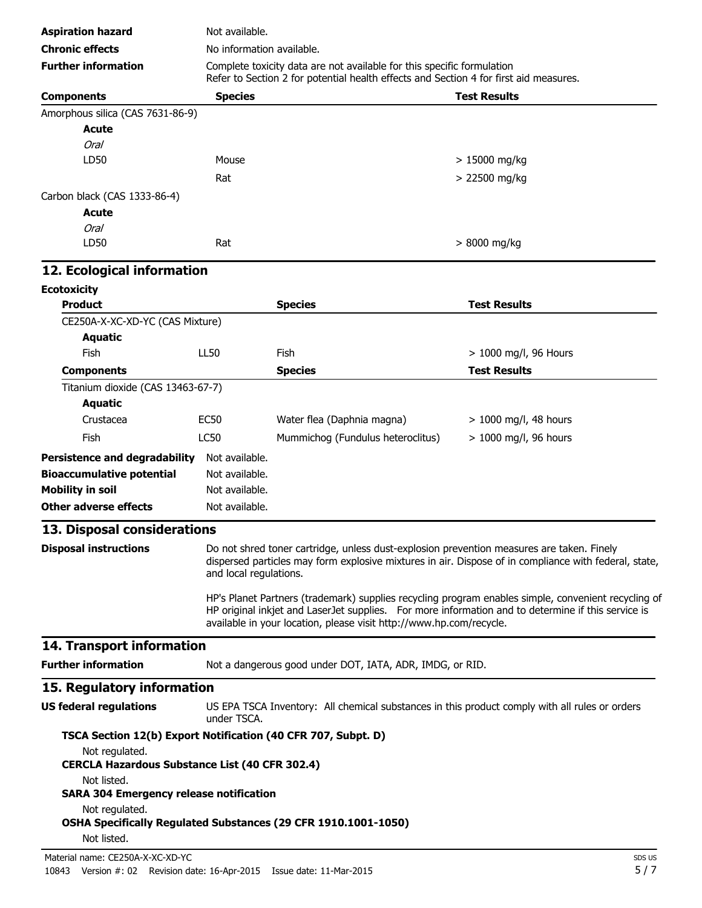| | |
|---|---|
| **Aspiration hazard** | Not available. |
| **Chronic effects** | No information available. |
| **Further information** | Complete toxicity data are not available for this specific formulation<br>Refer to Section 2 for potential health effects and Section 4 for first aid measures. |

| Components | Species | Test Results |
|---|---|---|
| Amorphous silica (CAS 7631-86-9) | | |
| **Acute** | | |
| *Oral* | | |
| LD50 | Mouse | > 15000 mg/kg |
| | Rat | > 22500 mg/kg |
| Carbon black (CAS 1333-86-4) | | |
| **Acute** | | |
| *Oral* | | |
| LD50 | Rat | > 8000 mg/kg |

## 12. Ecological information

**Ecotoxicity**

| Product | | Species | Test Results |
|---|---|---|---|
| CE250A-X-XC-XD-YC (CAS Mixture) | | | |
| **Aquatic** | | | |
| Fish | LL50 | Fish | > 1000 mg/l, 96 Hours |
| **Components** | | **Species** | **Test Results** |
| Titanium dioxide (CAS 13463-67-7) | | | |
| **Aquatic** | | | |
| Crustacea | EC50 | Water flea (Daphnia magna) | > 1000 mg/l, 48 hours |
| Fish | LC50 | Mummichog (Fundulus heteroclitus) | > 1000 mg/l, 96 hours |

| | |
|---|---|
| **Persistence and degradability** | Not available. |
| **Bioaccumulative potential** | Not available. |
| **Mobility in soil** | Not available. |
| **Other adverse effects** | Not available. |

## 13. Disposal considerations

**Disposal instructions**

Do not shred toner cartridge, unless dust-explosion prevention measures are taken. Finely dispersed particles may form explosive mixtures in air. Dispose of in compliance with federal, state, and local regulations.

HP's Planet Partners (trademark) supplies recycling program enables simple, convenient recycling of HP original inkjet and LaserJet supplies. For more information and to determine if this service is available in your location, please visit http://www.hp.com/recycle.

## 14. Transport information

**Further information** Not a dangerous good under DOT, IATA, ADR, IMDG, or RID.

## 15. Regulatory information

**US federal regulations** US EPA TSCA Inventory: All chemical substances in this product comply with all rules or orders under TSCA.

**TSCA Section 12(b) Export Notification (40 CFR 707, Subpt. D)**

Not regulated.

**CERCLA Hazardous Substance List (40 CFR 302.4)**

Not listed.

**SARA 304 Emergency release notification**

Not regulated.

**OSHA Specifically Regulated Substances (29 CFR 1910.1001-1050)**

Not listed.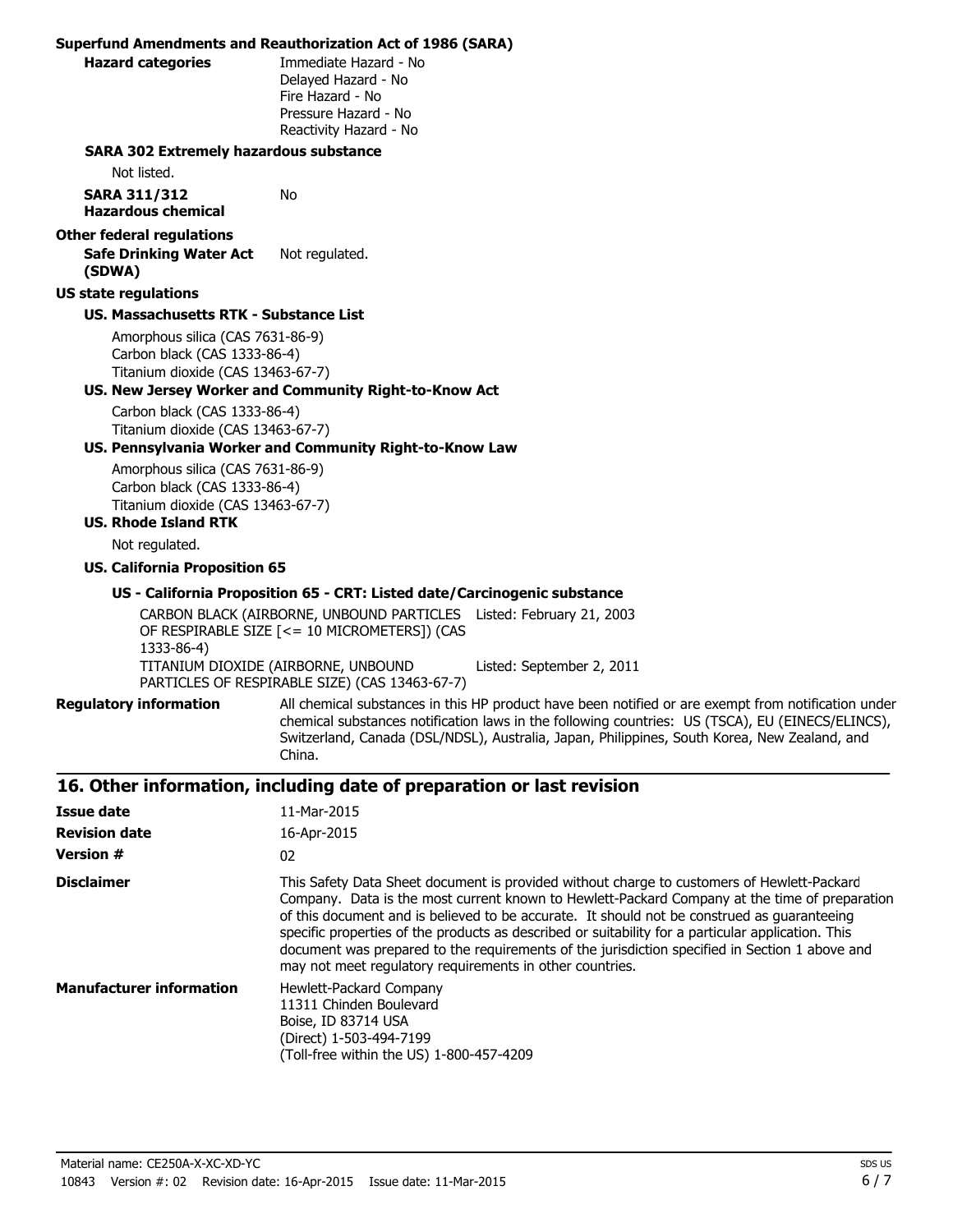**Superfund Amendments and Reauthorization Act of 1986 (SARA)**

**Hazard categories**
Immediate Hazard - No
Delayed Hazard - No
Fire Hazard - No
Pressure Hazard - No
Reactivity Hazard - No

**SARA 302 Extremely hazardous substance**

Not listed.

**SARA 311/312 Hazardous chemical** No

**Other federal regulations**

**Safe Drinking Water Act (SDWA)** Not regulated.

**US state regulations**

**US. Massachusetts RTK - Substance List**

Amorphous silica (CAS 7631-86-9)
Carbon black (CAS 1333-86-4)
Titanium dioxide (CAS 13463-67-7)

**US. New Jersey Worker and Community Right-to-Know Act**

Carbon black (CAS 1333-86-4)
Titanium dioxide (CAS 13463-67-7)

**US. Pennsylvania Worker and Community Right-to-Know Law**

Amorphous silica (CAS 7631-86-9)
Carbon black (CAS 1333-86-4)
Titanium dioxide (CAS 13463-67-7)

**US. Rhode Island RTK**

Not regulated.

**US. California Proposition 65**

**US - California Proposition 65 - CRT: Listed date/Carcinogenic substance**

| Substance | Listed date |
|---|---|
| CARBON BLACK (AIRBORNE, UNBOUND PARTICLES OF RESPIRABLE SIZE [<= 10 MICROMETERS]) (CAS 1333-86-4) | Listed: February 21, 2003 |
| TITANIUM DIOXIDE (AIRBORNE, UNBOUND PARTICLES OF RESPIRABLE SIZE) (CAS 13463-67-7) | Listed: September 2, 2011 |

**Regulatory information** All chemical substances in this HP product have been notified or are exempt from notification under chemical substances notification laws in the following countries: US (TSCA), EU (EINECS/ELINCS), Switzerland, Canada (DSL/NDSL), Australia, Japan, Philippines, South Korea, New Zealand, and China.

## 16. Other information, including date of preparation or last revision

**Issue date** 11-Mar-2015

**Revision date** 16-Apr-2015

**Version #** 02

**Disclaimer** This Safety Data Sheet document is provided without charge to customers of Hewlett-Packard Company. Data is the most current known to Hewlett-Packard Company at the time of preparation of this document and is believed to be accurate. It should not be construed as guaranteeing specific properties of the products as described or suitability for a particular application. This document was prepared to the requirements of the jurisdiction specified in Section 1 above and may not meet regulatory requirements in other countries.

**Manufacturer information**
Hewlett-Packard Company
11311 Chinden Boulevard
Boise, ID 83714 USA
(Direct) 1-503-494-7199
(Toll-free within the US) 1-800-457-4209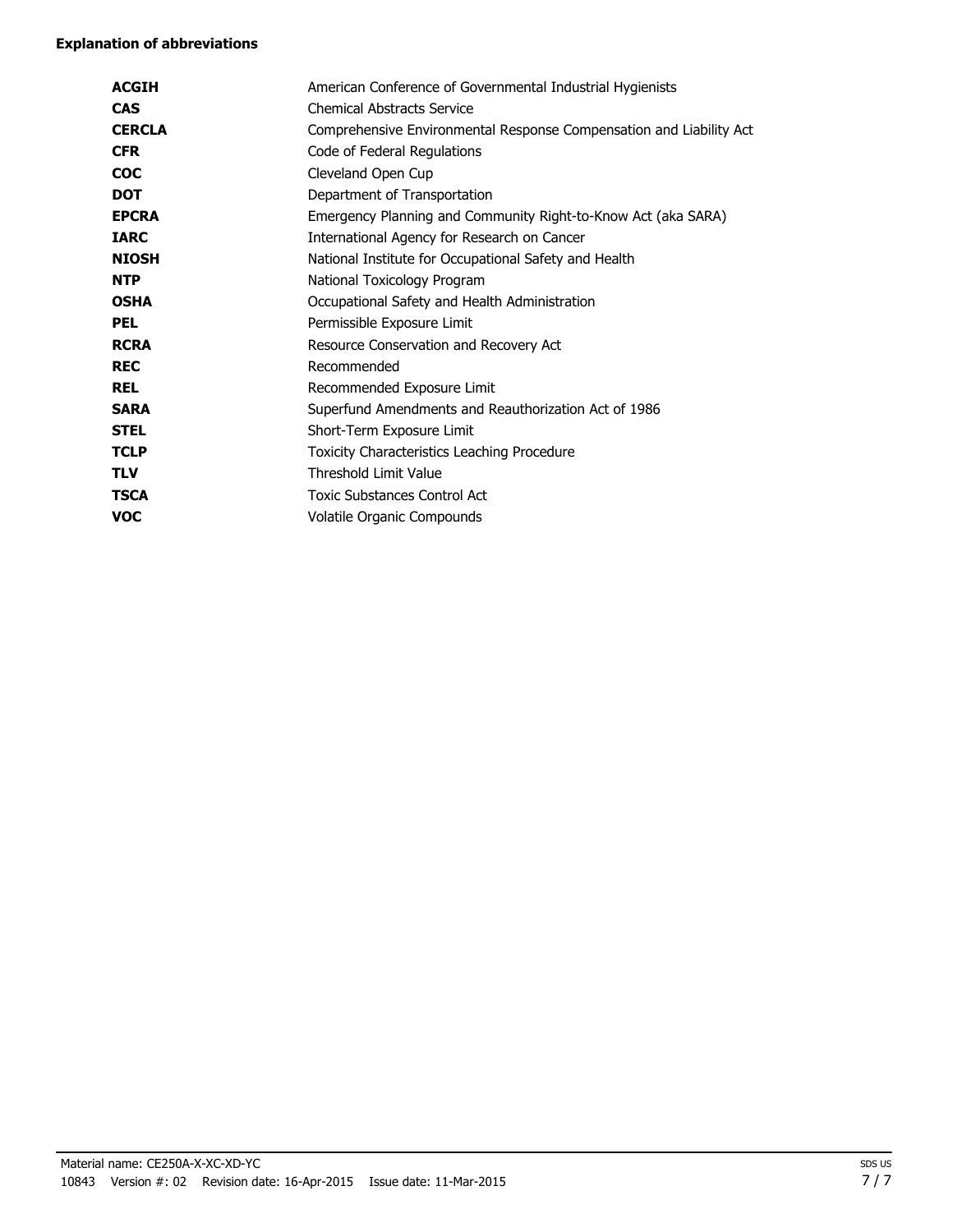**Explanation of abbreviations**

| | |
|---|---|
| **ACGIH** | American Conference of Governmental Industrial Hygienists |
| **CAS** | Chemical Abstracts Service |
| **CERCLA** | Comprehensive Environmental Response Compensation and Liability Act |
| **CFR** | Code of Federal Regulations |
| **COC** | Cleveland Open Cup |
| **DOT** | Department of Transportation |
| **EPCRA** | Emergency Planning and Community Right-to-Know Act (aka SARA) |
| **IARC** | International Agency for Research on Cancer |
| **NIOSH** | National Institute for Occupational Safety and Health |
| **NTP** | National Toxicology Program |
| **OSHA** | Occupational Safety and Health Administration |
| **PEL** | Permissible Exposure Limit |
| **RCRA** | Resource Conservation and Recovery Act |
| **REC** | Recommended |
| **REL** | Recommended Exposure Limit |
| **SARA** | Superfund Amendments and Reauthorization Act of 1986 |
| **STEL** | Short-Term Exposure Limit |
| **TCLP** | Toxicity Characteristics Leaching Procedure |
| **TLV** | Threshold Limit Value |
| **TSCA** | Toxic Substances Control Act |
| **VOC** | Volatile Organic Compounds |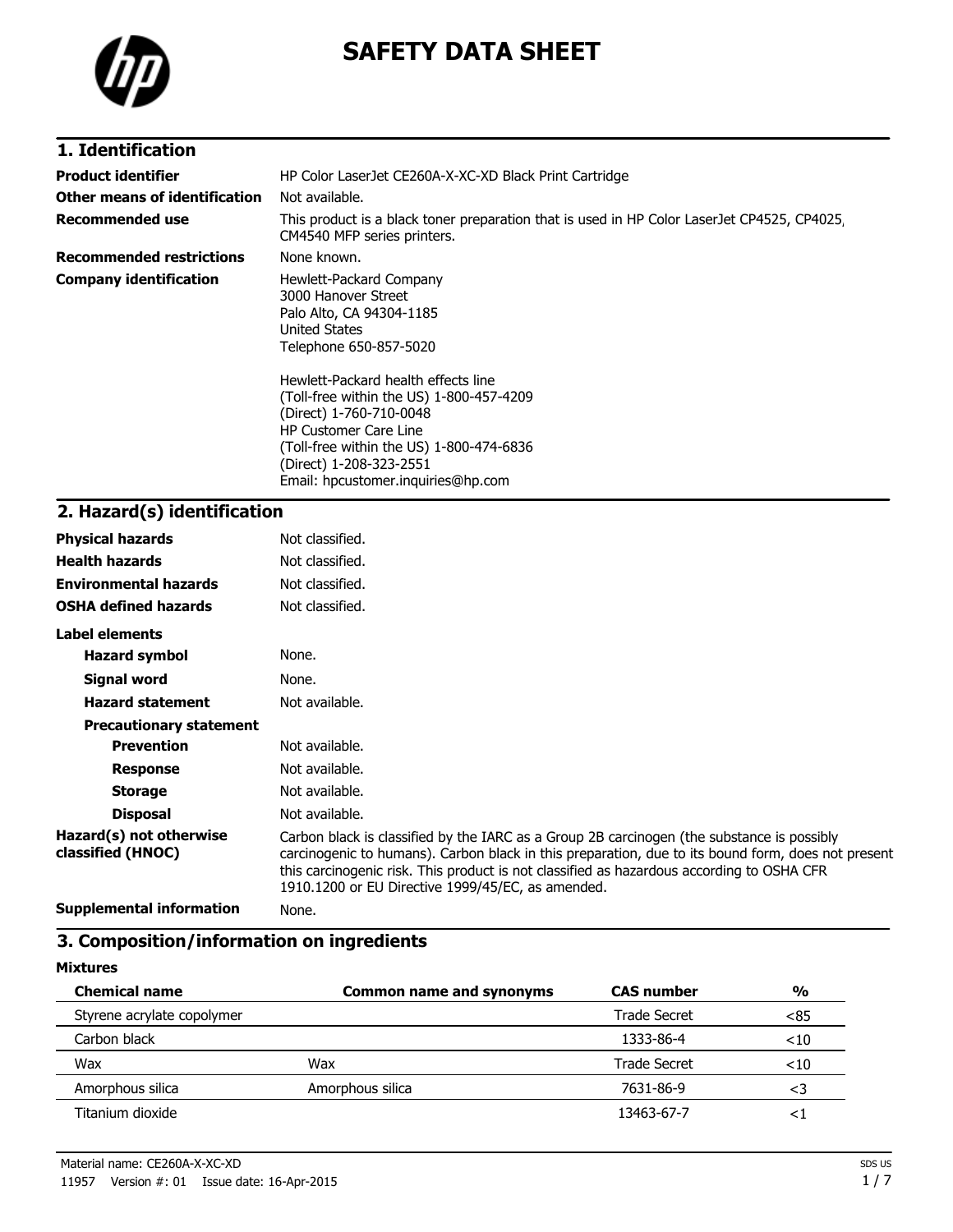# SAFETY DATA SHEET

## 1. Identification

| | |
|---|---|
| **Product identifier** | HP Color LaserJet CE260A-X-XC-XD Black Print Cartridge |
| **Other means of identification** | Not available. |
| **Recommended use** | This product is a black toner preparation that is used in HP Color LaserJet CP4525, CP4025, CM4540 MFP series printers. |
| **Recommended restrictions** | None known. |
| **Company identification** | Hewlett-Packard Company<br>3000 Hanover Street<br>Palo Alto, CA 94304-1185<br>United States<br>Telephone 650-857-5020<br><br>Hewlett-Packard health effects line<br>(Toll-free within the US) 1-800-457-4209<br>(Direct) 1-760-710-0048<br>HP Customer Care Line<br>(Toll-free within the US) 1-800-474-6836<br>(Direct) 1-208-323-2551<br>Email: hpcustomer.inquiries@hp.com |

## 2. Hazard(s) identification

| | |
|---|---|
| **Physical hazards** | Not classified. |
| **Health hazards** | Not classified. |
| **Environmental hazards** | Not classified. |
| **OSHA defined hazards** | Not classified. |

**Label elements**

| | |
|---|---|
| **Hazard symbol** | None. |
| **Signal word** | None. |
| **Hazard statement** | Not available. |

**Precautionary statement**

| | |
|---|---|
| **Prevention** | Not available. |
| **Response** | Not available. |
| **Storage** | Not available. |
| **Disposal** | Not available. |

| | |
|---|---|
| **Hazard(s) not otherwise classified (HNOC)** | Carbon black is classified by the IARC as a Group 2B carcinogen (the substance is possibly carcinogenic to humans). Carbon black in this preparation, due to its bound form, does not present this carcinogenic risk. This product is not classified as hazardous according to OSHA CFR 1910.1200 or EU Directive 1999/45/EC, as amended. |
| **Supplemental information** | None. |

## 3. Composition/information on ingredients

**Mixtures**

| Chemical name | Common name and synonyms | CAS number | % |
|---|---|---|---|
| Styrene acrylate copolymer | | Trade Secret | <85 |
| Carbon black | | 1333-86-4 | <10 |
| Wax | Wax | Trade Secret | <10 |
| Amorphous silica | Amorphous silica | 7631-86-9 | <3 |
| Titanium dioxide | | 13463-67-7 | <1 |

Material name: CE260A-X-XC-XD

11957 Version #: 01 Issue date: 16-Apr-2015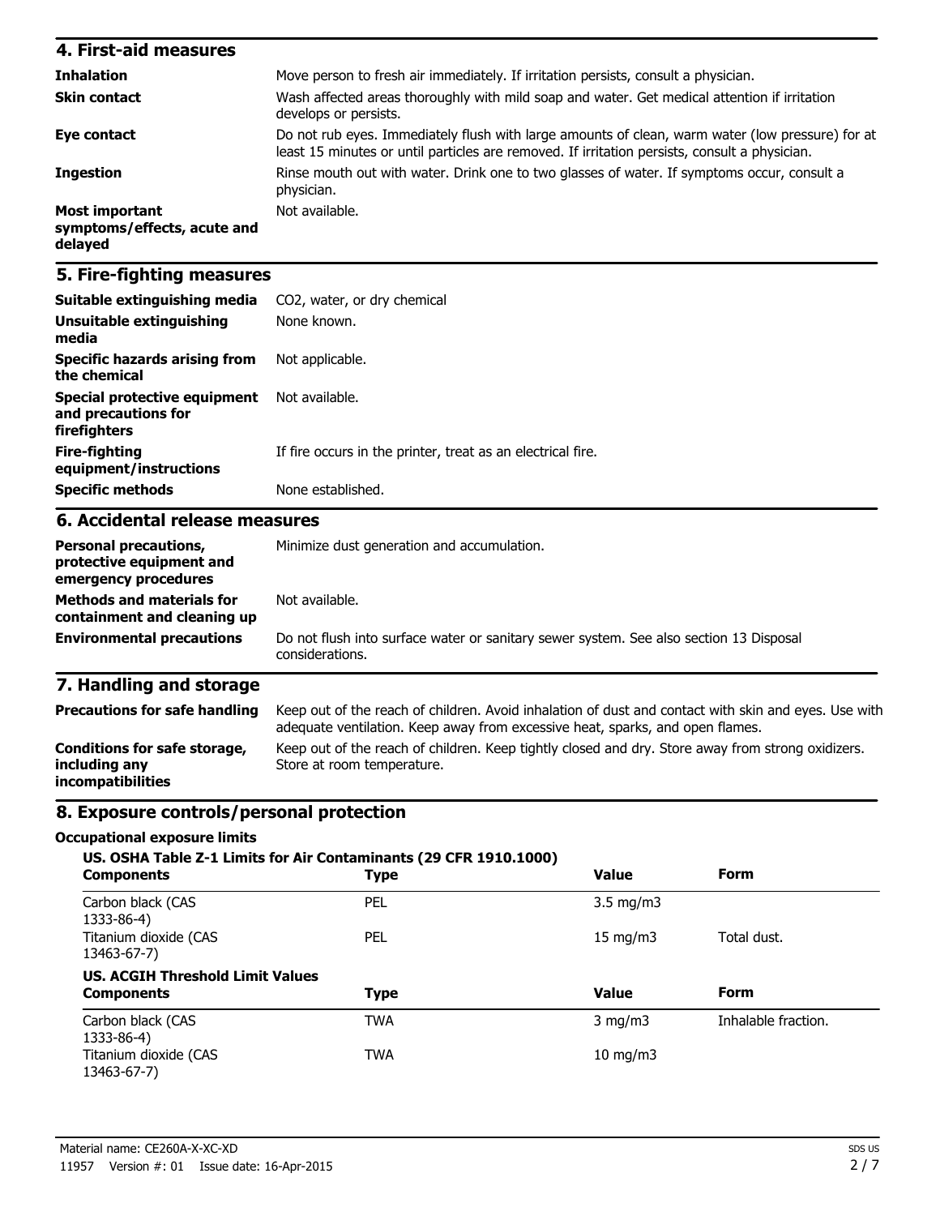## 4. First-aid measures

| | |
|---|---|
| **Inhalation** | Move person to fresh air immediately. If irritation persists, consult a physician. |
| **Skin contact** | Wash affected areas thoroughly with mild soap and water. Get medical attention if irritation develops or persists. |
| **Eye contact** | Do not rub eyes. Immediately flush with large amounts of clean, warm water (low pressure) for at least 15 minutes or until particles are removed. If irritation persists, consult a physician. |
| **Ingestion** | Rinse mouth out with water. Drink one to two glasses of water. If symptoms occur, consult a physician. |
| **Most important symptoms/effects, acute and delayed** | Not available. |

## 5. Fire-fighting measures

| | |
|---|---|
| **Suitable extinguishing media** | $CO_2$, water, or dry chemical |
| **Unsuitable extinguishing media** | None known. |
| **Specific hazards arising from the chemical** | Not applicable. |
| **Special protective equipment and precautions for firefighters** | Not available. |
| **Fire-fighting equipment/instructions** | If fire occurs in the printer, treat as an electrical fire. |
| **Specific methods** | None established. |

## 6. Accidental release measures

| | |
|---|---|
| **Personal precautions, protective equipment and emergency procedures** | Minimize dust generation and accumulation. |
| **Methods and materials for containment and cleaning up** | Not available. |
| **Environmental precautions** | Do not flush into surface water or sanitary sewer system. See also section 13 Disposal considerations. |

## 7. Handling and storage

| | |
|---|---|
| **Precautions for safe handling** | Keep out of the reach of children. Avoid inhalation of dust and contact with skin and eyes. Use with adequate ventilation. Keep away from excessive heat, sparks, and open flames. |
| **Conditions for safe storage, including any incompatibilities** | Keep out of the reach of children. Keep tightly closed and dry. Store away from strong oxidizers. Store at room temperature. |

## 8. Exposure controls/personal protection

### Occupational exposure limits

**US. OSHA Table Z-1 Limits for Air Contaminants (29 CFR 1910.1000)**

| Components | Type | Value | Form |
|---|---|---|---|
| Carbon black (CAS 1333-86-4) | PEL | 3.5 mg/m3 | |
| Titanium dioxide (CAS 13463-67-7) | PEL | 15 mg/m3 | Total dust. |

**US. ACGIH Threshold Limit Values**

| Components | Type | Value | Form |
|---|---|---|---|
| Carbon black (CAS 1333-86-4) | TWA | 3 mg/m3 | Inhalable fraction. |
| Titanium dioxide (CAS 13463-67-7) | TWA | 10 mg/m3 | |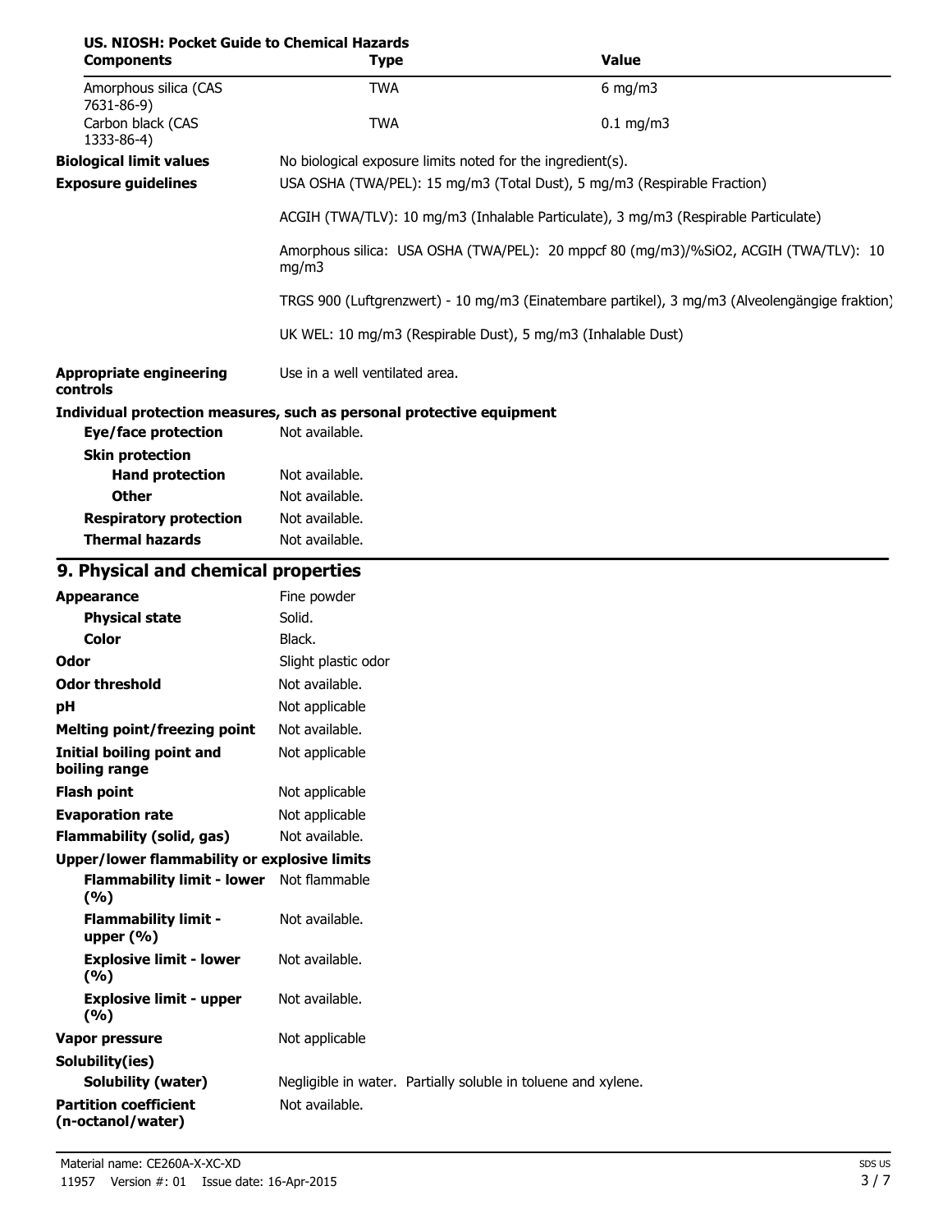**US. NIOSH: Pocket Guide to Chemical Hazards**

| Components | Type | Value |
|---|---|---|
| Amorphous silica (CAS 7631-86-9) | TWA | 6 mg/m3 |
| Carbon black (CAS 1333-86-4) | TWA | 0.1 mg/m3 |

| | |
|---|---|
| **Biological limit values** | No biological exposure limits noted for the ingredient(s). |
| **Exposure guidelines** | USA OSHA (TWA/PEL): 15 mg/m3 (Total Dust), 5 mg/m3 (Respirable Fraction) |
| | ACGIH (TWA/TLV): 10 mg/m3 (Inhalable Particulate), 3 mg/m3 (Respirable Particulate) |
| | Amorphous silica: USA OSHA (TWA/PEL): 20 mppcf 80 (mg/m3)/%SiO2, ACGIH (TWA/TLV): 10 mg/m3 |
| | TRGS 900 (Luftgrenzwert) - 10 mg/m3 (Einatembare partikel), 3 mg/m3 (Alveolengängige fraktion) |
| | UK WEL: 10 mg/m3 (Respirable Dust), 5 mg/m3 (Inhalable Dust) |
| **Appropriate engineering controls** | Use in a well ventilated area. |

**Individual protection measures, such as personal protective equipment**

| | |
|---|---|
| **Eye/face protection** | Not available. |
| **Skin protection** | |
| **Hand protection** | Not available. |
| **Other** | Not available. |
| **Respiratory protection** | Not available. |
| **Thermal hazards** | Not available. |

## 9. Physical and chemical properties

| | |
|---|---|
| **Appearance** | Fine powder |
| **Physical state** | Solid. |
| **Color** | Black. |
| **Odor** | Slight plastic odor |
| **Odor threshold** | Not available. |
| **pH** | Not applicable |
| **Melting point/freezing point** | Not available. |
| **Initial boiling point and boiling range** | Not applicable |
| **Flash point** | Not applicable |
| **Evaporation rate** | Not applicable |
| **Flammability (solid, gas)** | Not available. |
| **Upper/lower flammability or explosive limits** | |
| **Flammability limit - lower (%)** | Not flammable |
| **Flammability limit - upper (%)** | Not available. |
| **Explosive limit - lower (%)** | Not available. |
| **Explosive limit - upper (%)** | Not available. |
| **Vapor pressure** | Not applicable |
| **Solubility(ies)** | |
| **Solubility (water)** | Negligible in water. Partially soluble in toluene and xylene. |
| **Partition coefficient (n-octanol/water)** | Not available. |

Material name: CE260A-X-XC-XD

11957 Version #: 01 Issue date: 16-Apr-2015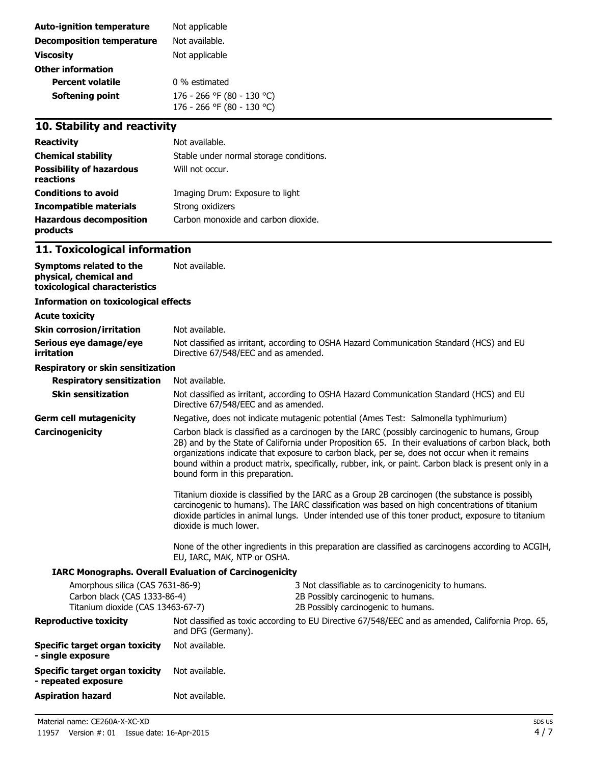| | |
|---|---|
| **Auto-ignition temperature** | Not applicable |
| **Decomposition temperature** | Not available. |
| **Viscosity** | Not applicable |
| **Other information** | |
| **Percent volatile** | 0 % estimated |
| **Softening point** | 176 - 266 °F (80 - 130 °C)<br>176 - 266 °F (80 - 130 °C) |

## 10. Stability and reactivity

| | |
|---|---|
| **Reactivity** | Not available. |
| **Chemical stability** | Stable under normal storage conditions. |
| **Possibility of hazardous reactions** | Will not occur. |
| **Conditions to avoid** | Imaging Drum: Exposure to light |
| **Incompatible materials** | Strong oxidizers |
| **Hazardous decomposition products** | Carbon monoxide and carbon dioxide. |

## 11. Toxicological information

**Symptoms related to the physical, chemical and toxicological characteristics** Not available.

**Information on toxicological effects**

**Acute toxicity**

**Skin corrosion/irritation** Not available.

**Serious eye damage/eye irritation** Not classified as irritant, according to OSHA Hazard Communication Standard (HCS) and EU Directive 67/548/EEC and as amended.

**Respiratory or skin sensitization**

**Respiratory sensitization** Not available.

**Skin sensitization** Not classified as irritant, according to OSHA Hazard Communication Standard (HCS) and EU Directive 67/548/EEC and as amended.

**Germ cell mutagenicity** Negative, does not indicate mutagenic potential (Ames Test: Salmonella typhimurium)

**Carcinogenicity** Carbon black is classified as a carcinogen by the IARC (possibly carcinogenic to humans, Group 2B) and by the State of California under Proposition 65. In their evaluations of carbon black, both organizations indicate that exposure to carbon black, per se, does not occur when it remains bound within a product matrix, specifically, rubber, ink, or paint. Carbon black is present only in a bound form in this preparation.

Titanium dioxide is classified by the IARC as a Group 2B carcinogen (the substance is possibly carcinogenic to humans). The IARC classification was based on high concentrations of titanium dioxide particles in animal lungs. Under intended use of this toner product, exposure to titanium dioxide is much lower.

None of the other ingredients in this preparation are classified as carcinogens according to ACGIH, EU, IARC, MAK, NTP or OSHA.

**IARC Monographs. Overall Evaluation of Carcinogenicity**

| | |
|---|---|
| Amorphous silica (CAS 7631-86-9) | 3 Not classifiable as to carcinogenicity to humans. |
| Carbon black (CAS 1333-86-4) | 2B Possibly carcinogenic to humans. |
| Titanium dioxide (CAS 13463-67-7) | 2B Possibly carcinogenic to humans. |

**Reproductive toxicity** Not classified as toxic according to EU Directive 67/548/EEC and as amended, California Prop. 65, and DFG (Germany).

**Specific target organ toxicity - single exposure** Not available.

**Specific target organ toxicity - repeated exposure** Not available.

**Aspiration hazard** Not available.

Material name: CE260A-X-XC-XD

11957 Version #: 01 Issue date: 16-Apr-2015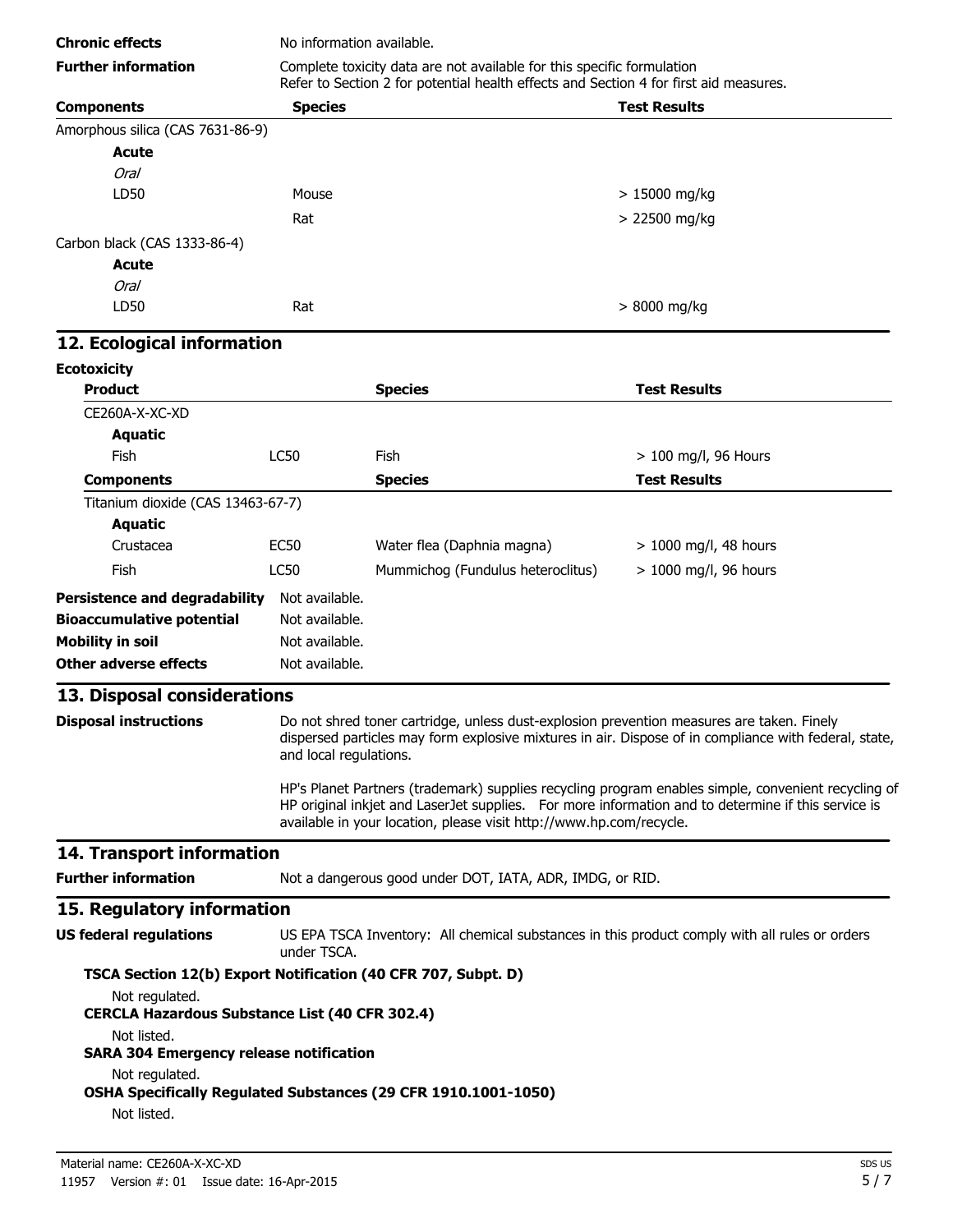**Chronic effects** No information available.

**Further information** Complete toxicity data are not available for this specific formulation
Refer to Section 2 for potential health effects and Section 4 for first aid measures.

| Components | Species | Test Results |
|---|---|---|
| Amorphous silica (CAS 7631-86-9) | | |
| **Acute** | | |
| *Oral* | | |
| LD50 | Mouse | > 15000 mg/kg |
| | Rat | > 22500 mg/kg |
| Carbon black (CAS 1333-86-4) | | |
| **Acute** | | |
| *Oral* | | |
| LD50 | Rat | > 8000 mg/kg |

## 12. Ecological information

**Ecotoxicity**

| Product | | Species | Test Results |
|---|---|---|---|
| CE260A-X-XC-XD | | | |
| **Aquatic** | | | |
| Fish | LC50 | Fish | > 100 mg/l, 96 Hours |
| **Components** | | **Species** | **Test Results** |
| Titanium dioxide (CAS 13463-67-7) | | | |
| **Aquatic** | | | |
| Crustacea | EC50 | Water flea (Daphnia magna) | > 1000 mg/l, 48 hours |
| Fish | LC50 | Mummichog (Fundulus heteroclitus) | > 1000 mg/l, 96 hours |

**Persistence and degradability** Not available.

**Bioaccumulative potential** Not available.

**Mobility in soil** Not available.

**Other adverse effects** Not available.

## 13. Disposal considerations

**Disposal instructions** Do not shred toner cartridge, unless dust-explosion prevention measures are taken. Finely dispersed particles may form explosive mixtures in air. Dispose of in compliance with federal, state, and local regulations.

HP's Planet Partners (trademark) supplies recycling program enables simple, convenient recycling of HP original inkjet and LaserJet supplies. For more information and to determine if this service is available in your location, please visit http://www.hp.com/recycle.

## 14. Transport information

**Further information** Not a dangerous good under DOT, IATA, ADR, IMDG, or RID.

## 15. Regulatory information

**US federal regulations** US EPA TSCA Inventory: All chemical substances in this product comply with all rules or orders under TSCA.

**TSCA Section 12(b) Export Notification (40 CFR 707, Subpt. D)**

Not regulated.

**CERCLA Hazardous Substance List (40 CFR 302.4)**

Not listed.

**SARA 304 Emergency release notification**

Not regulated.

**OSHA Specifically Regulated Substances (29 CFR 1910.1001-1050)**

Not listed.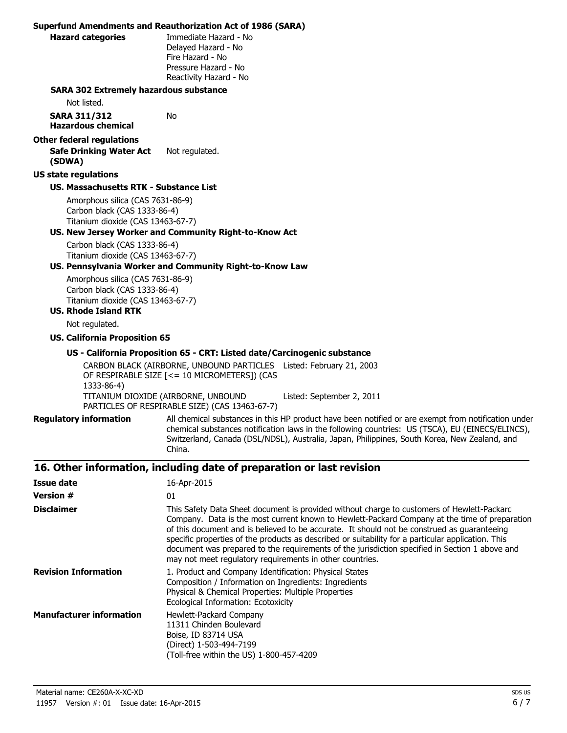**Superfund Amendments and Reauthorization Act of 1986 (SARA)**

**Hazard categories**
Immediate Hazard - No
Delayed Hazard - No
Fire Hazard - No
Pressure Hazard - No
Reactivity Hazard - No

**SARA 302 Extremely hazardous substance**

Not listed.

**SARA 311/312 Hazardous chemical** No

**Other federal regulations**

**Safe Drinking Water Act (SDWA)** Not regulated.

**US state regulations**

**US. Massachusetts RTK - Substance List**

Amorphous silica (CAS 7631-86-9)
Carbon black (CAS 1333-86-4)
Titanium dioxide (CAS 13463-67-7)

**US. New Jersey Worker and Community Right-to-Know Act**

Carbon black (CAS 1333-86-4)
Titanium dioxide (CAS 13463-67-7)

**US. Pennsylvania Worker and Community Right-to-Know Law**

Amorphous silica (CAS 7631-86-9)
Carbon black (CAS 1333-86-4)
Titanium dioxide (CAS 13463-67-7)

**US. Rhode Island RTK**

Not regulated.

**US. California Proposition 65**

**US - California Proposition 65 - CRT: Listed date/Carcinogenic substance**

| | |
|---|---|
| CARBON BLACK (AIRBORNE, UNBOUND PARTICLES OF RESPIRABLE SIZE [<= 10 MICROMETERS]) (CAS 1333-86-4) | Listed: February 21, 2003 |
| TITANIUM DIOXIDE (AIRBORNE, UNBOUND PARTICLES OF RESPIRABLE SIZE) (CAS 13463-67-7) | Listed: September 2, 2011 |

**Regulatory information** All chemical substances in this HP product have been notified or are exempt from notification under chemical substances notification laws in the following countries: US (TSCA), EU (EINECS/ELINCS), Switzerland, Canada (DSL/NDSL), Australia, Japan, Philippines, South Korea, New Zealand, and China.

## 16. Other information, including date of preparation or last revision

**Issue date** 16-Apr-2015

**Version #** 01

**Disclaimer** This Safety Data Sheet document is provided without charge to customers of Hewlett-Packard Company. Data is the most current known to Hewlett-Packard Company at the time of preparation of this document and is believed to be accurate. It should not be construed as guaranteeing specific properties of the products as described or suitability for a particular application. This document was prepared to the requirements of the jurisdiction specified in Section 1 above and may not meet regulatory requirements in other countries.

**Revision Information**
1. Product and Company Identification: Physical States
Composition / Information on Ingredients: Ingredients
Physical & Chemical Properties: Multiple Properties
Ecological Information: Ecotoxicity

**Manufacturer information**
Hewlett-Packard Company
11311 Chinden Boulevard
Boise, ID 83714 USA
(Direct) 1-503-494-7199
(Toll-free within the US) 1-800-457-4209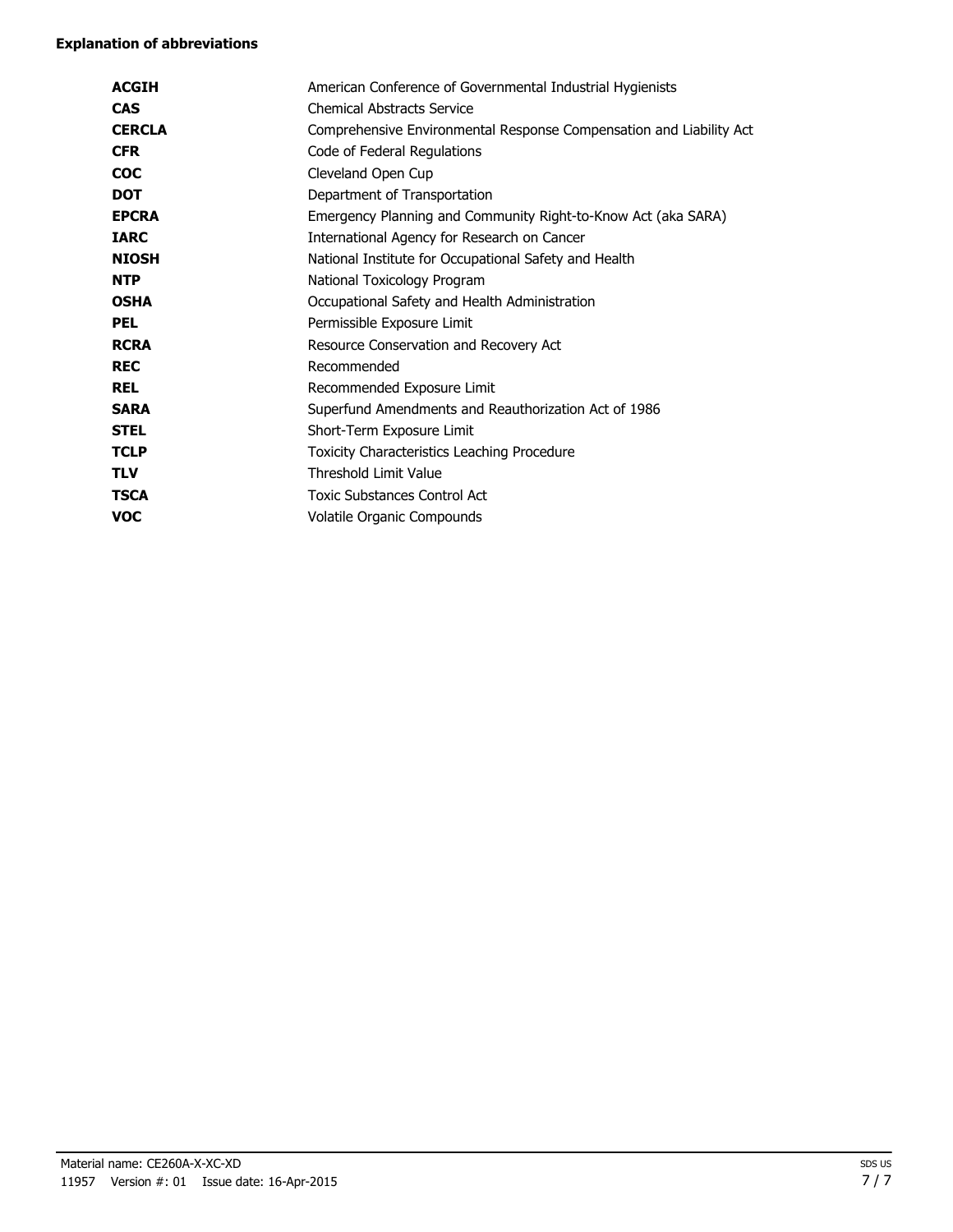**Explanation of abbreviations**

| | |
|---|---|
| **ACGIH** | American Conference of Governmental Industrial Hygienists |
| **CAS** | Chemical Abstracts Service |
| **CERCLA** | Comprehensive Environmental Response Compensation and Liability Act |
| **CFR** | Code of Federal Regulations |
| **COC** | Cleveland Open Cup |
| **DOT** | Department of Transportation |
| **EPCRA** | Emergency Planning and Community Right-to-Know Act (aka SARA) |
| **IARC** | International Agency for Research on Cancer |
| **NIOSH** | National Institute for Occupational Safety and Health |
| **NTP** | National Toxicology Program |
| **OSHA** | Occupational Safety and Health Administration |
| **PEL** | Permissible Exposure Limit |
| **RCRA** | Resource Conservation and Recovery Act |
| **REC** | Recommended |
| **REL** | Recommended Exposure Limit |
| **SARA** | Superfund Amendments and Reauthorization Act of 1986 |
| **STEL** | Short-Term Exposure Limit |
| **TCLP** | Toxicity Characteristics Leaching Procedure |
| **TLV** | Threshold Limit Value |
| **TSCA** | Toxic Substances Control Act |
| **VOC** | Volatile Organic Compounds |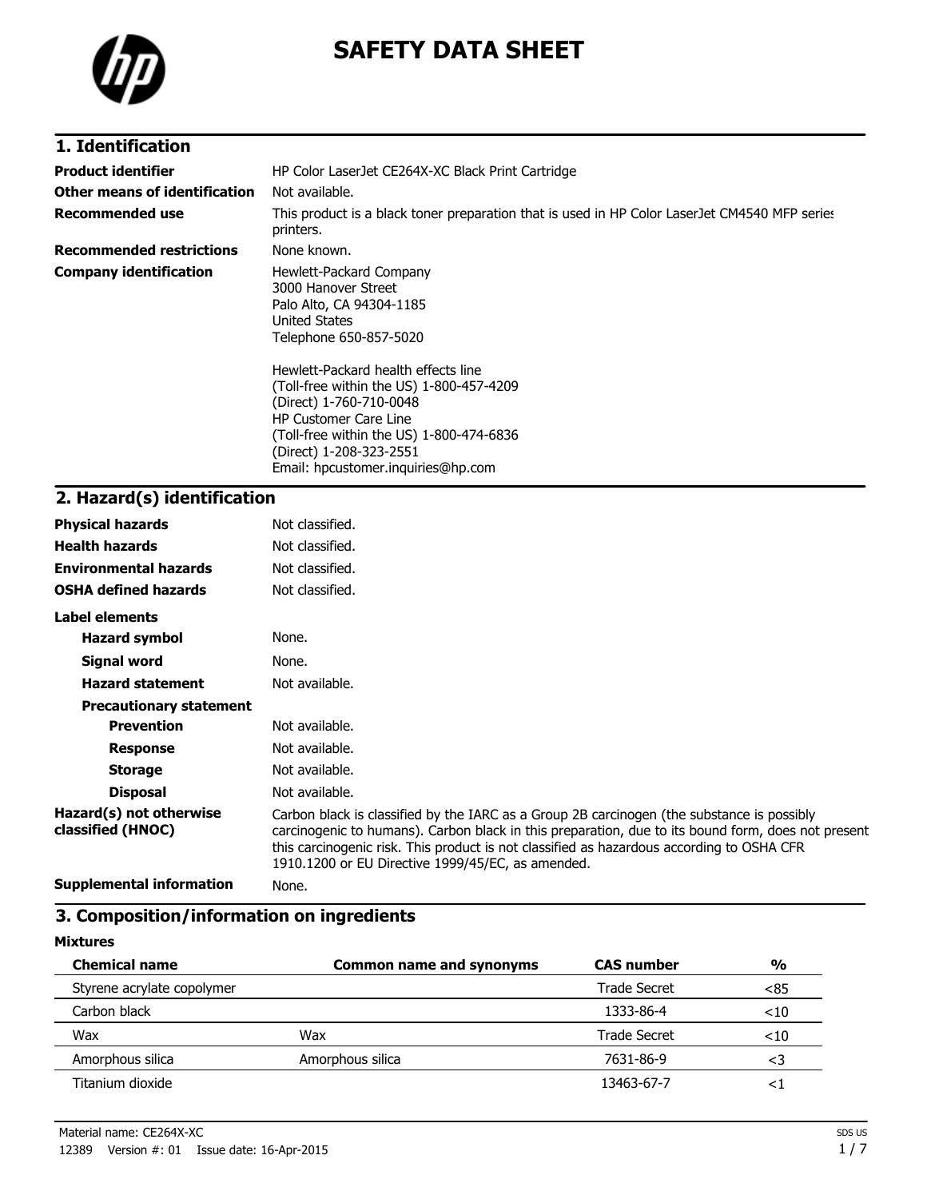# SAFETY DATA SHEET

## 1. Identification

| | |
|---|---|
| **Product identifier** | HP Color LaserJet CE264X-XC Black Print Cartridge |
| **Other means of identification** | Not available. |
| **Recommended use** | This product is a black toner preparation that is used in HP Color LaserJet CM4540 MFP series printers. |
| **Recommended restrictions** | None known. |
| **Company identification** | Hewlett-Packard Company<br>3000 Hanover Street<br>Palo Alto, CA 94304-1185<br>United States<br>Telephone 650-857-5020<br><br>Hewlett-Packard health effects line<br>(Toll-free within the US) 1-800-457-4209<br>(Direct) 1-760-710-0048<br>HP Customer Care Line<br>(Toll-free within the US) 1-800-474-6836<br>(Direct) 1-208-323-2551<br>Email: hpcustomer.inquiries@hp.com |

## 2. Hazard(s) identification

| | |
|---|---|
| **Physical hazards** | Not classified. |
| **Health hazards** | Not classified. |
| **Environmental hazards** | Not classified. |
| **OSHA defined hazards** | Not classified. |

**Label elements**

| | |
|---|---|
| **Hazard symbol** | None. |
| **Signal word** | None. |
| **Hazard statement** | Not available. |

**Precautionary statement**

| | |
|---|---|
| **Prevention** | Not available. |
| **Response** | Not available. |
| **Storage** | Not available. |
| **Disposal** | Not available. |

| | |
|---|---|
| **Hazard(s) not otherwise classified (HNOC)** | Carbon black is classified by the IARC as a Group 2B carcinogen (the substance is possibly carcinogenic to humans). Carbon black in this preparation, due to its bound form, does not present this carcinogenic risk. This product is not classified as hazardous according to OSHA CFR 1910.1200 or EU Directive 1999/45/EC, as amended. |
| **Supplemental information** | None. |

## 3. Composition/information on ingredients

**Mixtures**

| Chemical name | Common name and synonyms | CAS number | % |
|---|---|---|---|
| Styrene acrylate copolymer | | Trade Secret | <85 |
| Carbon black | | 1333-86-4 | <10 |
| Wax | Wax | Trade Secret | <10 |
| Amorphous silica | Amorphous silica | 7631-86-9 | <3 |
| Titanium dioxide | | 13463-67-7 | <1 |

Material name: CE264X-XC

12389 Version #: 01 Issue date: 16-Apr-2015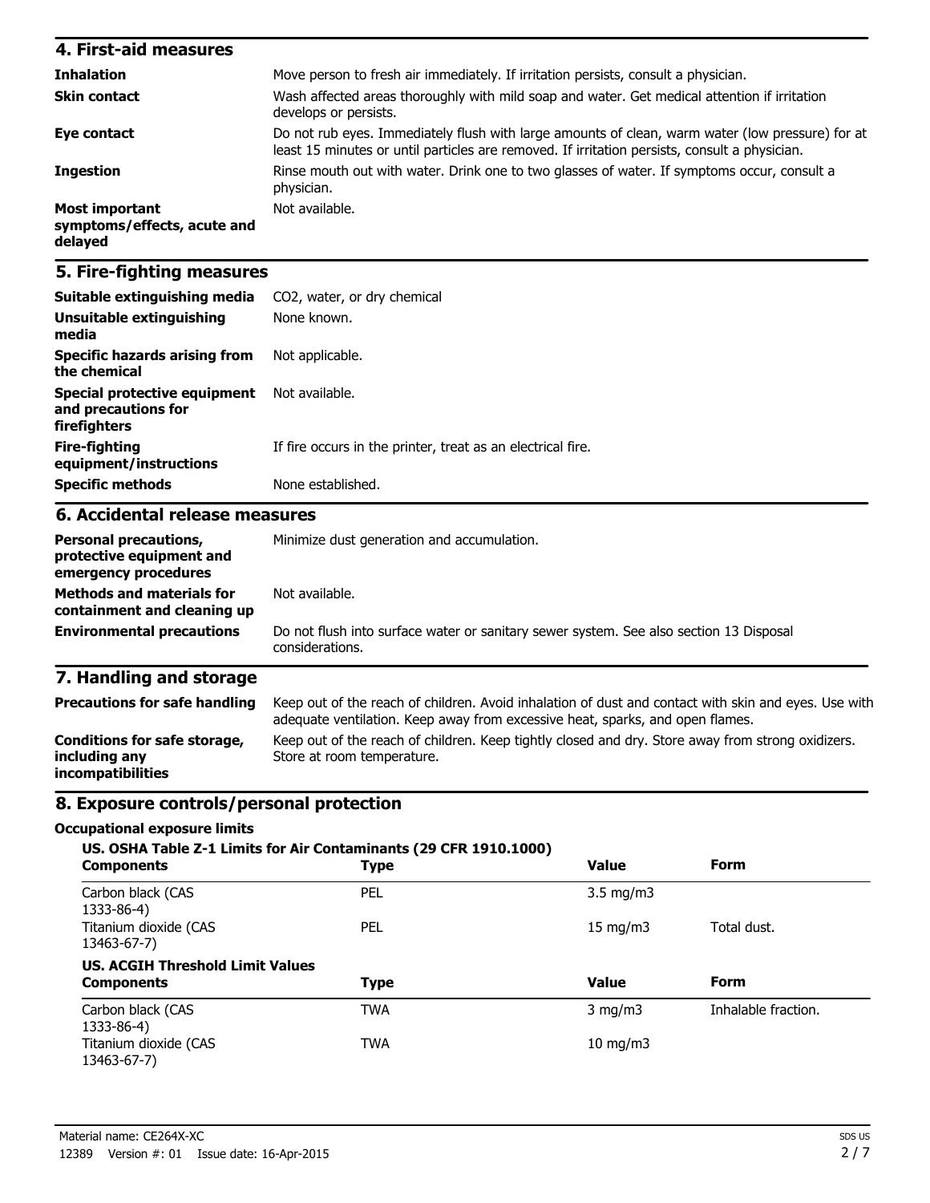## 4. First-aid measures

| | |
|---|---|
| **Inhalation** | Move person to fresh air immediately. If irritation persists, consult a physician. |
| **Skin contact** | Wash affected areas thoroughly with mild soap and water. Get medical attention if irritation develops or persists. |
| **Eye contact** | Do not rub eyes. Immediately flush with large amounts of clean, warm water (low pressure) for at least 15 minutes or until particles are removed. If irritation persists, consult a physician. |
| **Ingestion** | Rinse mouth out with water. Drink one to two glasses of water. If symptoms occur, consult a physician. |
| **Most important symptoms/effects, acute and delayed** | Not available. |

## 5. Fire-fighting measures

| | |
|---|---|
| **Suitable extinguishing media** | $CO_2$, water, or dry chemical |
| **Unsuitable extinguishing media** | None known. |
| **Specific hazards arising from the chemical** | Not applicable. |
| **Special protective equipment and precautions for firefighters** | Not available. |
| **Fire-fighting equipment/instructions** | If fire occurs in the printer, treat as an electrical fire. |
| **Specific methods** | None established. |

## 6. Accidental release measures

| | |
|---|---|
| **Personal precautions, protective equipment and emergency procedures** | Minimize dust generation and accumulation. |
| **Methods and materials for containment and cleaning up** | Not available. |
| **Environmental precautions** | Do not flush into surface water or sanitary sewer system. See also section 13 Disposal considerations. |

## 7. Handling and storage

| | |
|---|---|
| **Precautions for safe handling** | Keep out of the reach of children. Avoid inhalation of dust and contact with skin and eyes. Use with adequate ventilation. Keep away from excessive heat, sparks, and open flames. |
| **Conditions for safe storage, including any incompatibilities** | Keep out of the reach of children. Keep tightly closed and dry. Store away from strong oxidizers. Store at room temperature. |

## 8. Exposure controls/personal protection

**Occupational exposure limits**

**US. OSHA Table Z-1 Limits for Air Contaminants (29 CFR 1910.1000)**

| Components | Type | Value | Form |
|---|---|---|---|
| Carbon black (CAS 1333-86-4) | PEL | 3.5 mg/m3 | |
| Titanium dioxide (CAS 13463-67-7) | PEL | 15 mg/m3 | Total dust. |

**US. ACGIH Threshold Limit Values**

| Components | Type | Value | Form |
|---|---|---|---|
| Carbon black (CAS 1333-86-4) | TWA | 3 mg/m3 | Inhalable fraction. |
| Titanium dioxide (CAS 13463-67-7) | TWA | 10 mg/m3 | |

Material name: CE264X-XC

12389 Version #: 01 Issue date: 16-Apr-2015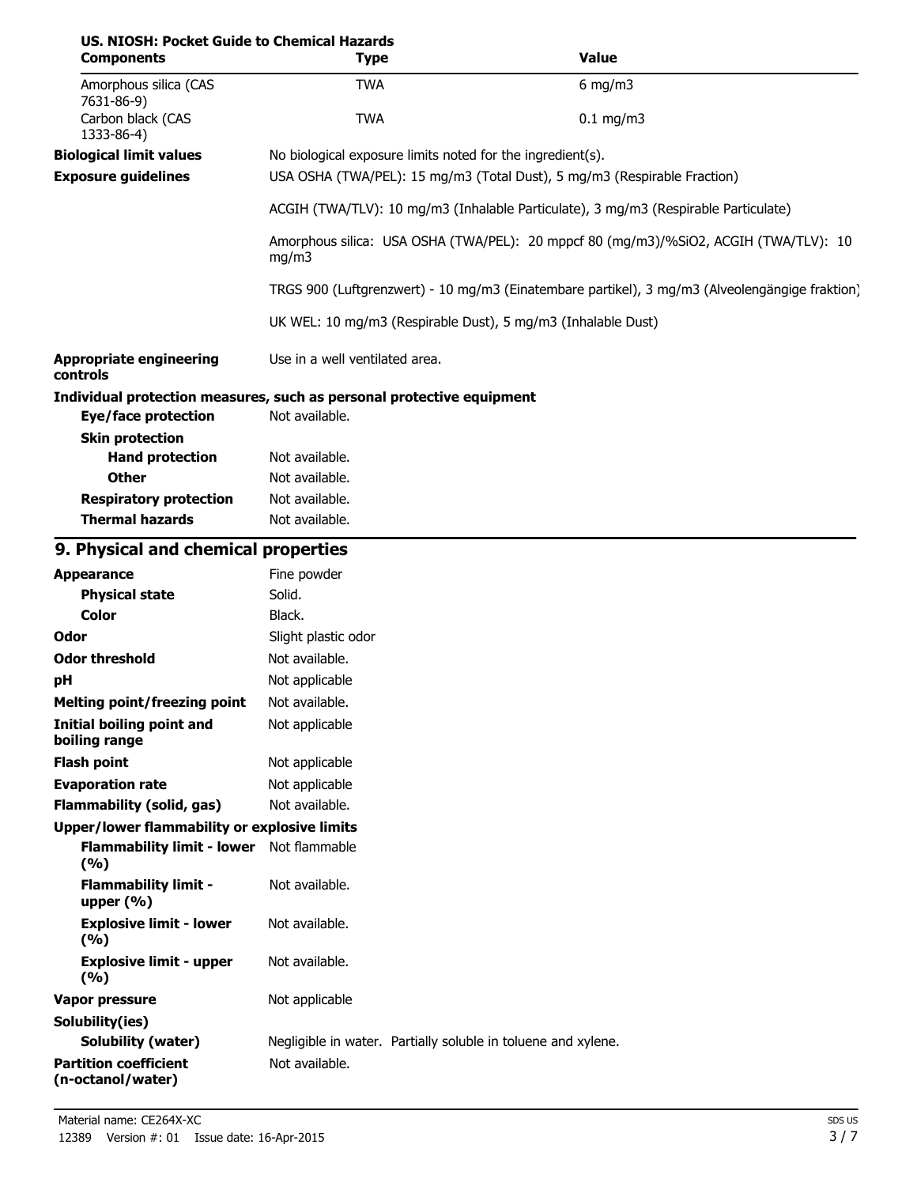**US. NIOSH: Pocket Guide to Chemical Hazards**

| Components | Type | Value |
|---|---|---|
| Amorphous silica (CAS 7631-86-9) | TWA | 6 mg/m3 |
| Carbon black (CAS 1333-86-4) | TWA | 0.1 mg/m3 |

**Biological limit values** No biological exposure limits noted for the ingredient(s).

**Exposure guidelines** USA OSHA (TWA/PEL): 15 mg/m3 (Total Dust), 5 mg/m3 (Respirable Fraction)

ACGIH (TWA/TLV): 10 mg/m3 (Inhalable Particulate), 3 mg/m3 (Respirable Particulate)

Amorphous silica: USA OSHA (TWA/PEL): 20 mppcf 80 (mg/m3)/%SiO2, ACGIH (TWA/TLV): 10 mg/m3

TRGS 900 (Luftgrenzwert) - 10 mg/m3 (Einatembare partikel), 3 mg/m3 (Alveolengängige fraktion)

UK WEL: 10 mg/m3 (Respirable Dust), 5 mg/m3 (Inhalable Dust)

**Appropriate engineering controls** Use in a well ventilated area.

**Individual protection measures, such as personal protective equipment**

**Eye/face protection** Not available.

**Skin protection**

**Hand protection** Not available.

**Other** Not available.

**Respiratory protection** Not available.

**Thermal hazards** Not available.

## 9. Physical and chemical properties

| Property | Value |
|---|---|
| **Appearance** | Fine powder |
| **Physical state** | Solid. |
| **Color** | Black. |
| **Odor** | Slight plastic odor |
| **Odor threshold** | Not available. |
| **pH** | Not applicable |
| **Melting point/freezing point** | Not available. |
| **Initial boiling point and boiling range** | Not applicable |
| **Flash point** | Not applicable |
| **Evaporation rate** | Not applicable |
| **Flammability (solid, gas)** | Not available. |
| **Upper/lower flammability or explosive limits** | |
| **Flammability limit - lower (%)** | Not flammable |
| **Flammability limit - upper (%)** | Not available. |
| **Explosive limit - lower (%)** | Not available. |
| **Explosive limit - upper (%)** | Not available. |
| **Vapor pressure** | Not applicable |
| **Solubility(ies)** | |
| **Solubility (water)** | Negligible in water. Partially soluble in toluene and xylene. |
| **Partition coefficient (n-octanol/water)** | Not available. |

Material name: CE264X-XC
12389 Version #: 01 Issue date: 16-Apr-2015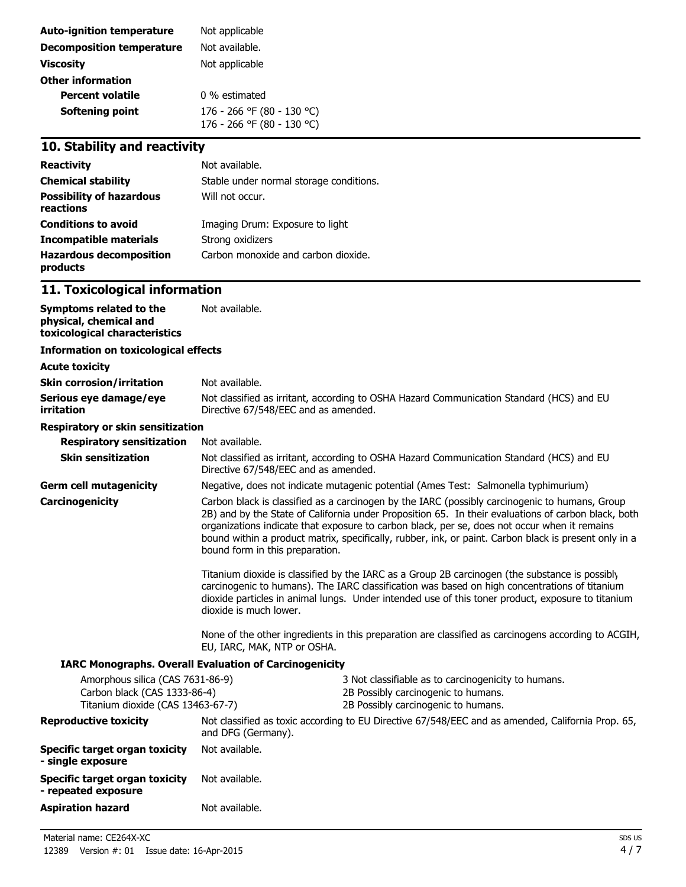| | |
|---|---|
| **Auto-ignition temperature** | Not applicable |
| **Decomposition temperature** | Not available. |
| **Viscosity** | Not applicable |
| **Other information** | |
| **Percent volatile** | 0 % estimated |
| **Softening point** | 176 - 266 °F (80 - 130 °C)<br>176 - 266 °F (80 - 130 °C) |

## 10. Stability and reactivity

| | |
|---|---|
| **Reactivity** | Not available. |
| **Chemical stability** | Stable under normal storage conditions. |
| **Possibility of hazardous reactions** | Will not occur. |
| **Conditions to avoid** | Imaging Drum: Exposure to light |
| **Incompatible materials** | Strong oxidizers |
| **Hazardous decomposition products** | Carbon monoxide and carbon dioxide. |

## 11. Toxicological information

**Symptoms related to the physical, chemical and toxicological characteristics** Not available.

**Information on toxicological effects**

**Acute toxicity**

**Skin corrosion/irritation** Not available.

**Serious eye damage/eye irritation** Not classified as irritant, according to OSHA Hazard Communication Standard (HCS) and EU Directive 67/548/EEC and as amended.

**Respiratory or skin sensitization**

**Respiratory sensitization** Not available.

**Skin sensitization** Not classified as irritant, according to OSHA Hazard Communication Standard (HCS) and EU Directive 67/548/EEC and as amended.

**Germ cell mutagenicity** Negative, does not indicate mutagenic potential (Ames Test: Salmonella typhimurium)

**Carcinogenicity** Carbon black is classified as a carcinogen by the IARC (possibly carcinogenic to humans, Group 2B) and by the State of California under Proposition 65. In their evaluations of carbon black, both organizations indicate that exposure to carbon black, per se, does not occur when it remains bound within a product matrix, specifically, rubber, ink, or paint. Carbon black is present only in a bound form in this preparation.

Titanium dioxide is classified by the IARC as a Group 2B carcinogen (the substance is possibly carcinogenic to humans). The IARC classification was based on high concentrations of titanium dioxide particles in animal lungs. Under intended use of this toner product, exposure to titanium dioxide is much lower.

None of the other ingredients in this preparation are classified as carcinogens according to ACGIH, EU, IARC, MAK, NTP or OSHA.

**IARC Monographs. Overall Evaluation of Carcinogenicity**

| | |
|---|---|
| Amorphous silica (CAS 7631-86-9) | 3 Not classifiable as to carcinogenicity to humans. |
| Carbon black (CAS 1333-86-4) | 2B Possibly carcinogenic to humans. |
| Titanium dioxide (CAS 13463-67-7) | 2B Possibly carcinogenic to humans. |

**Reproductive toxicity** Not classified as toxic according to EU Directive 67/548/EEC and as amended, California Prop. 65, and DFG (Germany).

**Specific target organ toxicity - single exposure** Not available.

**Specific target organ toxicity - repeated exposure** Not available.

**Aspiration hazard** Not available.

Material name: CE264X-XC

12389 Version #: 01 Issue date: 16-Apr-2015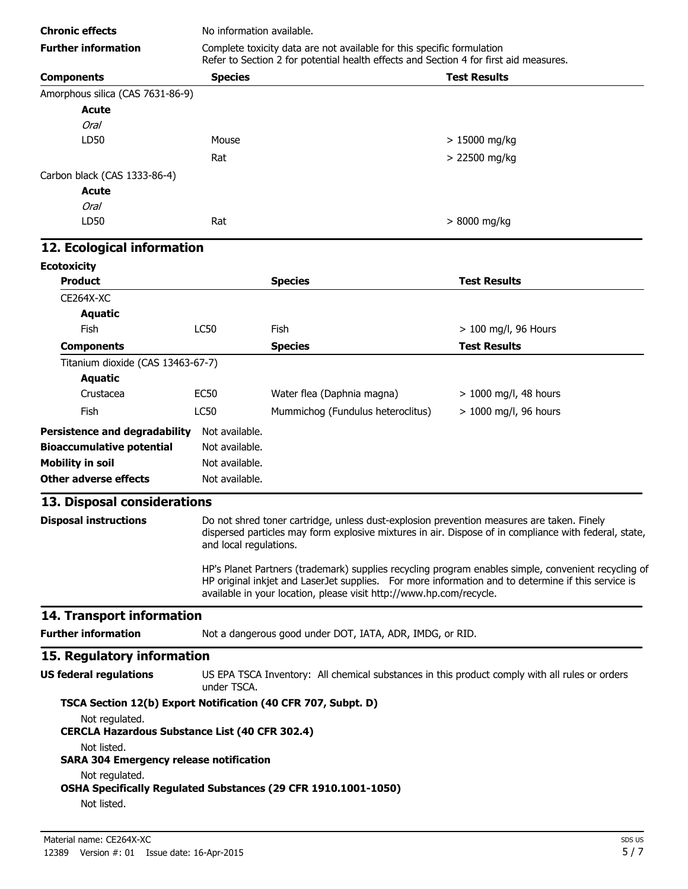| | | |
|---|---|---|
| **Chronic effects** | No information available. | |
| **Further information** | Complete toxicity data are not available for this specific formulation<br>Refer to Section 2 for potential health effects and Section 4 for first aid measures. | |

| **Components** | **Species** | **Test Results** |
|---|---|---|
| Amorphous silica (CAS 7631-86-9) | | |
| **Acute** | | |
| *Oral* | | |
| LD50 | Mouse | > 15000 mg/kg |
| | Rat | > 22500 mg/kg |
| Carbon black (CAS 1333-86-4) | | |
| **Acute** | | |
| *Oral* | | |
| LD50 | Rat | > 8000 mg/kg |

## 12. Ecological information

**Ecotoxicity**

| **Product** | | **Species** | **Test Results** |
|---|---|---|---|
| CE264X-XC | | | |
| **Aquatic** | | | |
| Fish | LC50 | Fish | > 100 mg/l, 96 Hours |
| **Components** | | **Species** | **Test Results** |
| Titanium dioxide (CAS 13463-67-7) | | | |
| **Aquatic** | | | |
| Crustacea | EC50 | Water flea (Daphnia magna) | > 1000 mg/l, 48 hours |
| Fish | LC50 | Mummichog (Fundulus heteroclitus) | > 1000 mg/l, 96 hours |

**Persistence and degradability** Not available.

**Bioaccumulative potential** Not available.

**Mobility in soil** Not available.

**Other adverse effects** Not available.

## 13. Disposal considerations

**Disposal instructions** Do not shred toner cartridge, unless dust-explosion prevention measures are taken. Finely dispersed particles may form explosive mixtures in air. Dispose of in compliance with federal, state, and local regulations.

HP's Planet Partners (trademark) supplies recycling program enables simple, convenient recycling of HP original inkjet and LaserJet supplies. For more information and to determine if this service is available in your location, please visit http://www.hp.com/recycle.

## 14. Transport information

**Further information** Not a dangerous good under DOT, IATA, ADR, IMDG, or RID.

## 15. Regulatory information

**US federal regulations** US EPA TSCA Inventory: All chemical substances in this product comply with all rules or orders under TSCA.

**TSCA Section 12(b) Export Notification (40 CFR 707, Subpt. D)**

Not regulated.

**CERCLA Hazardous Substance List (40 CFR 302.4)**

Not listed.

**SARA 304 Emergency release notification**

Not regulated.

**OSHA Specifically Regulated Substances (29 CFR 1910.1001-1050)**

Not listed.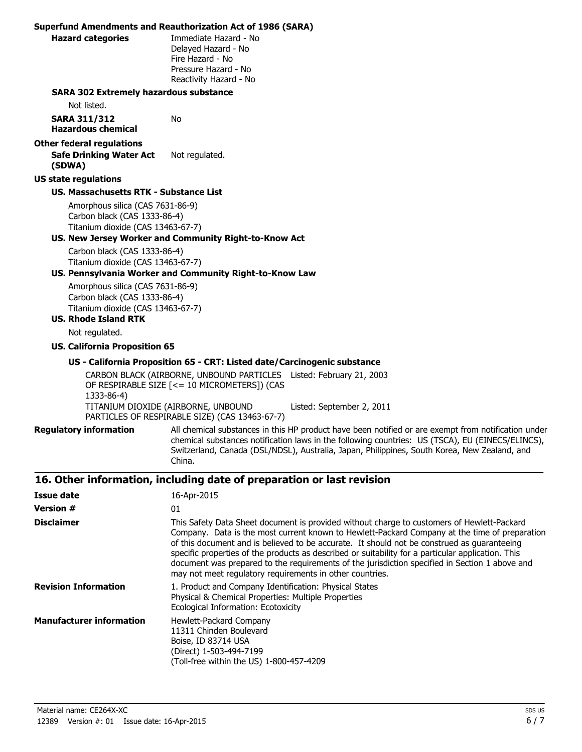**Superfund Amendments and Reauthorization Act of 1986 (SARA)**

**Hazard categories**

Immediate Hazard - No
Delayed Hazard - No
Fire Hazard - No
Pressure Hazard - No
Reactivity Hazard - No

**SARA 302 Extremely hazardous substance**

Not listed.

**SARA 311/312 Hazardous chemical** No

**Other federal regulations**

**Safe Drinking Water Act (SDWA)** Not regulated.

**US state regulations**

**US. Massachusetts RTK - Substance List**

Amorphous silica (CAS 7631-86-9)
Carbon black (CAS 1333-86-4)
Titanium dioxide (CAS 13463-67-7)

**US. New Jersey Worker and Community Right-to-Know Act**

Carbon black (CAS 1333-86-4)
Titanium dioxide (CAS 13463-67-7)

**US. Pennsylvania Worker and Community Right-to-Know Law**

Amorphous silica (CAS 7631-86-9)
Carbon black (CAS 1333-86-4)
Titanium dioxide (CAS 13463-67-7)

**US. Rhode Island RTK**

Not regulated.

**US. California Proposition 65**

**US - California Proposition 65 - CRT: Listed date/Carcinogenic substance**

| | |
|---|---|
| CARBON BLACK (AIRBORNE, UNBOUND PARTICLES OF RESPIRABLE SIZE [<= 10 MICROMETERS]) (CAS 1333-86-4) | Listed: February 21, 2003 |
| TITANIUM DIOXIDE (AIRBORNE, UNBOUND PARTICLES OF RESPIRABLE SIZE) (CAS 13463-67-7) | Listed: September 2, 2011 |

**Regulatory information** All chemical substances in this HP product have been notified or are exempt from notification under chemical substances notification laws in the following countries: US (TSCA), EU (EINECS/ELINCS), Switzerland, Canada (DSL/NDSL), Australia, Japan, Philippines, South Korea, New Zealand, and China.

## 16. Other information, including date of preparation or last revision

**Issue date** 16-Apr-2015

**Version #** 01

**Disclaimer** This Safety Data Sheet document is provided without charge to customers of Hewlett-Packard Company. Data is the most current known to Hewlett-Packard Company at the time of preparation of this document and is believed to be accurate. It should not be construed as guaranteeing specific properties of the products as described or suitability for a particular application. This document was prepared to the requirements of the jurisdiction specified in Section 1 above and may not meet regulatory requirements in other countries.

**Revision Information**

1. Product and Company Identification: Physical States
Physical & Chemical Properties: Multiple Properties
Ecological Information: Ecotoxicity

**Manufacturer information**

Hewlett-Packard Company
11311 Chinden Boulevard
Boise, ID 83714 USA
(Direct) 1-503-494-7199
(Toll-free within the US) 1-800-457-4209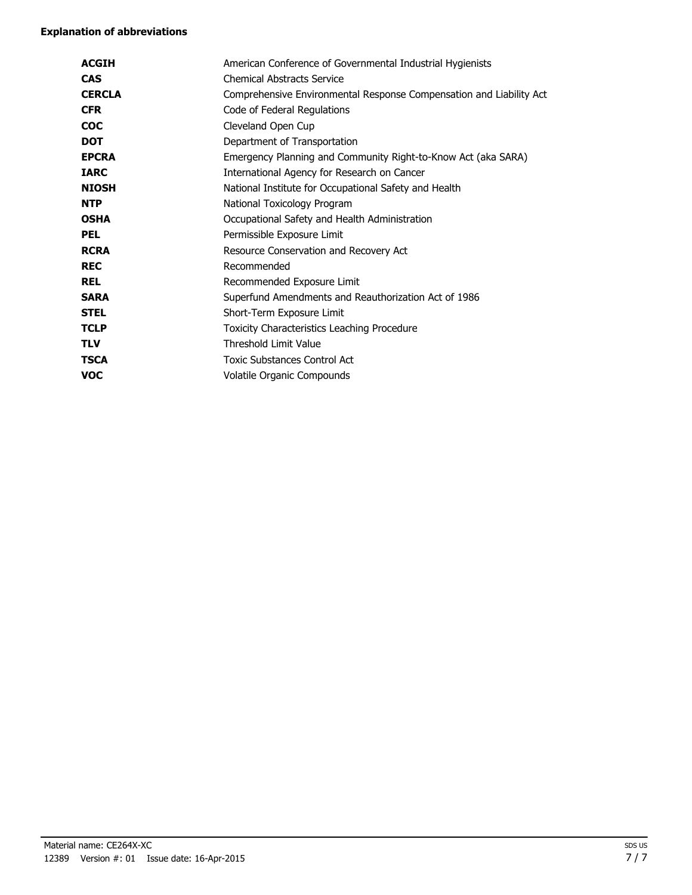**Explanation of abbreviations**

| | |
|---|---|
| **ACGIH** | American Conference of Governmental Industrial Hygienists |
| **CAS** | Chemical Abstracts Service |
| **CERCLA** | Comprehensive Environmental Response Compensation and Liability Act |
| **CFR** | Code of Federal Regulations |
| **COC** | Cleveland Open Cup |
| **DOT** | Department of Transportation |
| **EPCRA** | Emergency Planning and Community Right-to-Know Act (aka SARA) |
| **IARC** | International Agency for Research on Cancer |
| **NIOSH** | National Institute for Occupational Safety and Health |
| **NTP** | National Toxicology Program |
| **OSHA** | Occupational Safety and Health Administration |
| **PEL** | Permissible Exposure Limit |
| **RCRA** | Resource Conservation and Recovery Act |
| **REC** | Recommended |
| **REL** | Recommended Exposure Limit |
| **SARA** | Superfund Amendments and Reauthorization Act of 1986 |
| **STEL** | Short-Term Exposure Limit |
| **TCLP** | Toxicity Characteristics Leaching Procedure |
| **TLV** | Threshold Limit Value |
| **TSCA** | Toxic Substances Control Act |
| **VOC** | Volatile Organic Compounds |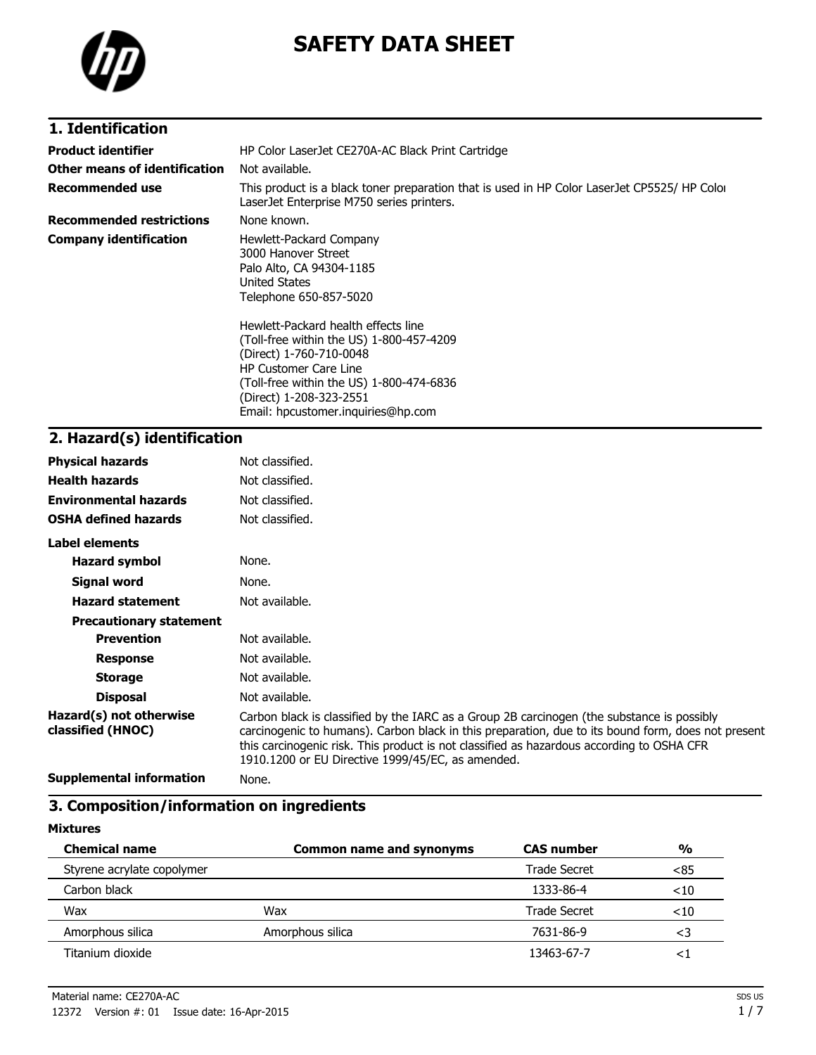# SAFETY DATA SHEET

## 1. Identification

| | |
|---|---|
| **Product identifier** | HP Color LaserJet CE270A-AC Black Print Cartridge |
| **Other means of identification** | Not available. |
| **Recommended use** | This product is a black toner preparation that is used in HP Color LaserJet CP5525/ HP Color LaserJet Enterprise M750 series printers. |
| **Recommended restrictions** | None known. |
| **Company identification** | Hewlett-Packard Company<br>3000 Hanover Street<br>Palo Alto, CA 94304-1185<br>United States<br>Telephone 650-857-5020<br><br>Hewlett-Packard health effects line<br>(Toll-free within the US) 1-800-457-4209<br>(Direct) 1-760-710-0048<br>HP Customer Care Line<br>(Toll-free within the US) 1-800-474-6836<br>(Direct) 1-208-323-2551<br>Email: hpcustomer.inquiries@hp.com |

## 2. Hazard(s) identification

| | |
|---|---|
| **Physical hazards** | Not classified. |
| **Health hazards** | Not classified. |
| **Environmental hazards** | Not classified. |
| **OSHA defined hazards** | Not classified. |

**Label elements**

| | |
|---|---|
| **Hazard symbol** | None. |
| **Signal word** | None. |
| **Hazard statement** | Not available. |
| **Precautionary statement** | |
| **Prevention** | Not available. |
| **Response** | Not available. |
| **Storage** | Not available. |
| **Disposal** | Not available. |
| **Hazard(s) not otherwise classified (HNOC)** | Carbon black is classified by the IARC as a Group 2B carcinogen (the substance is possibly carcinogenic to humans). Carbon black in this preparation, due to its bound form, does not present this carcinogenic risk. This product is not classified as hazardous according to OSHA CFR 1910.1200 or EU Directive 1999/45/EC, as amended. |
| **Supplemental information** | None. |

## 3. Composition/information on ingredients

**Mixtures**

| Chemical name | Common name and synonyms | CAS number | % |
|---|---|---|---|
| Styrene acrylate copolymer | | Trade Secret | <85 |
| Carbon black | | 1333-86-4 | <10 |
| Wax | Wax | Trade Secret | <10 |
| Amorphous silica | Amorphous silica | 7631-86-9 | <3 |
| Titanium dioxide | | 13463-67-7 | <1 |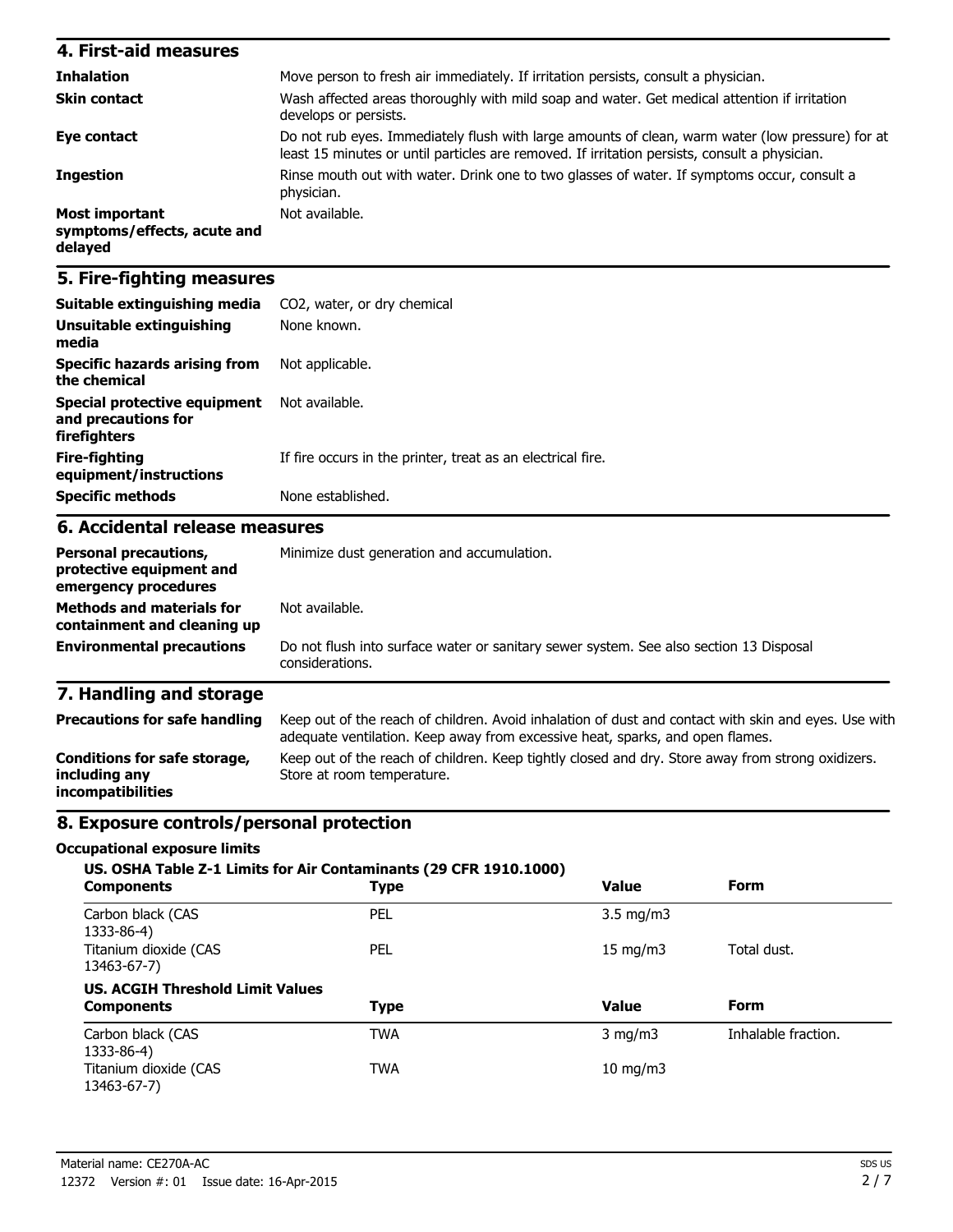## 4. First-aid measures

| | |
|---|---|
| **Inhalation** | Move person to fresh air immediately. If irritation persists, consult a physician. |
| **Skin contact** | Wash affected areas thoroughly with mild soap and water. Get medical attention if irritation develops or persists. |
| **Eye contact** | Do not rub eyes. Immediately flush with large amounts of clean, warm water (low pressure) for at least 15 minutes or until particles are removed. If irritation persists, consult a physician. |
| **Ingestion** | Rinse mouth out with water. Drink one to two glasses of water. If symptoms occur, consult a physician. |
| **Most important symptoms/effects, acute and delayed** | Not available. |

## 5. Fire-fighting measures

| | |
|---|---|
| **Suitable extinguishing media** | $CO_2$, water, or dry chemical |
| **Unsuitable extinguishing media** | None known. |
| **Specific hazards arising from the chemical** | Not applicable. |
| **Special protective equipment and precautions for firefighters** | Not available. |
| **Fire-fighting equipment/instructions** | If fire occurs in the printer, treat as an electrical fire. |
| **Specific methods** | None established. |

## 6. Accidental release measures

| | |
|---|---|
| **Personal precautions, protective equipment and emergency procedures** | Minimize dust generation and accumulation. |
| **Methods and materials for containment and cleaning up** | Not available. |
| **Environmental precautions** | Do not flush into surface water or sanitary sewer system. See also section 13 Disposal considerations. |

## 7. Handling and storage

| | |
|---|---|
| **Precautions for safe handling** | Keep out of the reach of children. Avoid inhalation of dust and contact with skin and eyes. Use with adequate ventilation. Keep away from excessive heat, sparks, and open flames. |
| **Conditions for safe storage, including any incompatibilities** | Keep out of the reach of children. Keep tightly closed and dry. Store away from strong oxidizers. Store at room temperature. |

## 8. Exposure controls/personal protection

### Occupational exposure limits

**US. OSHA Table Z-1 Limits for Air Contaminants (29 CFR 1910.1000)**

| Components | Type | Value | Form |
|---|---|---|---|
| Carbon black (CAS 1333-86-4) | PEL | 3.5 mg/m3 | |
| Titanium dioxide (CAS 13463-67-7) | PEL | 15 mg/m3 | Total dust. |

**US. ACGIH Threshold Limit Values**

| Components | Type | Value | Form |
|---|---|---|---|
| Carbon black (CAS 1333-86-4) | TWA | 3 mg/m3 | Inhalable fraction. |
| Titanium dioxide (CAS 13463-67-7) | TWA | 10 mg/m3 | |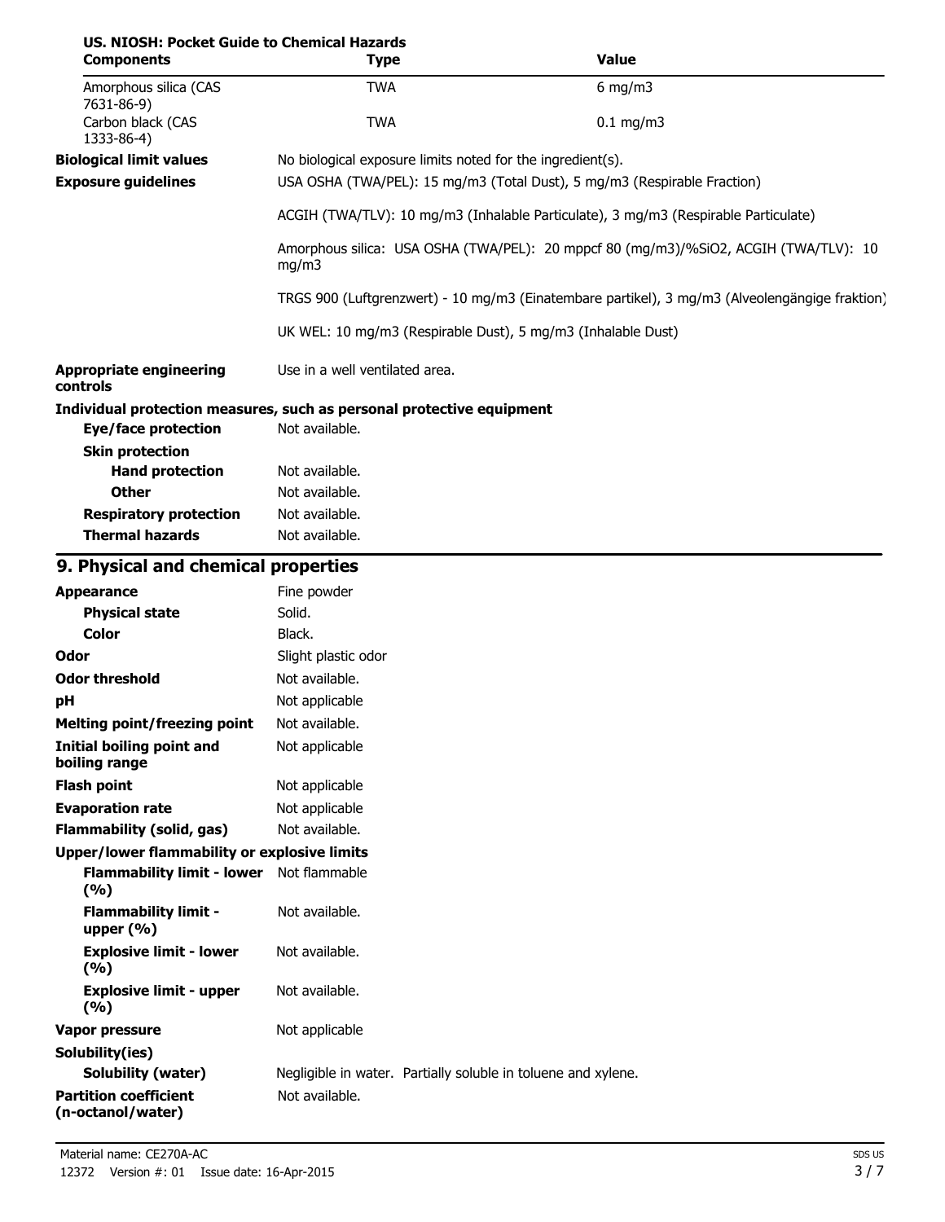**US. NIOSH: Pocket Guide to Chemical Hazards**

| Components | Type | Value |
|---|---|---|
| Amorphous silica (CAS 7631-86-9) | TWA | 6 mg/m3 |
| Carbon black (CAS 1333-86-4) | TWA | 0.1 mg/m3 |

**Biological limit values** No biological exposure limits noted for the ingredient(s).

**Exposure guidelines** USA OSHA (TWA/PEL): 15 mg/m3 (Total Dust), 5 mg/m3 (Respirable Fraction)

ACGIH (TWA/TLV): 10 mg/m3 (Inhalable Particulate), 3 mg/m3 (Respirable Particulate)

Amorphous silica: USA OSHA (TWA/PEL): 20 mppcf 80 (mg/m3)/%SiO2, ACGIH (TWA/TLV): 10 mg/m3

TRGS 900 (Luftgrenzwert) - 10 mg/m3 (Einatembare partikel), 3 mg/m3 (Alveolengängige fraktion)

UK WEL: 10 mg/m3 (Respirable Dust), 5 mg/m3 (Inhalable Dust)

**Appropriate engineering controls** Use in a well ventilated area.

**Individual protection measures, such as personal protective equipment**

**Eye/face protection** Not available.

**Skin protection**

**Hand protection** Not available.

**Other** Not available.

**Respiratory protection** Not available.

**Thermal hazards** Not available.

## 9. Physical and chemical properties

| | |
|---|---|
| **Appearance** | Fine powder |
| **Physical state** | Solid. |
| **Color** | Black. |
| **Odor** | Slight plastic odor |
| **Odor threshold** | Not available. |
| **pH** | Not applicable |
| **Melting point/freezing point** | Not available. |
| **Initial boiling point and boiling range** | Not applicable |
| **Flash point** | Not applicable |
| **Evaporation rate** | Not applicable |
| **Flammability (solid, gas)** | Not available. |
| **Upper/lower flammability or explosive limits** | |
| **Flammability limit - lower (%)** | Not flammable |
| **Flammability limit - upper (%)** | Not available. |
| **Explosive limit - lower (%)** | Not available. |
| **Explosive limit - upper (%)** | Not available. |
| **Vapor pressure** | Not applicable |
| **Solubility(ies)** | |
| **Solubility (water)** | Negligible in water. Partially soluble in toluene and xylene. |
| **Partition coefficient (n-octanol/water)** | Not available. |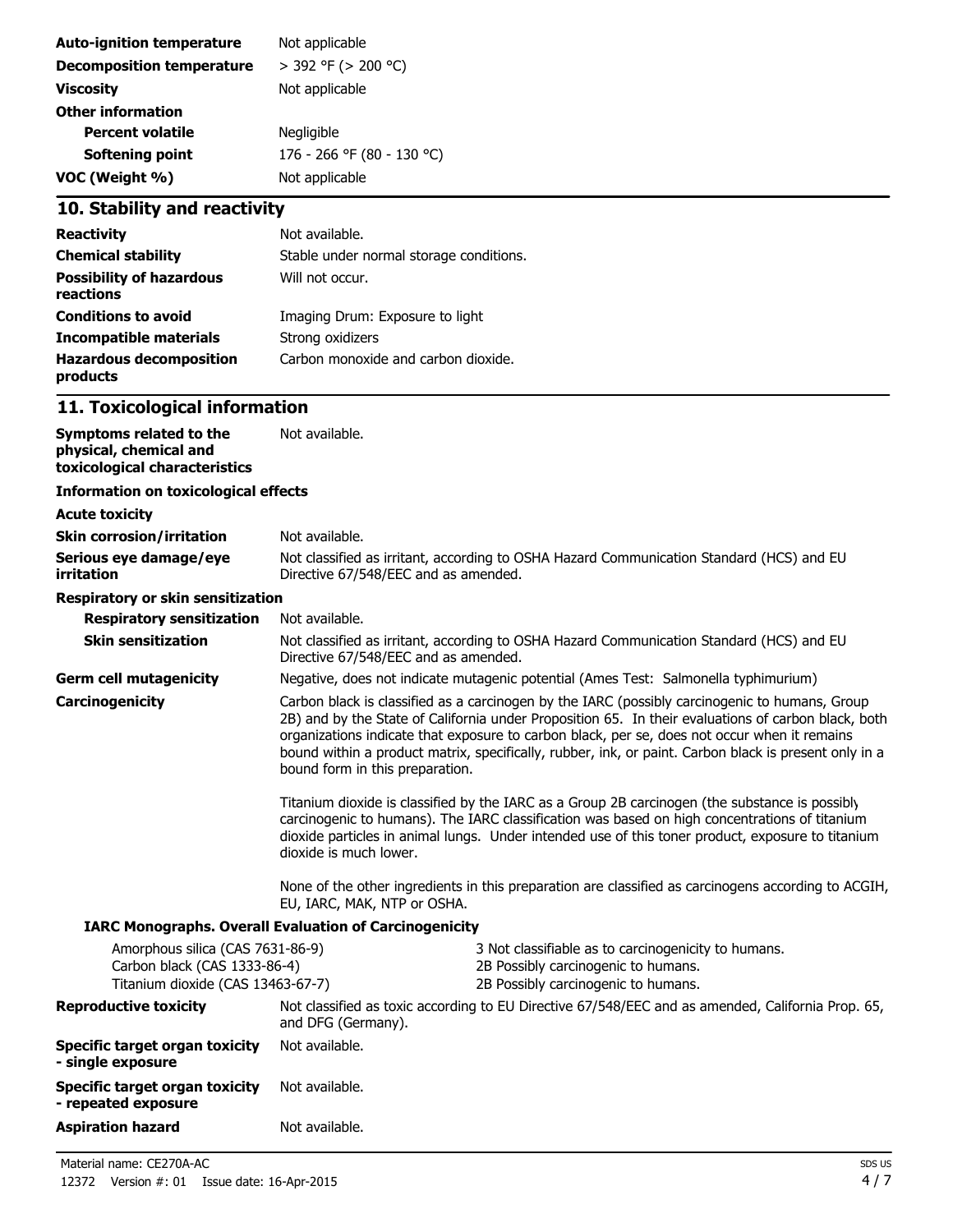| | |
|---|---|
| **Auto-ignition temperature** | Not applicable |
| **Decomposition temperature** | > 392 °F (> 200 °C) |
| **Viscosity** | Not applicable |
| **Other information** | |
| **Percent volatile** | Negligible |
| **Softening point** | 176 - 266 °F (80 - 130 °C) |
| **VOC (Weight %)** | Not applicable |

## 10. Stability and reactivity

| | |
|---|---|
| **Reactivity** | Not available. |
| **Chemical stability** | Stable under normal storage conditions. |
| **Possibility of hazardous reactions** | Will not occur. |
| **Conditions to avoid** | Imaging Drum: Exposure to light |
| **Incompatible materials** | Strong oxidizers |
| **Hazardous decomposition products** | Carbon monoxide and carbon dioxide. |

## 11. Toxicological information

**Symptoms related to the physical, chemical and toxicological characteristics** Not available.

**Information on toxicological effects**

**Acute toxicity**

**Skin corrosion/irritation** Not available.

**Serious eye damage/eye irritation** Not classified as irritant, according to OSHA Hazard Communication Standard (HCS) and EU Directive 67/548/EEC and as amended.

**Respiratory or skin sensitization**

**Respiratory sensitization** Not available.

**Skin sensitization** Not classified as irritant, according to OSHA Hazard Communication Standard (HCS) and EU Directive 67/548/EEC and as amended.

**Germ cell mutagenicity** Negative, does not indicate mutagenic potential (Ames Test: Salmonella typhimurium)

**Carcinogenicity** Carbon black is classified as a carcinogen by the IARC (possibly carcinogenic to humans, Group 2B) and by the State of California under Proposition 65. In their evaluations of carbon black, both organizations indicate that exposure to carbon black, per se, does not occur when it remains bound within a product matrix, specifically, rubber, ink, or paint. Carbon black is present only in a bound form in this preparation.

Titanium dioxide is classified by the IARC as a Group 2B carcinogen (the substance is possibly carcinogenic to humans). The IARC classification was based on high concentrations of titanium dioxide particles in animal lungs. Under intended use of this toner product, exposure to titanium dioxide is much lower.

None of the other ingredients in this preparation are classified as carcinogens according to ACGIH, EU, IARC, MAK, NTP or OSHA.

**IARC Monographs. Overall Evaluation of Carcinogenicity**

| | |
|---|---|
| Amorphous silica (CAS 7631-86-9) | 3 Not classifiable as to carcinogenicity to humans. |
| Carbon black (CAS 1333-86-4) | 2B Possibly carcinogenic to humans. |
| Titanium dioxide (CAS 13463-67-7) | 2B Possibly carcinogenic to humans. |

**Reproductive toxicity** Not classified as toxic according to EU Directive 67/548/EEC and as amended, California Prop. 65, and DFG (Germany).

**Specific target organ toxicity - single exposure** Not available.

**Specific target organ toxicity - repeated exposure** Not available.

**Aspiration hazard** Not available.

Material name: CE270A-AC

12372 Version #: 01 Issue date: 16-Apr-2015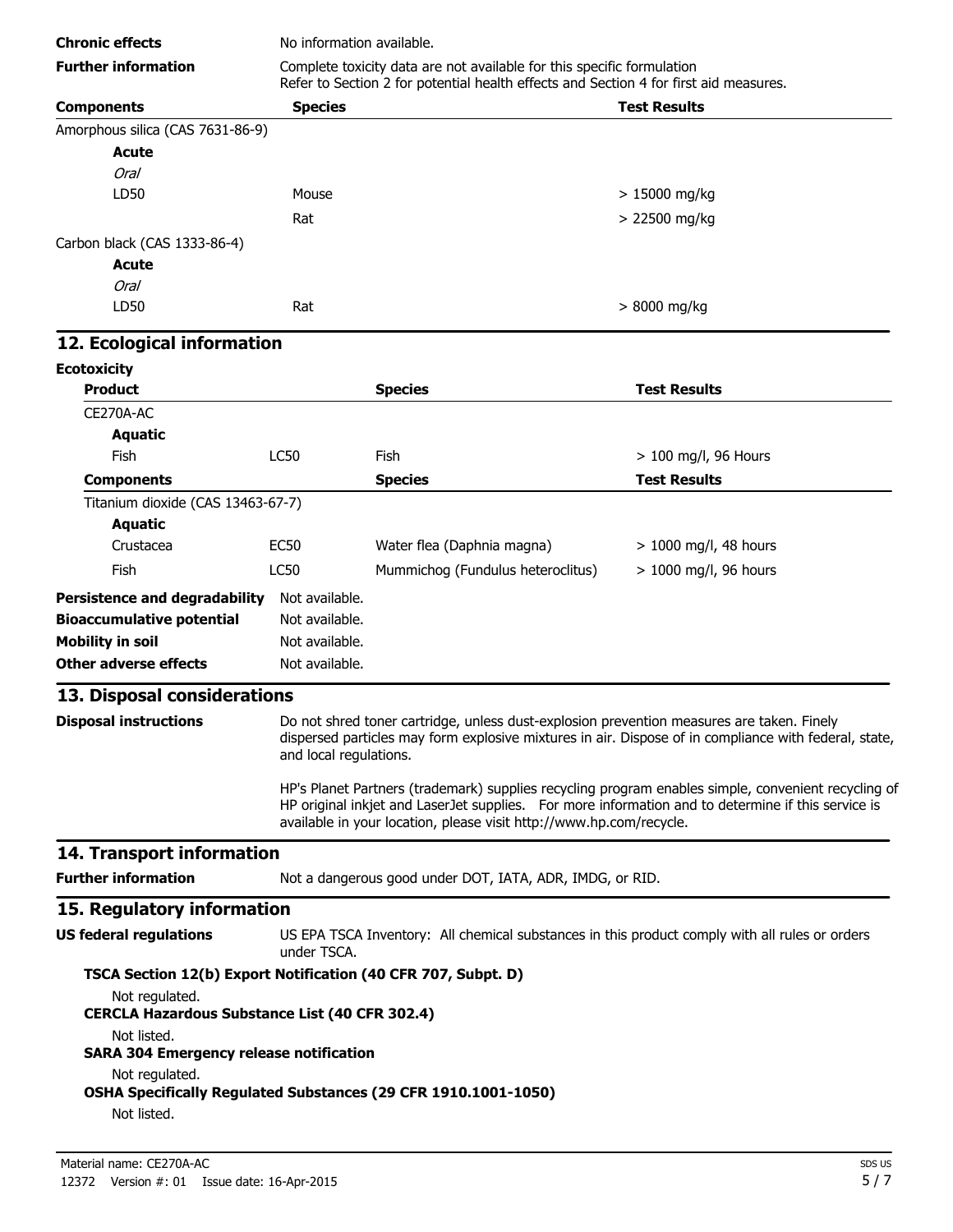**Chronic effects** No information available.

**Further information** Complete toxicity data are not available for this specific formulation
Refer to Section 2 for potential health effects and Section 4 for first aid measures.

| Components | Species | Test Results |
|---|---|---|
| Amorphous silica (CAS 7631-86-9) | | |
| **Acute** | | |
| *Oral* | | |
| LD50 | Mouse | > 15000 mg/kg |
| | Rat | > 22500 mg/kg |
| Carbon black (CAS 1333-86-4) | | |
| **Acute** | | |
| *Oral* | | |
| LD50 | Rat | > 8000 mg/kg |

## 12. Ecological information

**Ecotoxicity**

| Product | | Species | Test Results |
|---|---|---|---|
| CE270A-AC | | | |
| **Aquatic** | | | |
| Fish | LC50 | Fish | > 100 mg/l, 96 Hours |
| **Components** | | **Species** | **Test Results** |
| Titanium dioxide (CAS 13463-67-7) | | | |
| **Aquatic** | | | |
| Crustacea | EC50 | Water flea (Daphnia magna) | > 1000 mg/l, 48 hours |
| Fish | LC50 | Mummichog (Fundulus heteroclitus) | > 1000 mg/l, 96 hours |

**Persistence and degradability** Not available.

**Bioaccumulative potential** Not available.

**Mobility in soil** Not available.

**Other adverse effects** Not available.

## 13. Disposal considerations

**Disposal instructions** Do not shred toner cartridge, unless dust-explosion prevention measures are taken. Finely dispersed particles may form explosive mixtures in air. Dispose of in compliance with federal, state, and local regulations.

HP's Planet Partners (trademark) supplies recycling program enables simple, convenient recycling of HP original inkjet and LaserJet supplies. For more information and to determine if this service is available in your location, please visit http://www.hp.com/recycle.

## 14. Transport information

**Further information** Not a dangerous good under DOT, IATA, ADR, IMDG, or RID.

## 15. Regulatory information

**US federal regulations** US EPA TSCA Inventory: All chemical substances in this product comply with all rules or orders under TSCA.

**TSCA Section 12(b) Export Notification (40 CFR 707, Subpt. D)**

Not regulated.

**CERCLA Hazardous Substance List (40 CFR 302.4)**

Not listed.

**SARA 304 Emergency release notification**

Not regulated.

**OSHA Specifically Regulated Substances (29 CFR 1910.1001-1050)**

Not listed.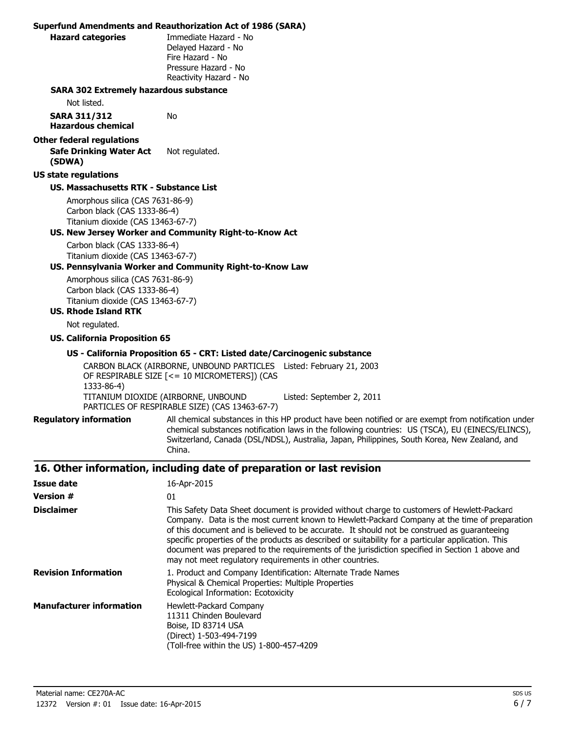**Superfund Amendments and Reauthorization Act of 1986 (SARA)**

**Hazard categories**
Immediate Hazard - No
Delayed Hazard - No
Fire Hazard - No
Pressure Hazard - No
Reactivity Hazard - No

**SARA 302 Extremely hazardous substance**

Not listed.

**SARA 311/312 Hazardous chemical** No

**Other federal regulations**

**Safe Drinking Water Act (SDWA)** Not regulated.

**US state regulations**

**US. Massachusetts RTK - Substance List**

Amorphous silica (CAS 7631-86-9)
Carbon black (CAS 1333-86-4)
Titanium dioxide (CAS 13463-67-7)

**US. New Jersey Worker and Community Right-to-Know Act**

Carbon black (CAS 1333-86-4)
Titanium dioxide (CAS 13463-67-7)

**US. Pennsylvania Worker and Community Right-to-Know Law**

Amorphous silica (CAS 7631-86-9)
Carbon black (CAS 1333-86-4)
Titanium dioxide (CAS 13463-67-7)

**US. Rhode Island RTK**

Not regulated.

**US. California Proposition 65**

**US - California Proposition 65 - CRT: Listed date/Carcinogenic substance**

| Substance | Listed date |
|---|---|
| CARBON BLACK (AIRBORNE, UNBOUND PARTICLES OF RESPIRABLE SIZE [<= 10 MICROMETERS]) (CAS 1333-86-4) | Listed: February 21, 2003 |
| TITANIUM DIOXIDE (AIRBORNE, UNBOUND PARTICLES OF RESPIRABLE SIZE) (CAS 13463-67-7) | Listed: September 2, 2011 |

**Regulatory information** All chemical substances in this HP product have been notified or are exempt from notification under chemical substances notification laws in the following countries: US (TSCA), EU (EINECS/ELINCS), Switzerland, Canada (DSL/NDSL), Australia, Japan, Philippines, South Korea, New Zealand, and China.

## 16. Other information, including date of preparation or last revision

**Issue date** 16-Apr-2015

**Version #** 01

**Disclaimer** This Safety Data Sheet document is provided without charge to customers of Hewlett-Packard Company. Data is the most current known to Hewlett-Packard Company at the time of preparation of this document and is believed to be accurate. It should not be construed as guaranteeing specific properties of the products as described or suitability for a particular application. This document was prepared to the requirements of the jurisdiction specified in Section 1 above and may not meet regulatory requirements in other countries.

**Revision Information**
1. Product and Company Identification: Alternate Trade Names
Physical & Chemical Properties: Multiple Properties
Ecological Information: Ecotoxicity

**Manufacturer information**
Hewlett-Packard Company
11311 Chinden Boulevard
Boise, ID 83714 USA
(Direct) 1-503-494-7199
(Toll-free within the US) 1-800-457-4209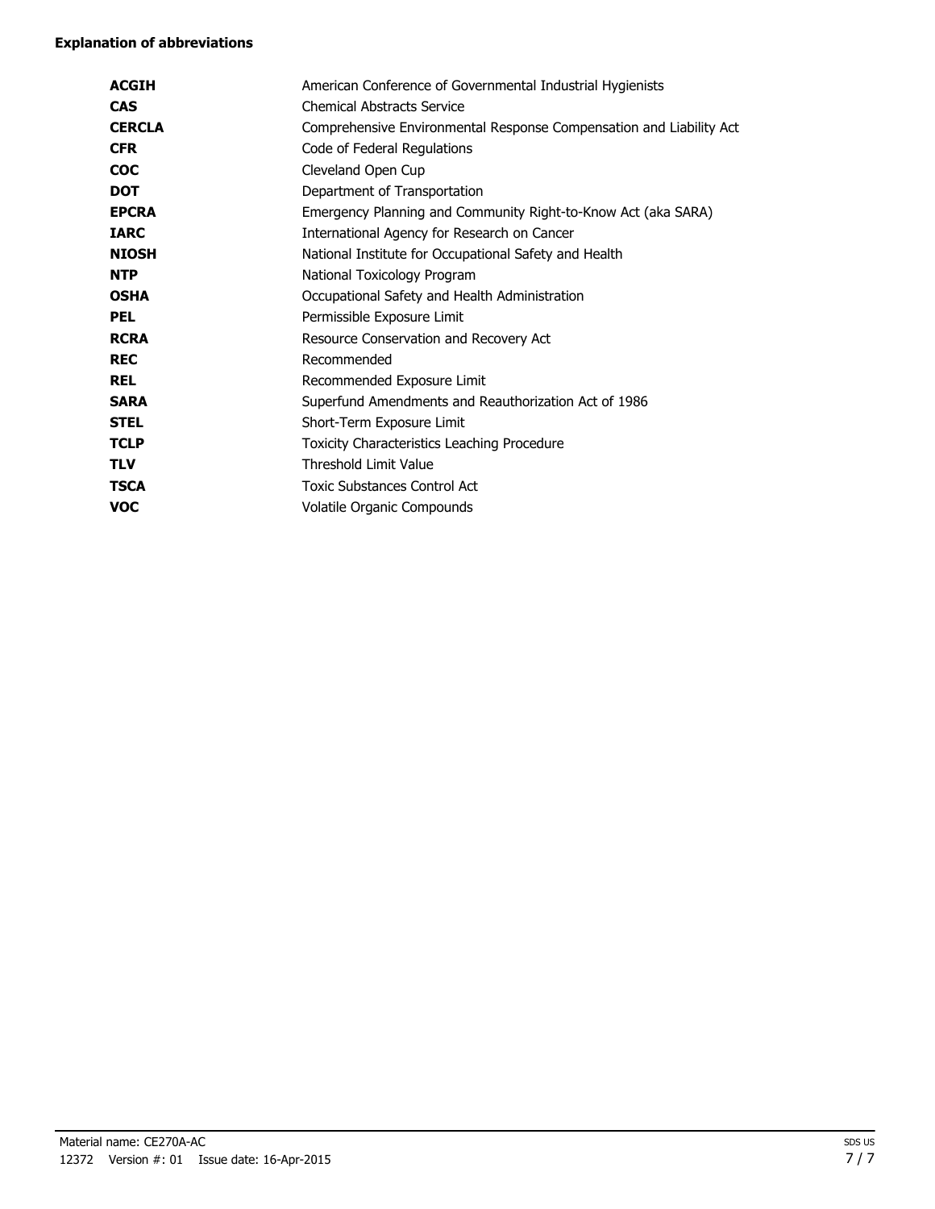**Explanation of abbreviations**

| | |
|---|---|
| **ACGIH** | American Conference of Governmental Industrial Hygienists |
| **CAS** | Chemical Abstracts Service |
| **CERCLA** | Comprehensive Environmental Response Compensation and Liability Act |
| **CFR** | Code of Federal Regulations |
| **COC** | Cleveland Open Cup |
| **DOT** | Department of Transportation |
| **EPCRA** | Emergency Planning and Community Right-to-Know Act (aka SARA) |
| **IARC** | International Agency for Research on Cancer |
| **NIOSH** | National Institute for Occupational Safety and Health |
| **NTP** | National Toxicology Program |
| **OSHA** | Occupational Safety and Health Administration |
| **PEL** | Permissible Exposure Limit |
| **RCRA** | Resource Conservation and Recovery Act |
| **REC** | Recommended |
| **REL** | Recommended Exposure Limit |
| **SARA** | Superfund Amendments and Reauthorization Act of 1986 |
| **STEL** | Short-Term Exposure Limit |
| **TCLP** | Toxicity Characteristics Leaching Procedure |
| **TLV** | Threshold Limit Value |
| **TSCA** | Toxic Substances Control Act |
| **VOC** | Volatile Organic Compounds |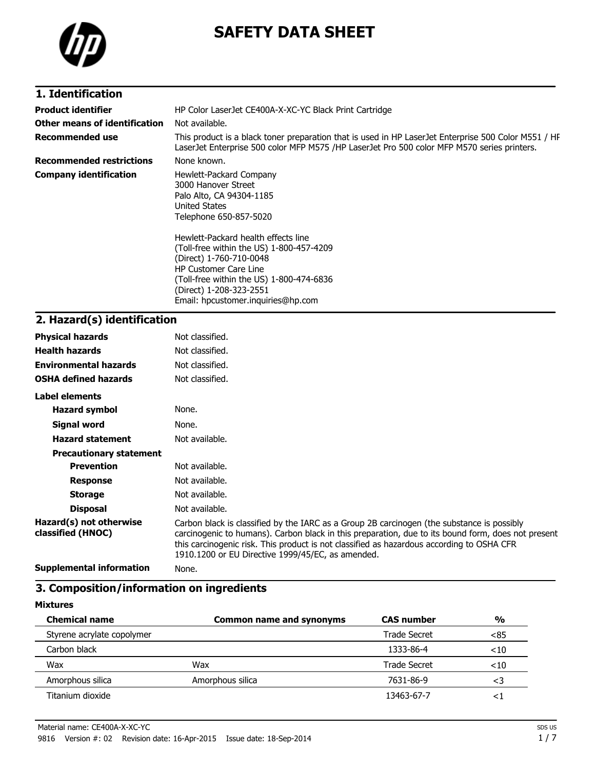# SAFETY DATA SHEET

## 1. Identification

**Product identifier** HP Color LaserJet CE400A-X-XC-YC Black Print Cartridge

**Other means of identification** Not available.

**Recommended use** This product is a black toner preparation that is used in HP LaserJet Enterprise 500 Color M551 / HP LaserJet Enterprise 500 color MFP M575 /HP LaserJet Pro 500 color MFP M570 series printers.

**Recommended restrictions** None known.

**Company identification**
Hewlett-Packard Company
3000 Hanover Street
Palo Alto, CA 94304-1185
United States
Telephone 650-857-5020

Hewlett-Packard health effects line
(Toll-free within the US) 1-800-457-4209
(Direct) 1-760-710-0048
HP Customer Care Line
(Toll-free within the US) 1-800-474-6836
(Direct) 1-208-323-2551
Email: hpcustomer.inquiries@hp.com

## 2. Hazard(s) identification

**Physical hazards** Not classified.

**Health hazards** Not classified.

**Environmental hazards** Not classified.

**OSHA defined hazards** Not classified.

**Label elements**

**Hazard symbol** None.

**Signal word** None.

**Hazard statement** Not available.

**Precautionary statement**

**Prevention** Not available.

**Response** Not available.

**Storage** Not available.

**Disposal** Not available.

**Hazard(s) not otherwise classified (HNOC)** Carbon black is classified by the IARC as a Group 2B carcinogen (the substance is possibly carcinogenic to humans). Carbon black in this preparation, due to its bound form, does not present this carcinogenic risk. This product is not classified as hazardous according to OSHA CFR 1910.1200 or EU Directive 1999/45/EC, as amended.

**Supplemental information** None.

## 3. Composition/information on ingredients

**Mixtures**

| Chemical name | Common name and synonyms | CAS number | % |
|---|---|---|---|
| Styrene acrylate copolymer | | Trade Secret | <85 |
| Carbon black | | 1333-86-4 | <10 |
| Wax | Wax | Trade Secret | <10 |
| Amorphous silica | Amorphous silica | 7631-86-9 | <3 |
| Titanium dioxide | | 13463-67-7 | <1 |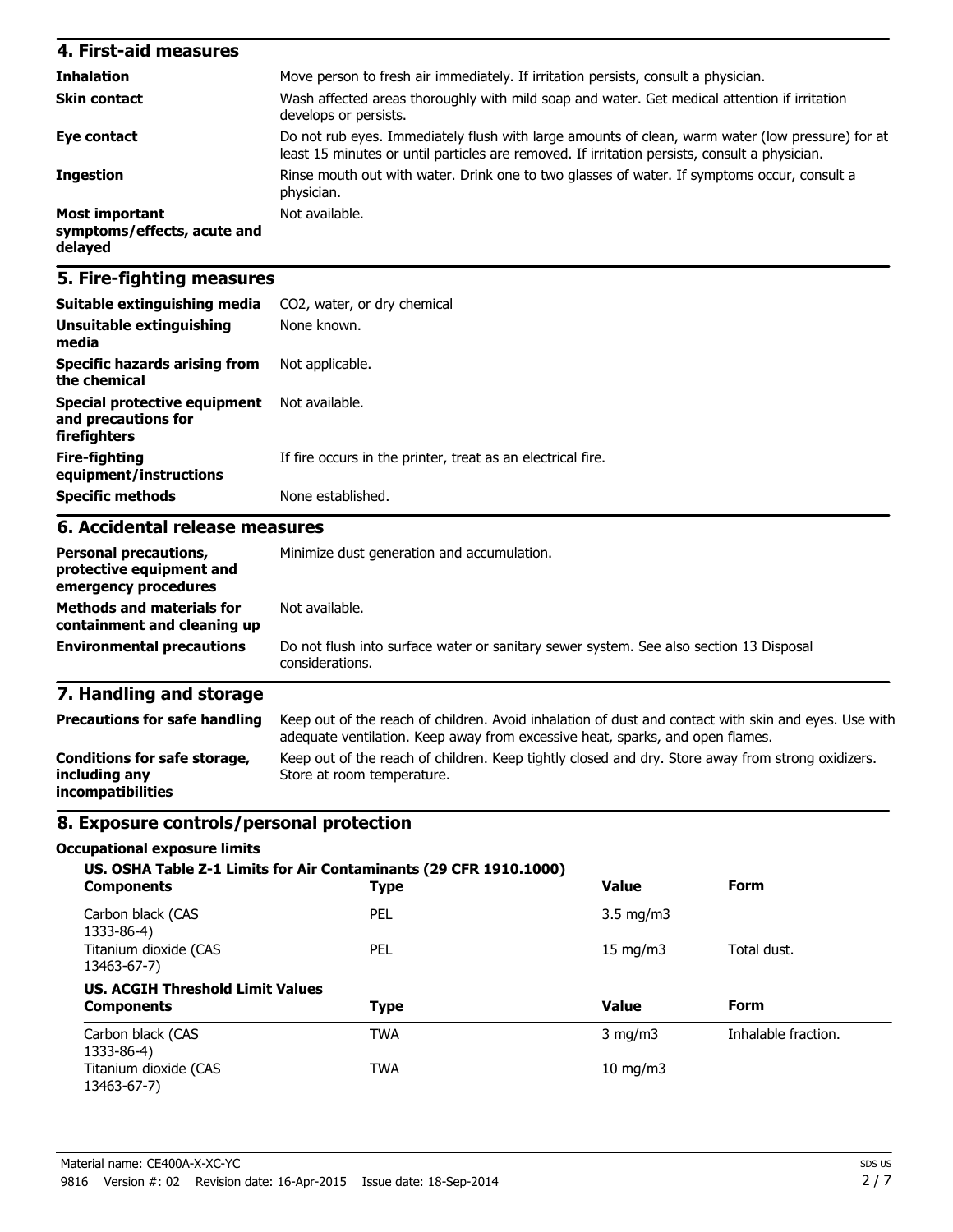## 4. First-aid measures

| | |
|---|---|
| **Inhalation** | Move person to fresh air immediately. If irritation persists, consult a physician. |
| **Skin contact** | Wash affected areas thoroughly with mild soap and water. Get medical attention if irritation develops or persists. |
| **Eye contact** | Do not rub eyes. Immediately flush with large amounts of clean, warm water (low pressure) for at least 15 minutes or until particles are removed. If irritation persists, consult a physician. |
| **Ingestion** | Rinse mouth out with water. Drink one to two glasses of water. If symptoms occur, consult a physician. |
| **Most important symptoms/effects, acute and delayed** | Not available. |

## 5. Fire-fighting measures

| | |
|---|---|
| **Suitable extinguishing media** | CO2, water, or dry chemical |
| **Unsuitable extinguishing media** | None known. |
| **Specific hazards arising from the chemical** | Not applicable. |
| **Special protective equipment and precautions for firefighters** | Not available. |
| **Fire-fighting equipment/instructions** | If fire occurs in the printer, treat as an electrical fire. |
| **Specific methods** | None established. |

## 6. Accidental release measures

| | |
|---|---|
| **Personal precautions, protective equipment and emergency procedures** | Minimize dust generation and accumulation. |
| **Methods and materials for containment and cleaning up** | Not available. |
| **Environmental precautions** | Do not flush into surface water or sanitary sewer system. See also section 13 Disposal considerations. |

## 7. Handling and storage

| | |
|---|---|
| **Precautions for safe handling** | Keep out of the reach of children. Avoid inhalation of dust and contact with skin and eyes. Use with adequate ventilation. Keep away from excessive heat, sparks, and open flames. |
| **Conditions for safe storage, including any incompatibilities** | Keep out of the reach of children. Keep tightly closed and dry. Store away from strong oxidizers. Store at room temperature. |

## 8. Exposure controls/personal protection

### Occupational exposure limits

**US. OSHA Table Z-1 Limits for Air Contaminants (29 CFR 1910.1000)**

| Components | Type | Value | Form |
|---|---|---|---|
| Carbon black (CAS 1333-86-4) | PEL | 3.5 mg/m3 | |
| Titanium dioxide (CAS 13463-67-7) | PEL | 15 mg/m3 | Total dust. |

**US. ACGIH Threshold Limit Values**

| Components | Type | Value | Form |
|---|---|---|---|
| Carbon black (CAS 1333-86-4) | TWA | 3 mg/m3 | Inhalable fraction. |
| Titanium dioxide (CAS 13463-67-7) | TWA | 10 mg/m3 | |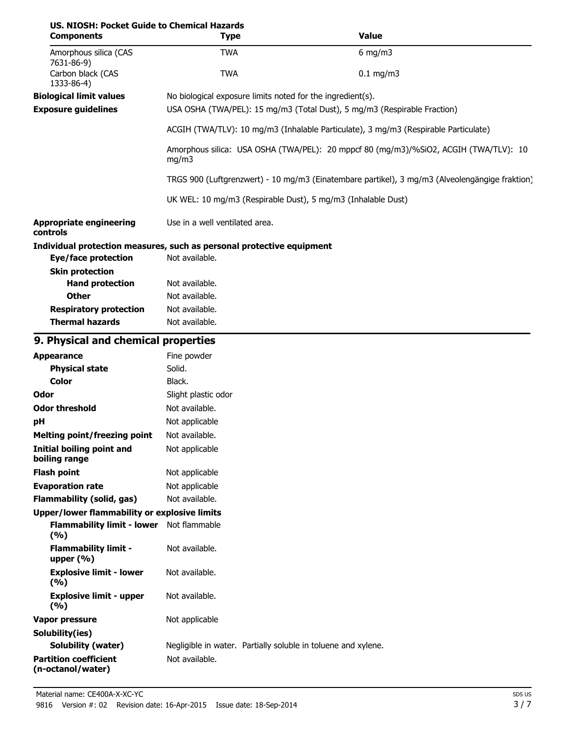**US. NIOSH: Pocket Guide to Chemical Hazards**

| Components | Type | Value |
|---|---|---|
| Amorphous silica (CAS 7631-86-9) | TWA | 6 mg/m3 |
| Carbon black (CAS 1333-86-4) | TWA | 0.1 mg/m3 |

**Biological limit values** No biological exposure limits noted for the ingredient(s).

**Exposure guidelines** USA OSHA (TWA/PEL): 15 mg/m3 (Total Dust), 5 mg/m3 (Respirable Fraction)

ACGIH (TWA/TLV): 10 mg/m3 (Inhalable Particulate), 3 mg/m3 (Respirable Particulate)

Amorphous silica: USA OSHA (TWA/PEL): 20 mppcf 80 (mg/m3)/%SiO2, ACGIH (TWA/TLV): 10 mg/m3

TRGS 900 (Luftgrenzwert) - 10 mg/m3 (Einatembare partikel), 3 mg/m3 (Alveolengängige fraktion)

UK WEL: 10 mg/m3 (Respirable Dust), 5 mg/m3 (Inhalable Dust)

**Appropriate engineering controls** Use in a well ventilated area.

**Individual protection measures, such as personal protective equipment**

**Eye/face protection** Not available.

**Skin protection**

**Hand protection** Not available.

**Other** Not available.

**Respiratory protection** Not available.

**Thermal hazards** Not available.

## 9. Physical and chemical properties

**Appearance** Fine powder

**Physical state** Solid.

**Color** Black.

**Odor** Slight plastic odor

**Odor threshold** Not available.

**pH** Not applicable

**Melting point/freezing point** Not available.

**Initial boiling point and boiling range** Not applicable

**Flash point** Not applicable

**Evaporation rate** Not applicable

**Flammability (solid, gas)** Not available.

**Upper/lower flammability or explosive limits**

**Flammability limit - lower (%)** Not flammable

**Flammability limit - upper (%)** Not available.

**Explosive limit - lower (%)** Not available.

**Explosive limit - upper (%)** Not available.

**Vapor pressure** Not applicable

**Solubility(ies)**

**Solubility (water)** Negligible in water. Partially soluble in toluene and xylene.

**Partition coefficient (n-octanol/water)** Not available.

Material name: CE400A-X-XC-YC

9816 Version #: 02 Revision date: 16-Apr-2015 Issue date: 18-Sep-2014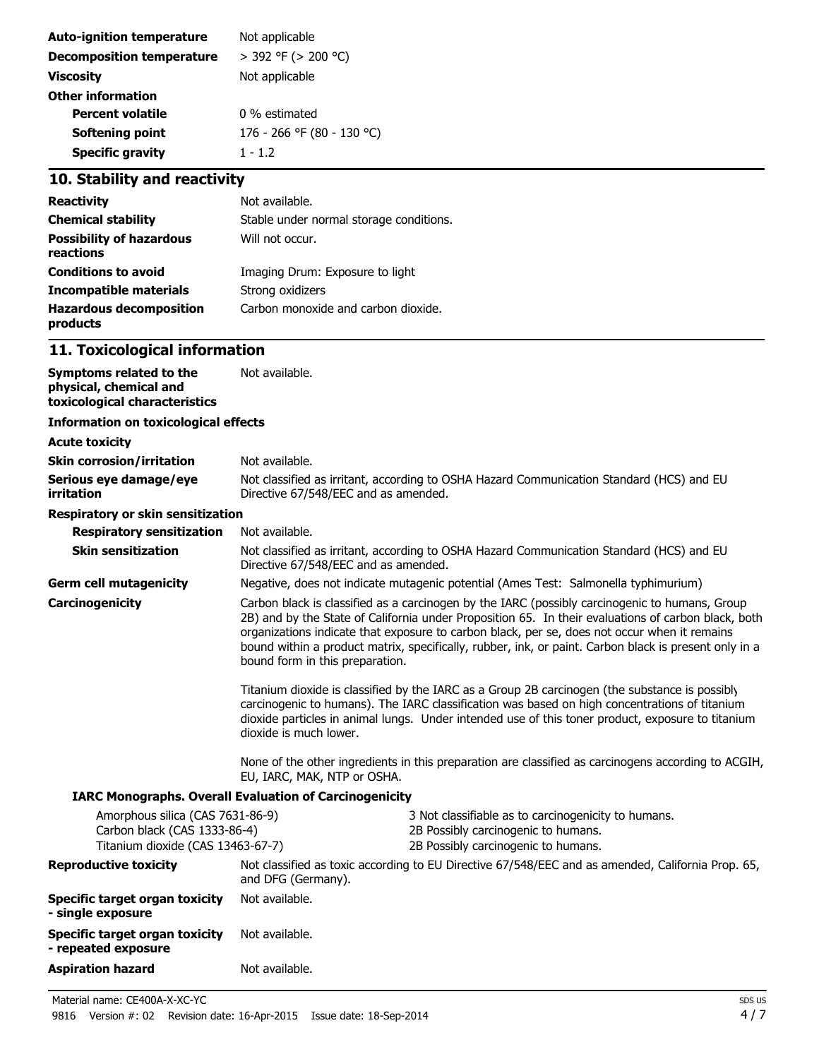| | |
|---|---|
| **Auto-ignition temperature** | Not applicable |
| **Decomposition temperature** | > 392 °F (> 200 °C) |
| **Viscosity** | Not applicable |
| **Other information** | |
| **Percent volatile** | 0 % estimated |
| **Softening point** | 176 - 266 °F (80 - 130 °C) |
| **Specific gravity** | 1 - 1.2 |

## 10. Stability and reactivity

| | |
|---|---|
| **Reactivity** | Not available. |
| **Chemical stability** | Stable under normal storage conditions. |
| **Possibility of hazardous reactions** | Will not occur. |
| **Conditions to avoid** | Imaging Drum: Exposure to light |
| **Incompatible materials** | Strong oxidizers |
| **Hazardous decomposition products** | Carbon monoxide and carbon dioxide. |

## 11. Toxicological information

**Symptoms related to the physical, chemical and toxicological characteristics**: Not available.

**Information on toxicological effects**

**Acute toxicity**

**Skin corrosion/irritation**: Not available.

**Serious eye damage/eye irritation**: Not classified as irritant, according to OSHA Hazard Communication Standard (HCS) and EU Directive 67/548/EEC and as amended.

**Respiratory or skin sensitization**

**Respiratory sensitization**: Not available.

**Skin sensitization**: Not classified as irritant, according to OSHA Hazard Communication Standard (HCS) and EU Directive 67/548/EEC and as amended.

**Germ cell mutagenicity**: Negative, does not indicate mutagenic potential (Ames Test: Salmonella typhimurium)

**Carcinogenicity**: Carbon black is classified as a carcinogen by the IARC (possibly carcinogenic to humans, Group 2B) and by the State of California under Proposition 65. In their evaluations of carbon black, both organizations indicate that exposure to carbon black, per se, does not occur when it remains bound within a product matrix, specifically, rubber, ink, or paint. Carbon black is present only in a bound form in this preparation.

Titanium dioxide is classified by the IARC as a Group 2B carcinogen (the substance is possibly carcinogenic to humans). The IARC classification was based on high concentrations of titanium dioxide particles in animal lungs. Under intended use of this toner product, exposure to titanium dioxide is much lower.

None of the other ingredients in this preparation are classified as carcinogens according to ACGIH, EU, IARC, MAK, NTP or OSHA.

**IARC Monographs. Overall Evaluation of Carcinogenicity**

| | |
|---|---|
| Amorphous silica (CAS 7631-86-9) | 3 Not classifiable as to carcinogenicity to humans. |
| Carbon black (CAS 1333-86-4) | 2B Possibly carcinogenic to humans. |
| Titanium dioxide (CAS 13463-67-7) | 2B Possibly carcinogenic to humans. |

**Reproductive toxicity**: Not classified as toxic according to EU Directive 67/548/EEC and as amended, California Prop. 65, and DFG (Germany).

**Specific target organ toxicity - single exposure**: Not available.

**Specific target organ toxicity - repeated exposure**: Not available.

**Aspiration hazard**: Not available.

Material name: CE400A-X-XC-YC

9816 Version #: 02 Revision date: 16-Apr-2015 Issue date: 18-Sep-2014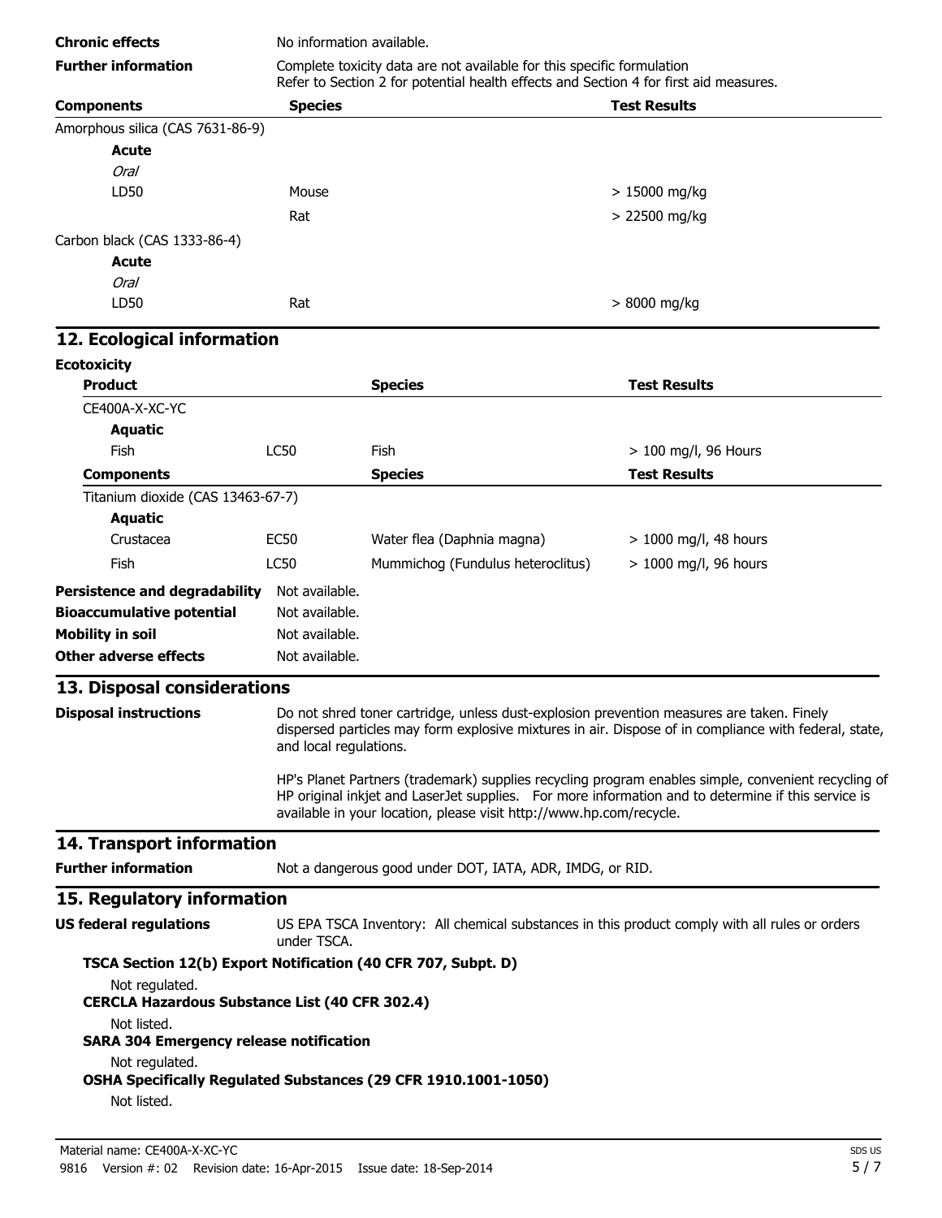**Chronic effects** No information available.

**Further information** Complete toxicity data are not available for this specific formulation
Refer to Section 2 for potential health effects and Section 4 for first aid measures.

| Components | Species | Test Results |
|---|---|---|
| Amorphous silica (CAS 7631-86-9) | | |
| **Acute** | | |
| *Oral* | | |
| LD50 | Mouse | > 15000 mg/kg |
| | Rat | > 22500 mg/kg |
| Carbon black (CAS 1333-86-4) | | |
| **Acute** | | |
| *Oral* | | |
| LD50 | Rat | > 8000 mg/kg |

## 12. Ecological information

**Ecotoxicity**

| Product | | Species | Test Results |
|---|---|---|---|
| CE400A-X-XC-YC | | | |
| **Aquatic** | | | |
| Fish | LC50 | Fish | > 100 mg/l, 96 Hours |
| **Components** | | **Species** | **Test Results** |
| Titanium dioxide (CAS 13463-67-7) | | | |
| **Aquatic** | | | |
| Crustacea | EC50 | Water flea (Daphnia magna) | > 1000 mg/l, 48 hours |
| Fish | LC50 | Mummichog (Fundulus heteroclitus) | > 1000 mg/l, 96 hours |

**Persistence and degradability** Not available.

**Bioaccumulative potential** Not available.

**Mobility in soil** Not available.

**Other adverse effects** Not available.

## 13. Disposal considerations

**Disposal instructions** Do not shred toner cartridge, unless dust-explosion prevention measures are taken. Finely dispersed particles may form explosive mixtures in air. Dispose of in compliance with federal, state, and local regulations.

HP's Planet Partners (trademark) supplies recycling program enables simple, convenient recycling of HP original inkjet and LaserJet supplies. For more information and to determine if this service is available in your location, please visit http://www.hp.com/recycle.

## 14. Transport information

**Further information** Not a dangerous good under DOT, IATA, ADR, IMDG, or RID.

## 15. Regulatory information

**US federal regulations** US EPA TSCA Inventory: All chemical substances in this product comply with all rules or orders under TSCA.

**TSCA Section 12(b) Export Notification (40 CFR 707, Subpt. D)**

Not regulated.

**CERCLA Hazardous Substance List (40 CFR 302.4)**

Not listed.

**SARA 304 Emergency release notification**

Not regulated.

**OSHA Specifically Regulated Substances (29 CFR 1910.1001-1050)**

Not listed.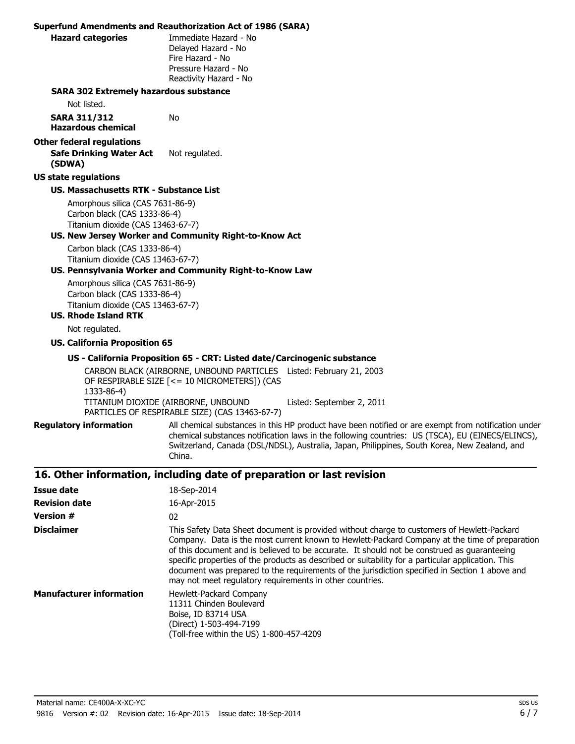**Superfund Amendments and Reauthorization Act of 1986 (SARA)**

**Hazard categories**
Immediate Hazard - No
Delayed Hazard - No
Fire Hazard - No
Pressure Hazard - No
Reactivity Hazard - No

**SARA 302 Extremely hazardous substance**

Not listed.

**SARA 311/312 Hazardous chemical** No

**Other federal regulations**

**Safe Drinking Water Act (SDWA)** Not regulated.

**US state regulations**

**US. Massachusetts RTK - Substance List**

Amorphous silica (CAS 7631-86-9)
Carbon black (CAS 1333-86-4)
Titanium dioxide (CAS 13463-67-7)

**US. New Jersey Worker and Community Right-to-Know Act**

Carbon black (CAS 1333-86-4)
Titanium dioxide (CAS 13463-67-7)

**US. Pennsylvania Worker and Community Right-to-Know Law**

Amorphous silica (CAS 7631-86-9)
Carbon black (CAS 1333-86-4)
Titanium dioxide (CAS 13463-67-7)

**US. Rhode Island RTK**

Not regulated.

**US. California Proposition 65**

**US - California Proposition 65 - CRT: Listed date/Carcinogenic substance**

| | |
|---|---|
| CARBON BLACK (AIRBORNE, UNBOUND PARTICLES OF RESPIRABLE SIZE [<= 10 MICROMETERS]) (CAS 1333-86-4) | Listed: February 21, 2003 |
| TITANIUM DIOXIDE (AIRBORNE, UNBOUND PARTICLES OF RESPIRABLE SIZE) (CAS 13463-67-7) | Listed: September 2, 2011 |

**Regulatory information** All chemical substances in this HP product have been notified or are exempt from notification under chemical substances notification laws in the following countries: US (TSCA), EU (EINECS/ELINCS), Switzerland, Canada (DSL/NDSL), Australia, Japan, Philippines, South Korea, New Zealand, and China.

## 16. Other information, including date of preparation or last revision

**Issue date** 18-Sep-2014

**Revision date** 16-Apr-2015

**Version #** 02

**Disclaimer** This Safety Data Sheet document is provided without charge to customers of Hewlett-Packard Company. Data is the most current known to Hewlett-Packard Company at the time of preparation of this document and is believed to be accurate. It should not be construed as guaranteeing specific properties of the products as described or suitability for a particular application. This document was prepared to the requirements of the jurisdiction specified in Section 1 above and may not meet regulatory requirements in other countries.

**Manufacturer information**
Hewlett-Packard Company
11311 Chinden Boulevard
Boise, ID 83714 USA
(Direct) 1-503-494-7199
(Toll-free within the US) 1-800-457-4209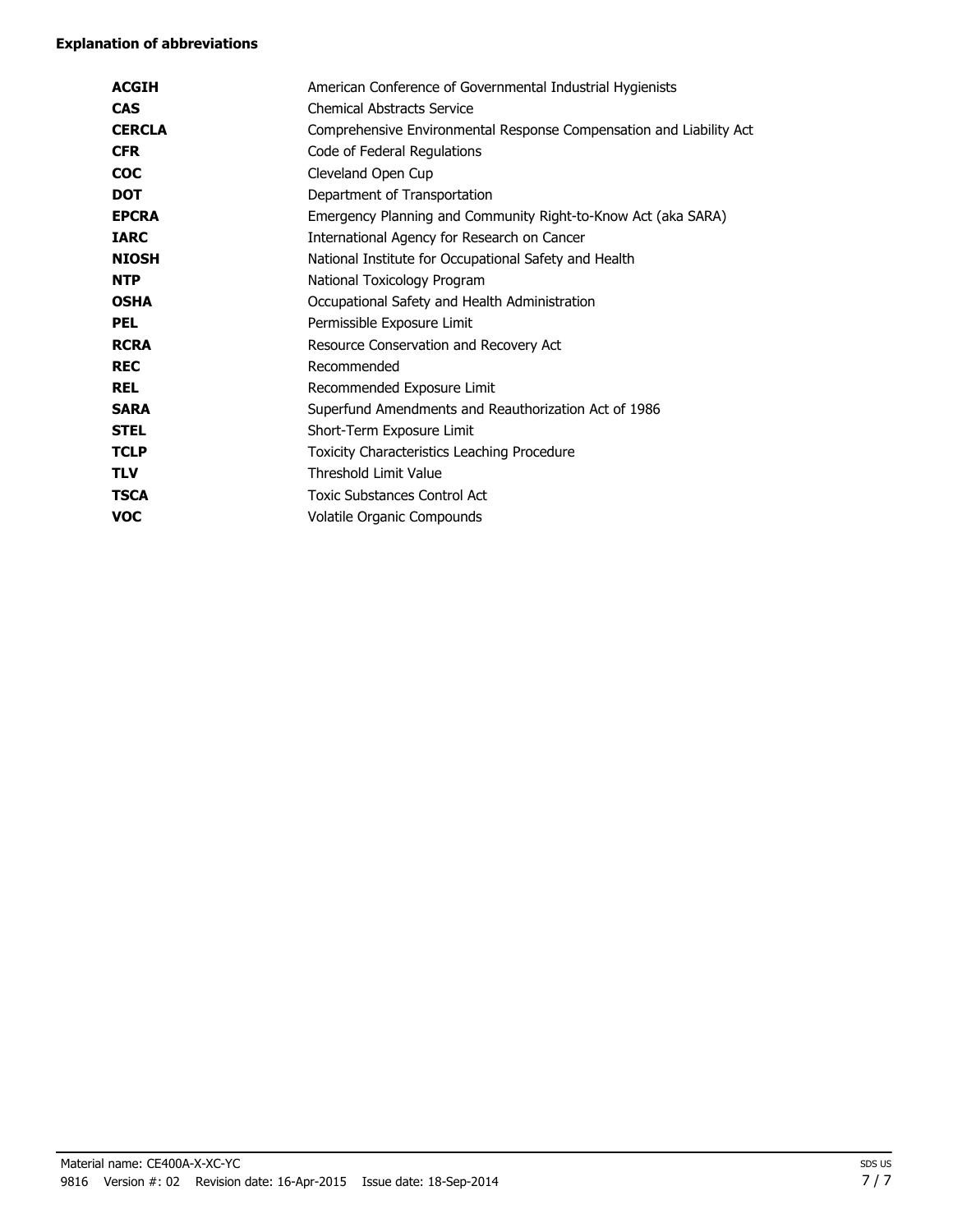**Explanation of abbreviations**

| | |
|---|---|
| **ACGIH** | American Conference of Governmental Industrial Hygienists |
| **CAS** | Chemical Abstracts Service |
| **CERCLA** | Comprehensive Environmental Response Compensation and Liability Act |
| **CFR** | Code of Federal Regulations |
| **COC** | Cleveland Open Cup |
| **DOT** | Department of Transportation |
| **EPCRA** | Emergency Planning and Community Right-to-Know Act (aka SARA) |
| **IARC** | International Agency for Research on Cancer |
| **NIOSH** | National Institute for Occupational Safety and Health |
| **NTP** | National Toxicology Program |
| **OSHA** | Occupational Safety and Health Administration |
| **PEL** | Permissible Exposure Limit |
| **RCRA** | Resource Conservation and Recovery Act |
| **REC** | Recommended |
| **REL** | Recommended Exposure Limit |
| **SARA** | Superfund Amendments and Reauthorization Act of 1986 |
| **STEL** | Short-Term Exposure Limit |
| **TCLP** | Toxicity Characteristics Leaching Procedure |
| **TLV** | Threshold Limit Value |
| **TSCA** | Toxic Substances Control Act |
| **VOC** | Volatile Organic Compounds |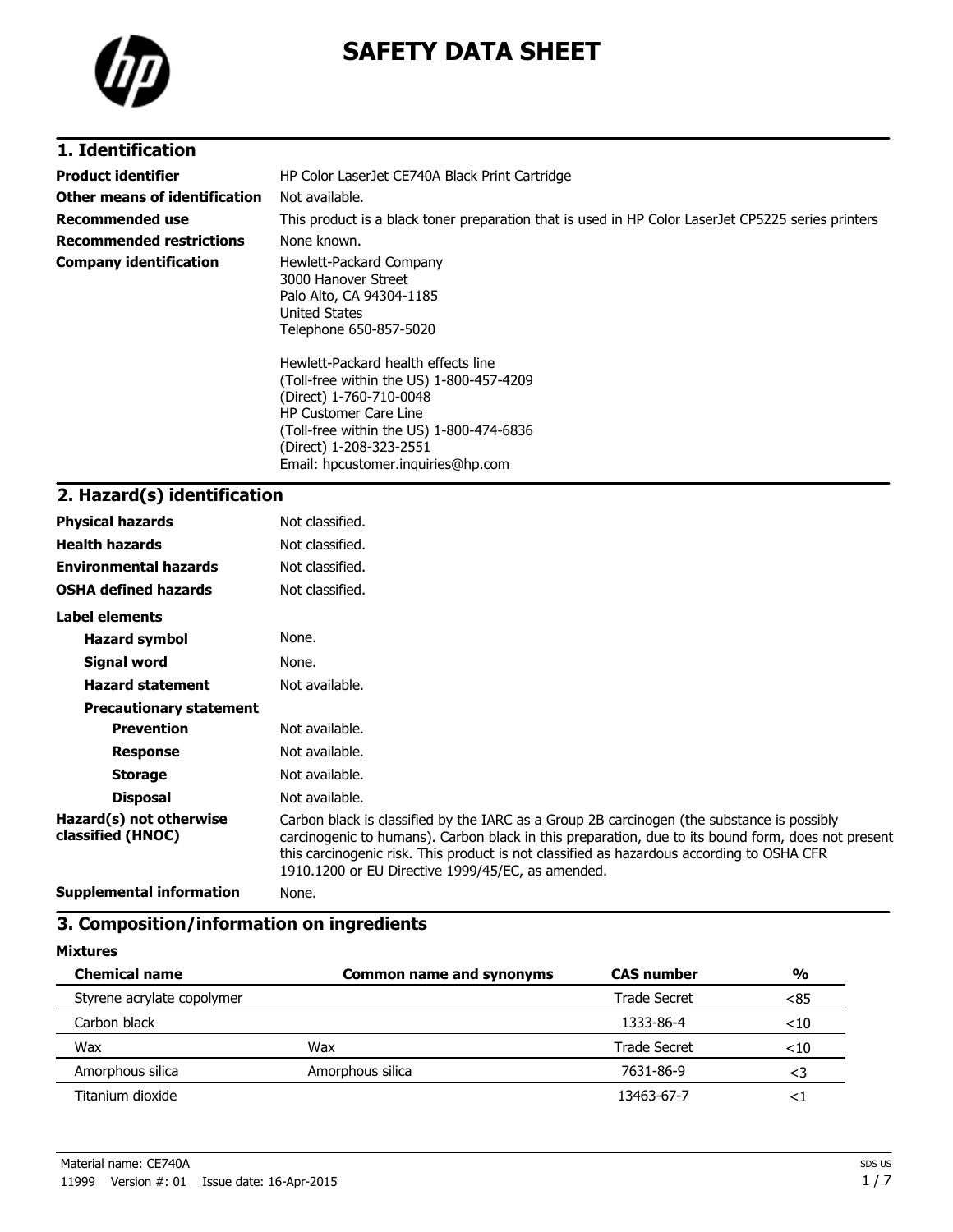# SAFETY DATA SHEET

## 1. Identification

| | |
|---|---|
| **Product identifier** | HP Color LaserJet CE740A Black Print Cartridge |
| **Other means of identification** | Not available. |
| **Recommended use** | This product is a black toner preparation that is used in HP Color LaserJet CP5225 series printers |
| **Recommended restrictions** | None known. |
| **Company identification** | Hewlett-Packard Company<br>3000 Hanover Street<br>Palo Alto, CA 94304-1185<br>United States<br>Telephone 650-857-5020<br><br>Hewlett-Packard health effects line<br>(Toll-free within the US) 1-800-457-4209<br>(Direct) 1-760-710-0048<br>HP Customer Care Line<br>(Toll-free within the US) 1-800-474-6836<br>(Direct) 1-208-323-2551<br>Email: hpcustomer.inquiries@hp.com |

## 2. Hazard(s) identification

| | |
|---|---|
| **Physical hazards** | Not classified. |
| **Health hazards** | Not classified. |
| **Environmental hazards** | Not classified. |
| **OSHA defined hazards** | Not classified. |

**Label elements**

| | |
|---|---|
| **Hazard symbol** | None. |
| **Signal word** | None. |
| **Hazard statement** | Not available. |
| **Precautionary statement** | |
| **Prevention** | Not available. |
| **Response** | Not available. |
| **Storage** | Not available. |
| **Disposal** | Not available. |
| **Hazard(s) not otherwise classified (HNOC)** | Carbon black is classified by the IARC as a Group 2B carcinogen (the substance is possibly carcinogenic to humans). Carbon black in this preparation, due to its bound form, does not present this carcinogenic risk. This product is not classified as hazardous according to OSHA CFR 1910.1200 or EU Directive 1999/45/EC, as amended. |
| **Supplemental information** | None. |

## 3. Composition/information on ingredients

**Mixtures**

| Chemical name | Common name and synonyms | CAS number | % |
|---|---|---|---|
| Styrene acrylate copolymer | | Trade Secret | <85 |
| Carbon black | | 1333-86-4 | <10 |
| Wax | Wax | Trade Secret | <10 |
| Amorphous silica | Amorphous silica | 7631-86-9 | <3 |
| Titanium dioxide | | 13463-67-7 | <1 |

Material name: CE740A

11999 Version #: 01 Issue date: 16-Apr-2015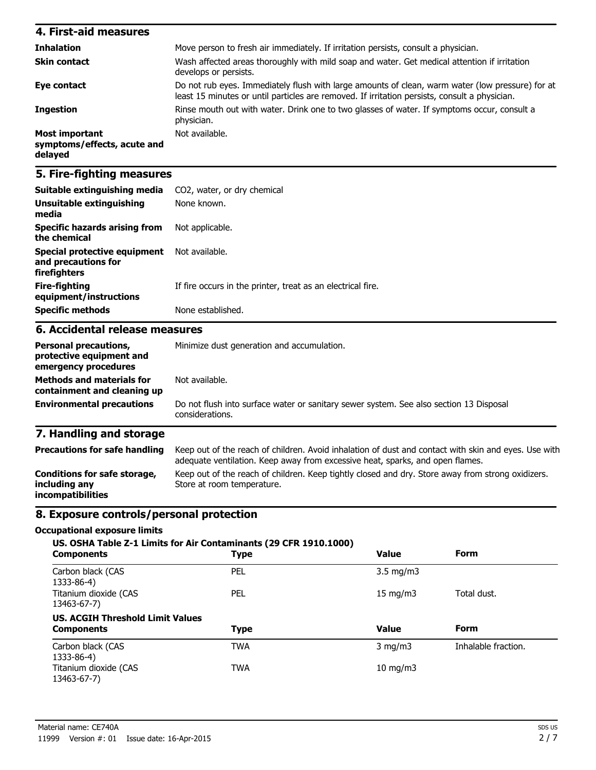## 4. First-aid measures

| | |
|---|---|
| **Inhalation** | Move person to fresh air immediately. If irritation persists, consult a physician. |
| **Skin contact** | Wash affected areas thoroughly with mild soap and water. Get medical attention if irritation develops or persists. |
| **Eye contact** | Do not rub eyes. Immediately flush with large amounts of clean, warm water (low pressure) for at least 15 minutes or until particles are removed. If irritation persists, consult a physician. |
| **Ingestion** | Rinse mouth out with water. Drink one to two glasses of water. If symptoms occur, consult a physician. |
| **Most important symptoms/effects, acute and delayed** | Not available. |

## 5. Fire-fighting measures

| | |
|---|---|
| **Suitable extinguishing media** | CO2, water, or dry chemical |
| **Unsuitable extinguishing media** | None known. |
| **Specific hazards arising from the chemical** | Not applicable. |
| **Special protective equipment and precautions for firefighters** | Not available. |
| **Fire-fighting equipment/instructions** | If fire occurs in the printer, treat as an electrical fire. |
| **Specific methods** | None established. |

## 6. Accidental release measures

| | |
|---|---|
| **Personal precautions, protective equipment and emergency procedures** | Minimize dust generation and accumulation. |
| **Methods and materials for containment and cleaning up** | Not available. |
| **Environmental precautions** | Do not flush into surface water or sanitary sewer system. See also section 13 Disposal considerations. |

## 7. Handling and storage

| | |
|---|---|
| **Precautions for safe handling** | Keep out of the reach of children. Avoid inhalation of dust and contact with skin and eyes. Use with adequate ventilation. Keep away from excessive heat, sparks, and open flames. |
| **Conditions for safe storage, including any incompatibilities** | Keep out of the reach of children. Keep tightly closed and dry. Store away from strong oxidizers. Store at room temperature. |

## 8. Exposure controls/personal protection

**Occupational exposure limits**

**US. OSHA Table Z-1 Limits for Air Contaminants (29 CFR 1910.1000)**

| Components | Type | Value | Form |
|---|---|---|---|
| Carbon black (CAS 1333-86-4) | PEL | 3.5 mg/m3 | |
| Titanium dioxide (CAS 13463-67-7) | PEL | 15 mg/m3 | Total dust. |

**US. ACGIH Threshold Limit Values**

| Components | Type | Value | Form |
|---|---|---|---|
| Carbon black (CAS 1333-86-4) | TWA | 3 mg/m3 | Inhalable fraction. |
| Titanium dioxide (CAS 13463-67-7) | TWA | 10 mg/m3 | |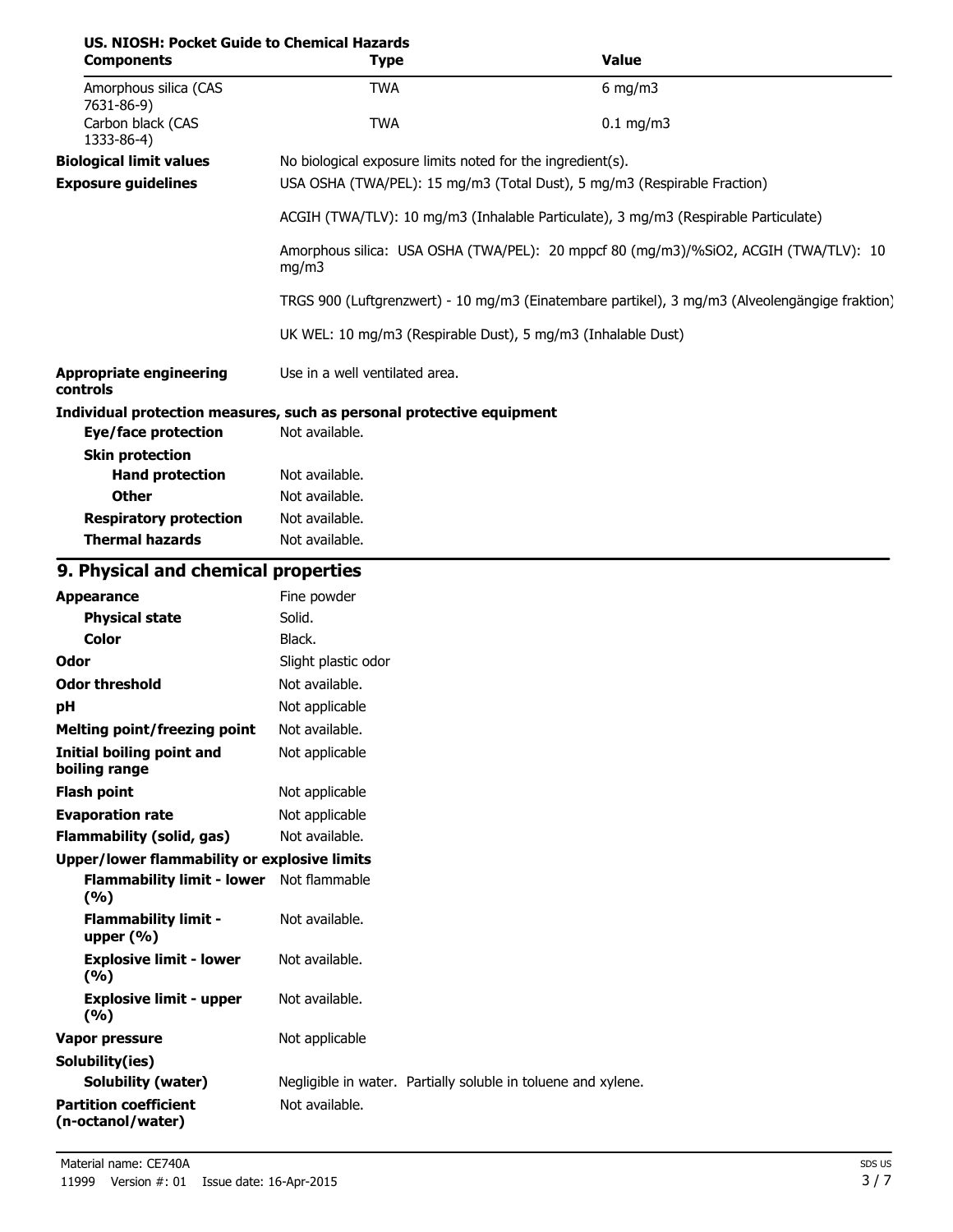**US. NIOSH: Pocket Guide to Chemical Hazards**

| Components | Type | Value |
|---|---|---|
| Amorphous silica (CAS 7631-86-9) | TWA | 6 mg/m3 |
| Carbon black (CAS 1333-86-4) | TWA | 0.1 mg/m3 |

**Biological limit values** No biological exposure limits noted for the ingredient(s).

**Exposure guidelines** USA OSHA (TWA/PEL): 15 mg/m3 (Total Dust), 5 mg/m3 (Respirable Fraction)

ACGIH (TWA/TLV): 10 mg/m3 (Inhalable Particulate), 3 mg/m3 (Respirable Particulate)

Amorphous silica: USA OSHA (TWA/PEL): 20 mppcf 80 (mg/m3)/%SiO2, ACGIH (TWA/TLV): 10 mg/m3

TRGS 900 (Luftgrenzwert) - 10 mg/m3 (Einatembare partikel), 3 mg/m3 (Alveolengängige fraktion)

UK WEL: 10 mg/m3 (Respirable Dust), 5 mg/m3 (Inhalable Dust)

**Appropriate engineering controls** Use in a well ventilated area.

**Individual protection measures, such as personal protective equipment**

**Eye/face protection** Not available.

**Skin protection**

**Hand protection** Not available.

**Other** Not available.

**Respiratory protection** Not available.

**Thermal hazards** Not available.

## 9. Physical and chemical properties

| Property | Value |
|---|---|
| **Appearance** | Fine powder |
| **Physical state** | Solid. |
| **Color** | Black. |
| **Odor** | Slight plastic odor |
| **Odor threshold** | Not available. |
| **pH** | Not applicable |
| **Melting point/freezing point** | Not available. |
| **Initial boiling point and boiling range** | Not applicable |
| **Flash point** | Not applicable |
| **Evaporation rate** | Not applicable |
| **Flammability (solid, gas)** | Not available. |
| **Upper/lower flammability or explosive limits** | |
| **Flammability limit - lower (%)** | Not flammable |
| **Flammability limit - upper (%)** | Not available. |
| **Explosive limit - lower (%)** | Not available. |
| **Explosive limit - upper (%)** | Not available. |
| **Vapor pressure** | Not applicable |
| **Solubility(ies)** | |
| **Solubility (water)** | Negligible in water. Partially soluble in toluene and xylene. |
| **Partition coefficient (n-octanol/water)** | Not available. |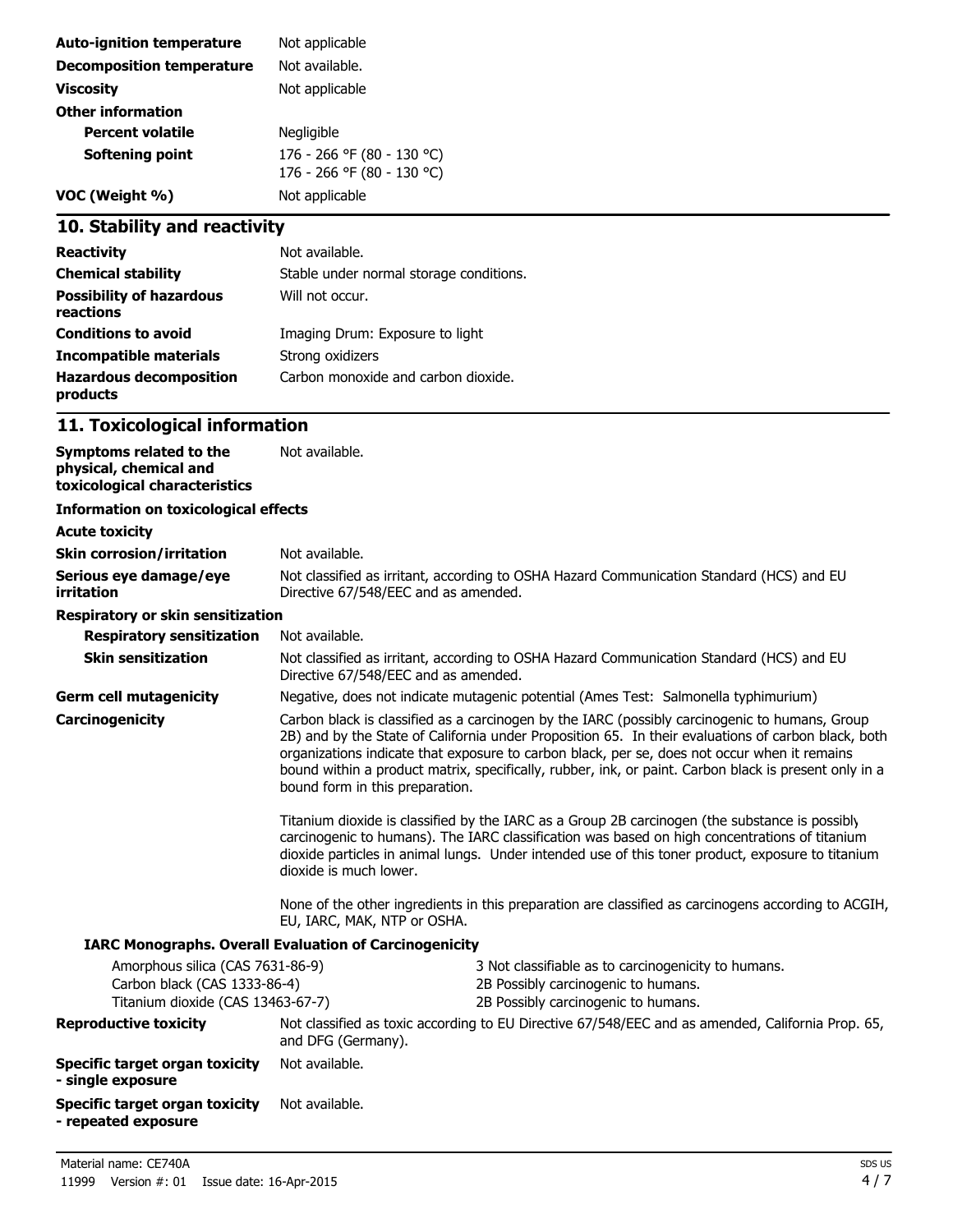| | |
|---|---|
| **Auto-ignition temperature** | Not applicable |
| **Decomposition temperature** | Not available. |
| **Viscosity** | Not applicable |
| **Other information** | |
| **Percent volatile** | Negligible |
| **Softening point** | 176 - 266 °F (80 - 130 °C)<br>176 - 266 °F (80 - 130 °C) |
| **VOC (Weight %)** | Not applicable |

## 10. Stability and reactivity

| | |
|---|---|
| **Reactivity** | Not available. |
| **Chemical stability** | Stable under normal storage conditions. |
| **Possibility of hazardous reactions** | Will not occur. |
| **Conditions to avoid** | Imaging Drum: Exposure to light |
| **Incompatible materials** | Strong oxidizers |
| **Hazardous decomposition products** | Carbon monoxide and carbon dioxide. |

## 11. Toxicological information

**Symptoms related to the physical, chemical and toxicological characteristics**: Not available.

**Information on toxicological effects**

**Acute toxicity**

**Skin corrosion/irritation**: Not available.

**Serious eye damage/eye irritation**: Not classified as irritant, according to OSHA Hazard Communication Standard (HCS) and EU Directive 67/548/EEC and as amended.

**Respiratory or skin sensitization**

**Respiratory sensitization**: Not available.

**Skin sensitization**: Not classified as irritant, according to OSHA Hazard Communication Standard (HCS) and EU Directive 67/548/EEC and as amended.

**Germ cell mutagenicity**: Negative, does not indicate mutagenic potential (Ames Test: Salmonella typhimurium)

**Carcinogenicity**: Carbon black is classified as a carcinogen by the IARC (possibly carcinogenic to humans, Group 2B) and by the State of California under Proposition 65. In their evaluations of carbon black, both organizations indicate that exposure to carbon black, per se, does not occur when it remains bound within a product matrix, specifically, rubber, ink, or paint. Carbon black is present only in a bound form in this preparation.

Titanium dioxide is classified by the IARC as a Group 2B carcinogen (the substance is possibly carcinogenic to humans). The IARC classification was based on high concentrations of titanium dioxide particles in animal lungs. Under intended use of this toner product, exposure to titanium dioxide is much lower.

None of the other ingredients in this preparation are classified as carcinogens according to ACGIH, EU, IARC, MAK, NTP or OSHA.

**IARC Monographs. Overall Evaluation of Carcinogenicity**

| | |
|---|---|
| Amorphous silica (CAS 7631-86-9) | 3 Not classifiable as to carcinogenicity to humans. |
| Carbon black (CAS 1333-86-4) | 2B Possibly carcinogenic to humans. |
| Titanium dioxide (CAS 13463-67-7) | 2B Possibly carcinogenic to humans. |

**Reproductive toxicity**: Not classified as toxic according to EU Directive 67/548/EEC and as amended, California Prop. 65, and DFG (Germany).

**Specific target organ toxicity - single exposure**: Not available.

**Specific target organ toxicity - repeated exposure**: Not available.

Material name: CE740A

11999 Version #: 01 Issue date: 16-Apr-2015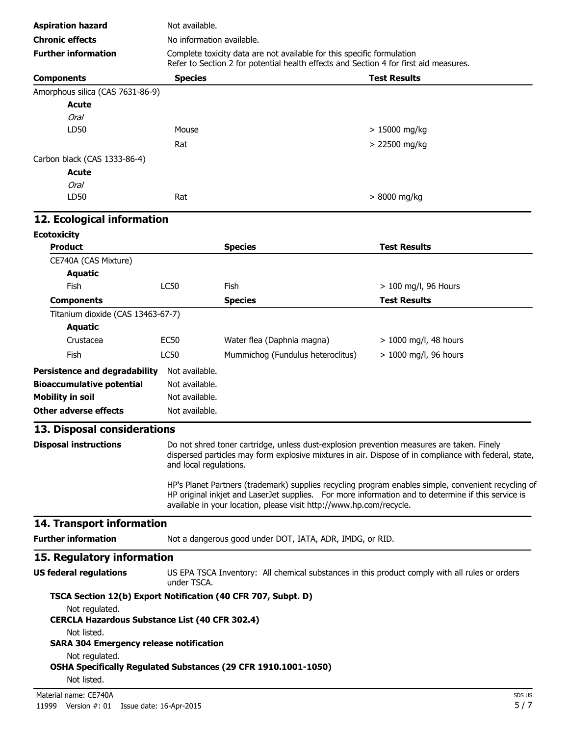| | |
|---|---|
| **Aspiration hazard** | Not available. |
| **Chronic effects** | No information available. |
| **Further information** | Complete toxicity data are not available for this specific formulation<br>Refer to Section 2 for potential health effects and Section 4 for first aid measures. |

| Components | Species | Test Results |
|---|---|---|
| Amorphous silica (CAS 7631-86-9) | | |
| **Acute** | | |
| *Oral* | | |
| LD50 | Mouse | > 15000 mg/kg |
| | Rat | > 22500 mg/kg |
| Carbon black (CAS 1333-86-4) | | |
| **Acute** | | |
| *Oral* | | |
| LD50 | Rat | > 8000 mg/kg |

## 12. Ecological information

**Ecotoxicity**

| Product | | Species | Test Results |
|---|---|---|---|
| CE740A (CAS Mixture) | | | |
| **Aquatic** | | | |
| Fish | LC50 | Fish | > 100 mg/l, 96 Hours |
| **Components** | | **Species** | **Test Results** |
| Titanium dioxide (CAS 13463-67-7) | | | |
| **Aquatic** | | | |
| Crustacea | EC50 | Water flea (Daphnia magna) | > 1000 mg/l, 48 hours |
| Fish | LC50 | Mummichog (Fundulus heteroclitus) | > 1000 mg/l, 96 hours |

| | |
|---|---|
| **Persistence and degradability** | Not available. |
| **Bioaccumulative potential** | Not available. |
| **Mobility in soil** | Not available. |
| **Other adverse effects** | Not available. |

## 13. Disposal considerations

**Disposal instructions**

Do not shred toner cartridge, unless dust-explosion prevention measures are taken. Finely dispersed particles may form explosive mixtures in air. Dispose of in compliance with federal, state, and local regulations.

HP's Planet Partners (trademark) supplies recycling program enables simple, convenient recycling of HP original inkjet and LaserJet supplies. For more information and to determine if this service is available in your location, please visit http://www.hp.com/recycle.

## 14. Transport information

**Further information** Not a dangerous good under DOT, IATA, ADR, IMDG, or RID.

## 15. Regulatory information

**US federal regulations** US EPA TSCA Inventory: All chemical substances in this product comply with all rules or orders under TSCA.

**TSCA Section 12(b) Export Notification (40 CFR 707, Subpt. D)**

Not regulated.

**CERCLA Hazardous Substance List (40 CFR 302.4)**

Not listed.

**SARA 304 Emergency release notification**

Not regulated.

**OSHA Specifically Regulated Substances (29 CFR 1910.1001-1050)**

Not listed.

Material name: CE740A
11999 Version #: 01 Issue date: 16-Apr-2015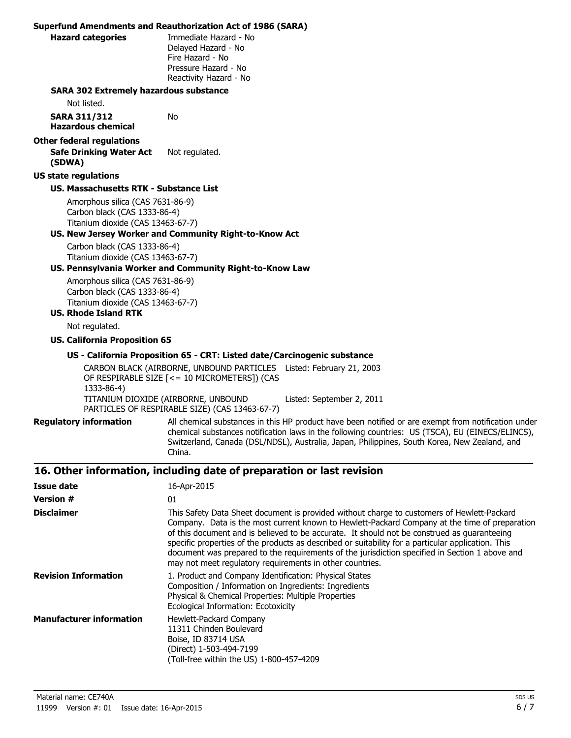**Superfund Amendments and Reauthorization Act of 1986 (SARA)**

**Hazard categories**
Immediate Hazard - No
Delayed Hazard - No
Fire Hazard - No
Pressure Hazard - No
Reactivity Hazard - No

**SARA 302 Extremely hazardous substance**

Not listed.

**SARA 311/312 Hazardous chemical** No

**Other federal regulations**

**Safe Drinking Water Act (SDWA)** Not regulated.

**US state regulations**

**US. Massachusetts RTK - Substance List**

Amorphous silica (CAS 7631-86-9)
Carbon black (CAS 1333-86-4)
Titanium dioxide (CAS 13463-67-7)

**US. New Jersey Worker and Community Right-to-Know Act**

Carbon black (CAS 1333-86-4)
Titanium dioxide (CAS 13463-67-7)

**US. Pennsylvania Worker and Community Right-to-Know Law**

Amorphous silica (CAS 7631-86-9)
Carbon black (CAS 1333-86-4)
Titanium dioxide (CAS 13463-67-7)

**US. Rhode Island RTK**

Not regulated.

**US. California Proposition 65**

**US - California Proposition 65 - CRT: Listed date/Carcinogenic substance**

| Substance | Listed date |
|---|---|
| CARBON BLACK (AIRBORNE, UNBOUND PARTICLES OF RESPIRABLE SIZE [<= 10 MICROMETERS]) (CAS 1333-86-4) | Listed: February 21, 2003 |
| TITANIUM DIOXIDE (AIRBORNE, UNBOUND PARTICLES OF RESPIRABLE SIZE) (CAS 13463-67-7) | Listed: September 2, 2011 |

**Regulatory information** All chemical substances in this HP product have been notified or are exempt from notification under chemical substances notification laws in the following countries: US (TSCA), EU (EINECS/ELINCS), Switzerland, Canada (DSL/NDSL), Australia, Japan, Philippines, South Korea, New Zealand, and China.

## 16. Other information, including date of preparation or last revision

**Issue date** 16-Apr-2015

**Version #** 01

**Disclaimer** This Safety Data Sheet document is provided without charge to customers of Hewlett-Packard Company. Data is the most current known to Hewlett-Packard Company at the time of preparation of this document and is believed to be accurate. It should not be construed as guaranteeing specific properties of the products as described or suitability for a particular application. This document was prepared to the requirements of the jurisdiction specified in Section 1 above and may not meet regulatory requirements in other countries.

**Revision Information**
1. Product and Company Identification: Physical States
Composition / Information on Ingredients: Ingredients
Physical & Chemical Properties: Multiple Properties
Ecological Information: Ecotoxicity

**Manufacturer information**
Hewlett-Packard Company
11311 Chinden Boulevard
Boise, ID 83714 USA
(Direct) 1-503-494-7199
(Toll-free within the US) 1-800-457-4209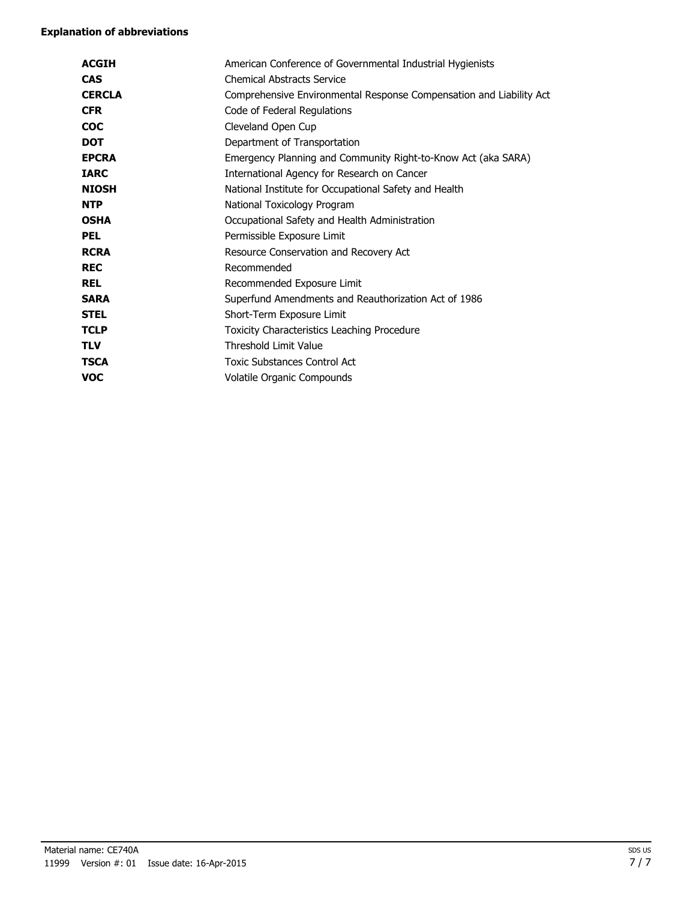**Explanation of abbreviations**

| | |
|---|---|
| **ACGIH** | American Conference of Governmental Industrial Hygienists |
| **CAS** | Chemical Abstracts Service |
| **CERCLA** | Comprehensive Environmental Response Compensation and Liability Act |
| **CFR** | Code of Federal Regulations |
| **COC** | Cleveland Open Cup |
| **DOT** | Department of Transportation |
| **EPCRA** | Emergency Planning and Community Right-to-Know Act (aka SARA) |
| **IARC** | International Agency for Research on Cancer |
| **NIOSH** | National Institute for Occupational Safety and Health |
| **NTP** | National Toxicology Program |
| **OSHA** | Occupational Safety and Health Administration |
| **PEL** | Permissible Exposure Limit |
| **RCRA** | Resource Conservation and Recovery Act |
| **REC** | Recommended |
| **REL** | Recommended Exposure Limit |
| **SARA** | Superfund Amendments and Reauthorization Act of 1986 |
| **STEL** | Short-Term Exposure Limit |
| **TCLP** | Toxicity Characteristics Leaching Procedure |
| **TLV** | Threshold Limit Value |
| **TSCA** | Toxic Substances Control Act |
| **VOC** | Volatile Organic Compounds |